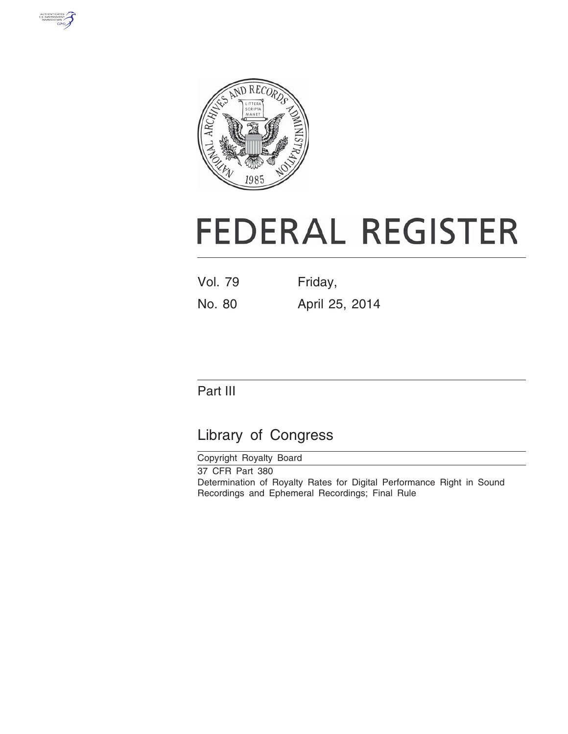# FEDERAL REGISTER

Vol. 79 Friday,

No. 80 April 25, 2014

## Part III

## Library of Congress

Copyright Royalty Board

37 CFR Part 380

Determination of Royalty Rates for Digital Performance Right in Sound Recordings and Ephemeral Recordings; Final Rule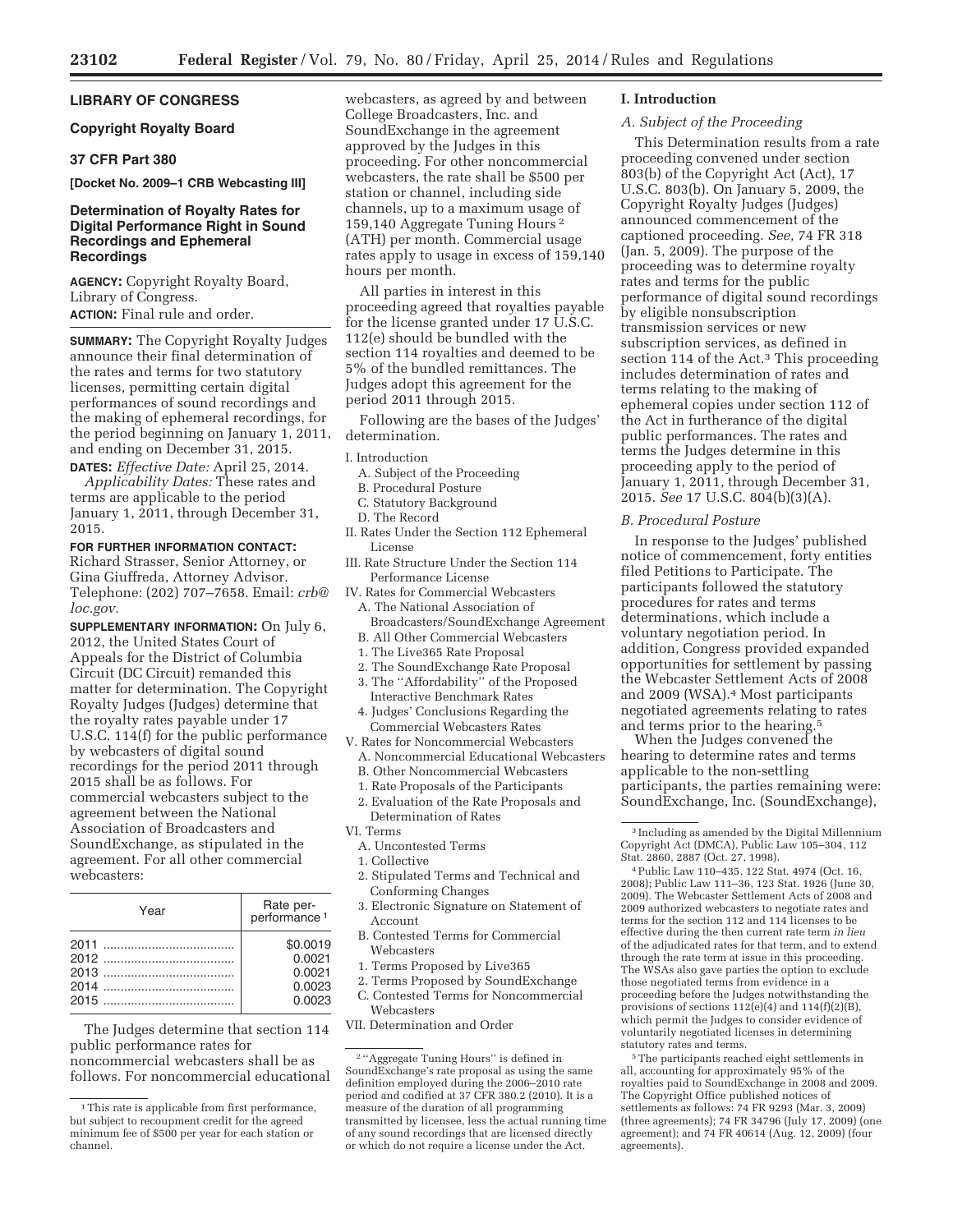# LIBRARY OF CONGRESS

## Copyright Royalty Board

## 37 CFR Part 380

**[Docket No. 2009–1 CRB Webcasting III]**

## Determination of Royalty Rates for Digital Performance Right in Sound Recordings and Ephemeral Recordings

**AGENCY:** Copyright Royalty Board, Library of Congress.

**ACTION:** Final rule and order.

**SUMMARY:** The Copyright Royalty Judges announce their final determination of the rates and terms for two statutory licenses, permitting certain digital performances of sound recordings and the making of ephemeral recordings, for the period beginning on January 1, 2011, and ending on December 31, 2015.

**DATES:** *Effective Date:* April 25, 2014.

*Applicability Dates:* These rates and terms are applicable to the period January 1, 2011, through December 31, 2015.

**FOR FURTHER INFORMATION CONTACT:** Richard Strasser, Senior Attorney, or Gina Giuffreda, Attorney Advisor. Telephone: (202) 707–7658. Email: *crb@loc.gov.*

**SUPPLEMENTARY INFORMATION:** On July 6, 2012, the United States Court of Appeals for the District of Columbia Circuit (DC Circuit) remanded this matter for determination. The Copyright Royalty Judges (Judges) determine that the royalty rates payable under 17 U.S.C. 114(f) for the public performance by webcasters of digital sound recordings for the period 2011 through 2015 shall be as follows. For commercial webcasters subject to the agreement between the National Association of Broadcasters and SoundExchange, as stipulated in the agreement. For all other commercial webcasters:

| Year | Rate per-performance [1] |
|---|---|
| 2011 | $0.0019 |
| 2012 | 0.0021 |
| 2013 | 0.0021 |
| 2014 | 0.0023 |
| 2015 | 0.0023 |

The Judges determine that section 114 public performance rates for noncommercial webcasters shall be as follows. For noncommercial educational webcasters, as agreed by and between College Broadcasters, Inc. and SoundExchange in the agreement approved by the Judges in this proceeding. For other noncommercial webcasters, the rate shall be $500 per station or channel, including side channels, up to a maximum usage of 159,140 Aggregate Tuning Hours [2] (ATH) per month. Commercial usage rates apply to usage in excess of 159,140 hours per month.

All parties in interest in this proceeding agreed that royalties payable for the license granted under 17 U.S.C. 112(e) should be bundled with the section 114 royalties and deemed to be 5% of the bundled remittances. The Judges adopt this agreement for the period 2011 through 2015.

Following are the bases of the Judges' determination.

- I. Introduction
  - A. Subject of the Proceeding
  - B. Procedural Posture
  - C. Statutory Background
  - D. The Record
- II. Rates Under the Section 112 Ephemeral License
- III. Rate Structure Under the Section 114 Performance License
- IV. Rates for Commercial Webcasters
  - A. The National Association of Broadcasters/SoundExchange Agreement
  - B. All Other Commercial Webcasters
    - 1. The Live365 Rate Proposal
    - 2. The SoundExchange Rate Proposal
    - 3. The "Affordability" of the Proposed Interactive Benchmark Rates
    - 4. Judges' Conclusions Regarding the Commercial Webcasters Rates
- V. Rates for Noncommercial Webcasters
  - A. Noncommercial Educational Webcasters
  - B. Other Noncommercial Webcasters
    - 1. Rate Proposals of the Participants
    - 2. Evaluation of the Rate Proposals and Determination of Rates
- VI. Terms
  - A. Uncontested Terms
    - 1. Collective
    - 2. Stipulated Terms and Technical and Conforming Changes
    - 3. Electronic Signature on Statement of Account
  - B. Contested Terms for Commercial Webcasters
    - 1. Terms Proposed by Live365
    - 2. Terms Proposed by SoundExchange
  - C. Contested Terms for Noncommercial Webcasters
- VII. Determination and Order

## I. Introduction

### A. Subject of the Proceeding

This Determination results from a rate proceeding convened under section 803(b) of the Copyright Act (Act), 17 U.S.C. 803(b). On January 5, 2009, the Copyright Royalty Judges (Judges) announced commencement of the captioned proceeding. *See,* 74 FR 318 (Jan. 5, 2009). The purpose of the proceeding was to determine royalty rates and terms for the public performance of digital sound recordings by eligible nonsubscription transmission services or new subscription services, as defined in section 114 of the Act.[3] This proceeding includes determination of rates and terms relating to the making of ephemeral copies under section 112 of the Act in furtherance of the digital public performances. The rates and terms the Judges determine in this proceeding apply to the period of January 1, 2011, through December 31, 2015. *See* 17 U.S.C. 804(b)(3)(A).

### B. Procedural Posture

In response to the Judges' published notice of commencement, forty entities filed Petitions to Participate. The participants followed the statutory procedures for rates and terms determinations, which include a voluntary negotiation period. In addition, Congress provided expanded opportunities for settlement by passing the Webcaster Settlement Acts of 2008 and 2009 (WSA).[4] Most participants negotiated agreements relating to rates and terms prior to the hearing.[5]

When the Judges convened the hearing to determine rates and terms applicable to the non-settling participants, the parties remaining were: SoundExchange, Inc. (SoundExchange),

---

[1] This rate is applicable from first performance, but subject to recoupment credit for the agreed minimum fee of $500 per year for each station or channel.

[2] "Aggregate Tuning Hours" is defined in SoundExchange's rate proposal as using the same definition employed during the 2006–2010 rate period and codified at 37 CFR 380.2 (2010). It is a measure of the duration of all programming transmitted by licensee, less the actual running time of any sound recordings that are licensed directly or which do not require a license under the Act.

[3] Including as amended by the Digital Millennium Copyright Act (DMCA), Public Law 105–304, 112 Stat. 2860, 2887 (Oct. 27, 1998).

[4] Public Law 110–435, 122 Stat. 4974 (Oct. 16, 2008); Public Law 111–36, 123 Stat. 1926 (June 30, 2009). The Webcaster Settlement Acts of 2008 and 2009 authorized webcasters to negotiate rates and terms for the section 112 and 114 licenses to be effective during the then current rate term *in lieu* of the adjudicated rates for that term, and to extend through the rate term at issue in this proceeding. The WSAs also gave parties the option to exclude those negotiated terms from evidence in a proceeding before the Judges notwithstanding the provisions of sections 112(e)(4) and 114(f)(2)(B), which permit the Judges to consider evidence of voluntarily negotiated licenses in determining statutory rates and terms.

[5] The participants reached eight settlements in all, accounting for approximately 95% of the royalties paid to SoundExchange in 2008 and 2009. The Copyright Office published notices of settlements as follows: 74 FR 9293 (Mar. 3, 2009) (three agreements); 74 FR 34796 (July 17, 2009) (one agreement); and 74 FR 40614 (Aug. 12, 2009) (four agreements).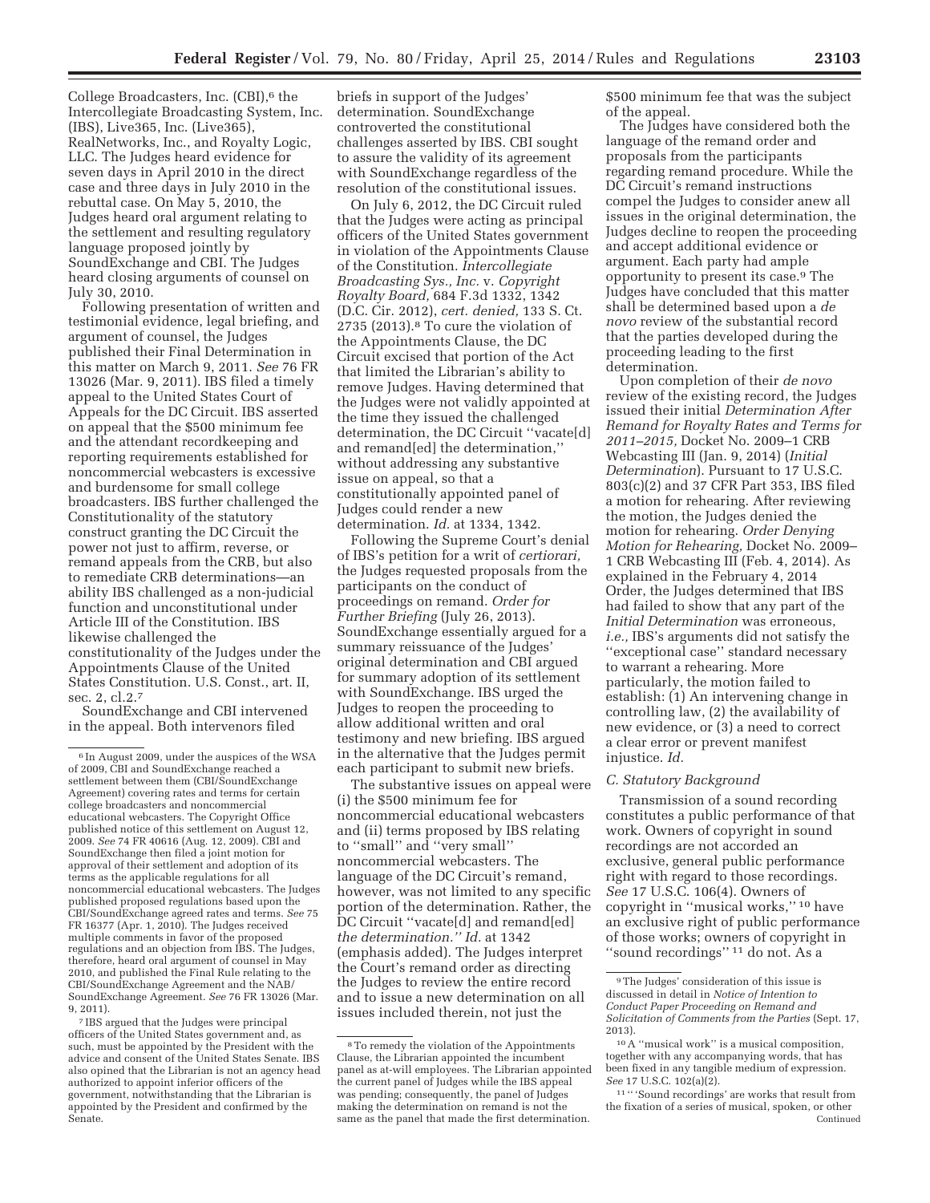College Broadcasters, Inc. (CBI),[6] the Intercollegiate Broadcasting System, Inc. (IBS), Live365, Inc. (Live365), RealNetworks, Inc., and Royalty Logic, LLC. The Judges heard evidence for seven days in April 2010 in the direct case and three days in July 2010 in the rebuttal case. On May 5, 2010, the Judges heard oral argument relating to the settlement and resulting regulatory language proposed jointly by SoundExchange and CBI. The Judges heard closing arguments of counsel on July 30, 2010.

Following presentation of written and testimonial evidence, legal briefing, and argument of counsel, the Judges published their Final Determination in this matter on March 9, 2011. *See* 76 FR 13026 (Mar. 9, 2011). IBS filed a timely appeal to the United States Court of Appeals for the DC Circuit. IBS asserted on appeal that the $500 minimum fee and the attendant recordkeeping and reporting requirements established for noncommercial webcasters is excessive and burdensome for small college broadcasters. IBS further challenged the Constitutionality of the statutory construct granting the DC Circuit the power not just to affirm, reverse, or remand appeals from the CRB, but also to remediate CRB determinations—an ability IBS challenged as a non-judicial function and unconstitutional under Article III of the Constitution. IBS likewise challenged the constitutionality of the Judges under the Appointments Clause of the United States Constitution. U.S. Const., art. II, sec. 2, cl.2.[7]

SoundExchange and CBI intervened in the appeal. Both intervenors filed briefs in support of the Judges' determination. SoundExchange controverted the constitutional challenges asserted by IBS. CBI sought to assure the validity of its agreement with SoundExchange regardless of the resolution of the constitutional issues.

On July 6, 2012, the DC Circuit ruled that the Judges were acting as principal officers of the United States government in violation of the Appointments Clause of the Constitution. *Intercollegiate Broadcasting Sys., Inc.* v. *Copyright Royalty Board,* 684 F.3d 1332, 1342 (D.C. Cir. 2012), *cert. denied,* 133 S. Ct. 2735 (2013).[8] To cure the violation of the Appointments Clause, the DC Circuit excised that portion of the Act that limited the Librarian's ability to remove Judges. Having determined that the Judges were not validly appointed at the time they issued the challenged determination, the DC Circuit ''vacate[d] and remand[ed] the determination,'' without addressing any substantive issue on appeal, so that a constitutionally appointed panel of Judges could render a new determination. *Id.* at 1334, 1342.

Following the Supreme Court's denial of IBS's petition for a writ of *certiorari,* the Judges requested proposals from the participants on the conduct of proceedings on remand. *Order for Further Briefing* (July 26, 2013). SoundExchange essentially argued for a summary reissuance of the Judges' original determination and CBI argued for summary adoption of its settlement with SoundExchange. IBS urged the Judges to reopen the proceeding to allow additional written and oral testimony and new briefing. IBS argued in the alternative that the Judges permit each participant to submit new briefs.

The substantive issues on appeal were (i) the $500 minimum fee for noncommercial educational webcasters and (ii) terms proposed by IBS relating to ''small'' and ''very small'' noncommercial webcasters. The language of the DC Circuit's remand, however, was not limited to any specific portion of the determination. Rather, the DC Circuit ''vacate[d] and remand[ed] *the determination.'' Id.* at 1342 (emphasis added). The Judges interpret the Court's remand order as directing the Judges to review the entire record and to issue a new determination on all issues included therein, not just the $500 minimum fee that was the subject of the appeal.

The Judges have considered both the language of the remand order and proposals from the participants regarding remand procedure. While the DC Circuit's remand instructions compel the Judges to consider anew all issues in the original determination, the Judges decline to reopen the proceeding and accept additional evidence or argument. Each party had ample opportunity to present its case.[9] The Judges have concluded that this matter shall be determined based upon a *de novo* review of the substantial record that the parties developed during the proceeding leading to the first determination.

Upon completion of their *de novo* review of the existing record, the Judges issued their initial *Determination After Remand for Royalty Rates and Terms for 2011–2015,* Docket No. 2009–1 CRB Webcasting III (Jan. 9, 2014) (*Initial Determination*). Pursuant to 17 U.S.C. 803(c)(2) and 37 CFR Part 353, IBS filed a motion for rehearing. After reviewing the motion, the Judges denied the motion for rehearing. *Order Denying Motion for Rehearing,* Docket No. 2009–1 CRB Webcasting III (Feb. 4, 2014). As explained in the February 4, 2014 Order, the Judges determined that IBS had failed to show that any part of the *Initial Determination* was erroneous, *i.e.,* IBS's arguments did not satisfy the ''exceptional case'' standard necessary to warrant a rehearing. More particularly, the motion failed to establish: (1) An intervening change in controlling law, (2) the availability of new evidence, or (3) a need to correct a clear error or prevent manifest injustice. *Id.*

### *C. Statutory Background*

Transmission of a sound recording constitutes a public performance of that work. Owners of copyright in sound recordings are not accorded an exclusive, general public performance right with regard to those recordings. *See* 17 U.S.C. 106(4). Owners of copyright in ''musical works,'' [10] have an exclusive right of public performance of those works; owners of copyright in ''sound recordings'' [11] do not. As a

---

[6] In August 2009, under the auspices of the WSA of 2009, CBI and SoundExchange reached a settlement between them (CBI/SoundExchange Agreement) covering rates and terms for certain college broadcasters and noncommercial educational webcasters. The Copyright Office published notice of this settlement on August 12, 2009. *See* 74 FR 40616 (Aug. 12, 2009). CBI and SoundExchange then filed a joint motion for approval of their settlement and adoption of its terms as the applicable regulations for all noncommercial educational webcasters. The Judges published proposed regulations based upon the CBI/SoundExchange agreed rates and terms. *See* 75 FR 16377 (Apr. 1, 2010). The Judges received multiple comments in favor of the proposed regulations and an objection from IBS. The Judges, therefore, heard oral argument of counsel in May 2010, and published the Final Rule relating to the CBI/SoundExchange Agreement and the NAB/SoundExchange Agreement. *See* 76 FR 13026 (Mar. 9, 2011).

[7] IBS argued that the Judges were principal officers of the United States government and, as such, must be appointed by the President with the advice and consent of the United States Senate. IBS also opined that the Librarian is not an agency head authorized to appoint inferior officers of the government, notwithstanding that the Librarian is appointed by the President and confirmed by the Senate.

[8] To remedy the violation of the Appointments Clause, the Librarian appointed the incumbent panel as at-will employees. The Librarian appointed the current panel of Judges while the IBS appeal was pending; consequently, the panel of Judges making the determination on remand is not the same as the panel that made the first determination.

[9] The Judges' consideration of this issue is discussed in detail in *Notice of Intention to Conduct Paper Proceeding on Remand and Solicitation of Comments from the Parties* (Sept. 17, 2013).

[10] A ''musical work'' is a musical composition, together with any accompanying words, that has been fixed in any tangible medium of expression. *See* 17 U.S.C. 102(a)(2).

[11] '' 'Sound recordings' are works that result from the fixation of a series of musical, spoken, or other

Continued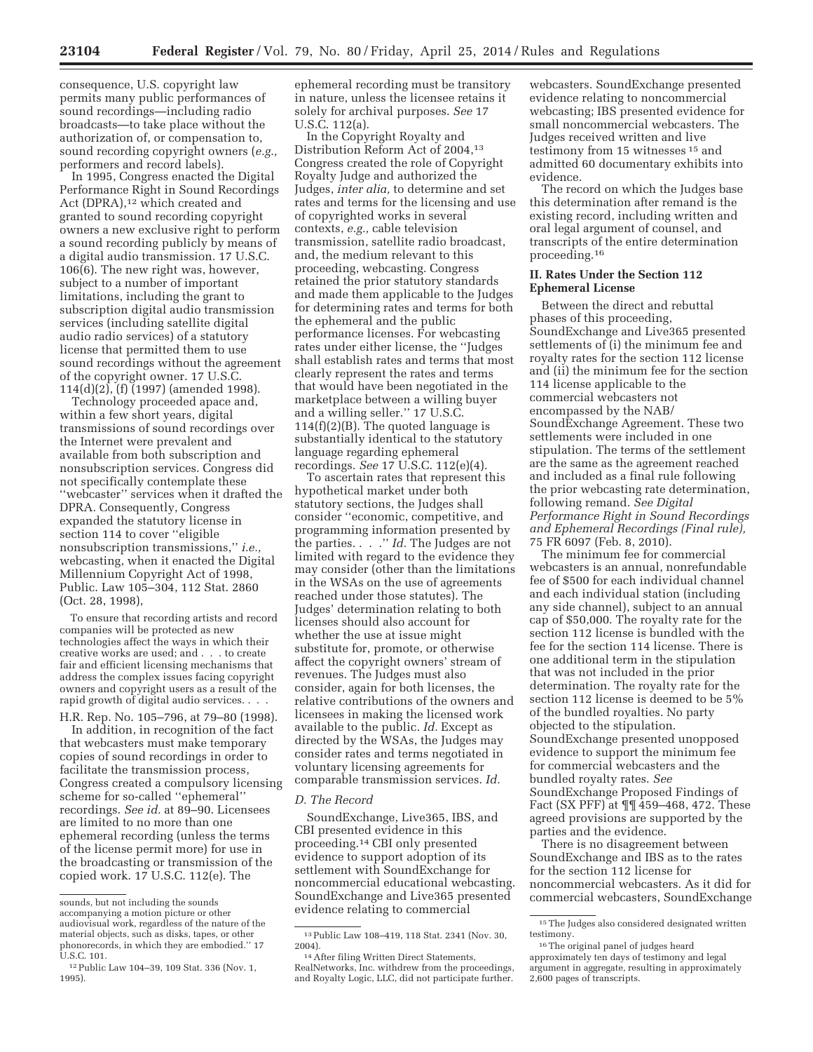consequence, U.S. copyright law permits many public performances of sound recordings—including radio broadcasts—to take place without the authorization of, or compensation to, sound recording copyright owners (*e.g.,* performers and record labels).

In 1995, Congress enacted the Digital Performance Right in Sound Recordings Act (DPRA),[12] which created and granted to sound recording copyright owners a new exclusive right to perform a sound recording publicly by means of a digital audio transmission. 17 U.S.C. 106(6). The new right was, however, subject to a number of important limitations, including the grant to subscription digital audio transmission services (including satellite digital audio radio services) of a statutory license that permitted them to use sound recordings without the agreement of the copyright owner. 17 U.S.C. 114(d)(2), (f) (1997) (amended 1998).

Technology proceeded apace and, within a few short years, digital transmissions of sound recordings over the Internet were prevalent and available from both subscription and nonsubscription services. Congress did not specifically contemplate these ''webcaster'' services when it drafted the DPRA. Consequently, Congress expanded the statutory license in section 114 to cover ''eligible nonsubscription transmissions,'' *i.e.,* webcasting, when it enacted the Digital Millennium Copyright Act of 1998, Public. Law 105–304, 112 Stat. 2860 (Oct. 28, 1998),

> To ensure that recording artists and record companies will be protected as new technologies affect the ways in which their creative works are used; and . . . to create fair and efficient licensing mechanisms that address the complex issues facing copyright owners and copyright users as a result of the rapid growth of digital audio services. . . .

H.R. Rep. No. 105–796, at 79–80 (1998).

In addition, in recognition of the fact that webcasters must make temporary copies of sound recordings in order to facilitate the transmission process, Congress created a compulsory licensing scheme for so-called ''ephemeral'' recordings. *See id.* at 89–90. Licensees are limited to no more than one ephemeral recording (unless the terms of the license permit more) for use in the broadcasting or transmission of the copied work. 17 U.S.C. 112(e). The ephemeral recording must be transitory in nature, unless the licensee retains it solely for archival purposes. *See* 17 U.S.C. 112(a).

In the Copyright Royalty and Distribution Reform Act of 2004,[13] Congress created the role of Copyright Royalty Judge and authorized the Judges, *inter alia,* to determine and set rates and terms for the licensing and use of copyrighted works in several contexts, *e.g.,* cable television transmission, satellite radio broadcast, and, the medium relevant to this proceeding, webcasting. Congress retained the prior statutory standards and made them applicable to the Judges for determining rates and terms for both the ephemeral and the public performance licenses. For webcasting rates under either license, the ''Judges shall establish rates and terms that most clearly represent the rates and terms that would have been negotiated in the marketplace between a willing buyer and a willing seller.'' 17 U.S.C. 114(f)(2)(B). The quoted language is substantially identical to the statutory language regarding ephemeral recordings. *See* 17 U.S.C. 112(e)(4).

To ascertain rates that represent this hypothetical market under both statutory sections, the Judges shall consider ''economic, competitive, and programming information presented by the parties. . . .'' *Id.* The Judges are not limited with regard to the evidence they may consider (other than the limitations in the WSAs on the use of agreements reached under those statutes). The Judges' determination relating to both licenses should also account for whether the use at issue might substitute for, promote, or otherwise affect the copyright owners' stream of revenues. The Judges must also consider, again for both licenses, the relative contributions of the owners and licensees in making the licensed work available to the public. *Id.* Except as directed by the WSAs, the Judges may consider rates and terms negotiated in voluntary licensing agreements for comparable transmission services. *Id.*

### *D. The Record*

SoundExchange, Live365, IBS, and CBI presented evidence in this proceeding.[14] CBI only presented evidence to support adoption of its settlement with SoundExchange for noncommercial educational webcasting. SoundExchange and Live365 presented evidence relating to commercial webcasters. SoundExchange presented evidence relating to noncommercial webcasting; IBS presented evidence for small noncommercial webcasters. The Judges received written and live testimony from 15 witnesses [15] and admitted 60 documentary exhibits into evidence.

The record on which the Judges base this determination after remand is the existing record, including written and oral legal argument of counsel, and transcripts of the entire determination proceeding.[16]

## II. Rates Under the Section 112 Ephemeral License

Between the direct and rebuttal phases of this proceeding, SoundExchange and Live365 presented settlements of (i) the minimum fee and royalty rates for the section 112 license and (ii) the minimum fee for the section 114 license applicable to the commercial webcasters not encompassed by the NAB/ SoundExchange Agreement. These two settlements were included in one stipulation. The terms of the settlement are the same as the agreement reached and included as a final rule following the prior webcasting rate determination, following remand. *See Digital Performance Right in Sound Recordings and Ephemeral Recordings (Final rule),* 75 FR 6097 (Feb. 8, 2010).

The minimum fee for commercial webcasters is an annual, nonrefundable fee of $500 for each individual channel and each individual station (including any side channel), subject to an annual cap of $50,000. The royalty rate for the section 112 license is bundled with the fee for the section 114 license. There is one additional term in the stipulation that was not included in the prior determination. The royalty rate for the section 112 license is deemed to be 5% of the bundled royalties. No party objected to the stipulation. SoundExchange presented unopposed evidence to support the minimum fee for commercial webcasters and the bundled royalty rates. *See* SoundExchange Proposed Findings of Fact (SX PFF) at ¶¶ 459–468, 472. These agreed provisions are supported by the parties and the evidence.

There is no disagreement between SoundExchange and IBS as to the rates for the section 112 license for noncommercial webcasters. As it did for commercial webcasters, SoundExchange

---

sounds, but not including the sounds accompanying a motion picture or other audiovisual work, regardless of the nature of the material objects, such as disks, tapes, or other phonorecords, in which they are embodied.'' 17 U.S.C. 101.

[12] Public Law 104–39, 109 Stat. 336 (Nov. 1, 1995).

[13] Public Law 108–419, 118 Stat. 2341 (Nov. 30, 2004).

[14] After filing Written Direct Statements, RealNetworks, Inc. withdrew from the proceedings, and Royalty Logic, LLC, did not participate further.

[15] The Judges also considered designated written testimony.

[16] The original panel of judges heard approximately ten days of testimony and legal argument in aggregate, resulting in approximately 2,600 pages of transcripts.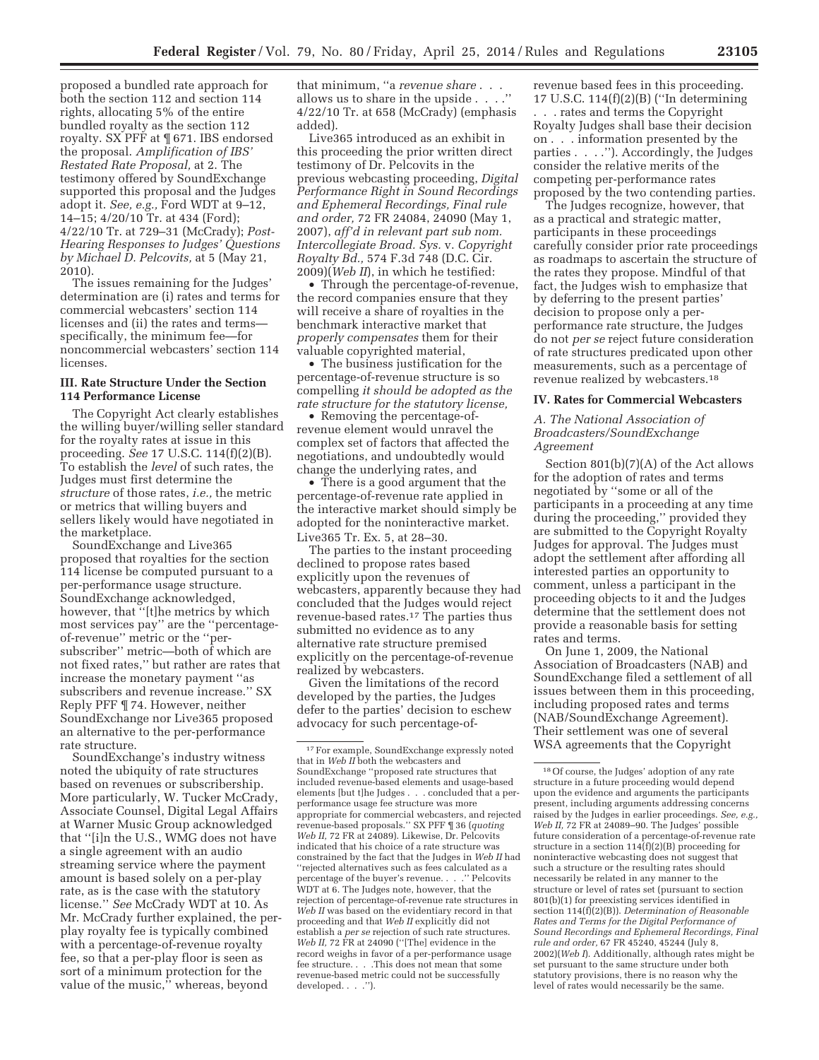proposed a bundled rate approach for both the section 112 and section 114 rights, allocating 5% of the entire bundled royalty as the section 112 royalty. SX PFF at ¶ 671. IBS endorsed the proposal. *Amplification of IBS' Restated Rate Proposal,* at 2. The testimony offered by SoundExchange supported this proposal and the Judges adopt it. *See, e.g.,* Ford WDT at 9–12, 14–15; 4/20/10 Tr. at 434 (Ford); 4/22/10 Tr. at 729–31 (McCrady); *Post-Hearing Responses to Judges' Questions by Michael D. Pelcovits,* at 5 (May 21, 2010).

The issues remaining for the Judges' determination are (i) rates and terms for commercial webcasters' section 114 licenses and (ii) the rates and terms—specifically, the minimum fee—for noncommercial webcasters' section 114 licenses.

## III. Rate Structure Under the Section 114 Performance License

The Copyright Act clearly establishes the willing buyer/willing seller standard for the royalty rates at issue in this proceeding. *See* 17 U.S.C. 114(f)(2)(B). To establish the *level* of such rates, the Judges must first determine the *structure* of those rates, *i.e.,* the metric or metrics that willing buyers and sellers likely would have negotiated in the marketplace.

SoundExchange and Live365 proposed that royalties for the section 114 license be computed pursuant to a per-performance usage structure. SoundExchange acknowledged, however, that ''[t]he metrics by which most services pay'' are the ''percentage-of-revenue'' metric or the ''per-subscriber'' metric—both of which are not fixed rates,'' but rather are rates that increase the monetary payment ''as subscribers and revenue increase.'' SX Reply PFF ¶ 74. However, neither SoundExchange nor Live365 proposed an alternative to the per-performance rate structure.

SoundExchange's industry witness noted the ubiquity of rate structures based on revenues or subscribership. More particularly, W. Tucker McCrady, Associate Counsel, Digital Legal Affairs at Warner Music Group acknowledged that ''[i]n the U.S., WMG does not have a single agreement with an audio streaming service where the payment amount is based solely on a per-play rate, as is the case with the statutory license.'' *See* McCrady WDT at 10. As Mr. McCrady further explained, the per-play royalty fee is typically combined with a percentage-of-revenue royalty fee, so that a per-play floor is seen as sort of a minimum protection for the value of the music,'' whereas, beyond that minimum, ''a *revenue share* . . . allows us to share in the upside . . . .'' 4/22/10 Tr. at 658 (McCrady) (emphasis added).

Live365 introduced as an exhibit in this proceeding the prior written direct testimony of Dr. Pelcovits in the previous webcasting proceeding, *Digital Performance Right in Sound Recordings and Ephemeral Recordings, Final rule and order,* 72 FR 24084, 24090 (May 1, 2007), *aff'd in relevant part sub nom. Intercollegiate Broad. Sys.* v. *Copyright Royalty Bd.,* 574 F.3d 748 (D.C. Cir. 2009)(*Web II*), in which he testified:

- Through the percentage-of-revenue, the record companies ensure that they will receive a share of royalties in the benchmark interactive market that *properly compensates* them for their valuable copyrighted material,
- The business justification for the percentage-of-revenue structure is so compelling *it should be adopted as the rate structure for the statutory license,*
- Removing the percentage-of-revenue element would unravel the complex set of factors that affected the negotiations, and undoubtedly would change the underlying rates, and
- There is a good argument that the percentage-of-revenue rate applied in the interactive market should simply be adopted for the noninteractive market.

Live365 Tr. Ex. 5, at 28–30.

The parties to the instant proceeding declined to propose rates based explicitly upon the revenues of webcasters, apparently because they had concluded that the Judges would reject revenue-based rates.[17] The parties thus submitted no evidence as to any alternative rate structure premised explicitly on the percentage-of-revenue realized by webcasters.

Given the limitations of the record developed by the parties, the Judges defer to the parties' decision to eschew advocacy for such percentage-of-revenue based fees in this proceeding. 17 U.S.C. 114(f)(2)(B) (''In determining . . . rates and terms the Copyright Royalty Judges shall base their decision on . . . information presented by the parties . . . .''). Accordingly, the Judges consider the relative merits of the competing per-performance rates proposed by the two contending parties.

The Judges recognize, however, that as a practical and strategic matter, participants in these proceedings carefully consider prior rate proceedings as roadmaps to ascertain the structure of the rates they propose. Mindful of that fact, the Judges wish to emphasize that by deferring to the present parties' decision to propose only a per-performance rate structure, the Judges do not *per se* reject future consideration of rate structures predicated upon other measurements, such as a percentage of revenue realized by webcasters.[18]

## IV. Rates for Commercial Webcasters

### A. The National Association of Broadcasters/SoundExchange Agreement

Section 801(b)(7)(A) of the Act allows for the adoption of rates and terms negotiated by ''some or all of the participants in a proceeding at any time during the proceeding,'' provided they are submitted to the Copyright Royalty Judges for approval. The Judges must adopt the settlement after affording all interested parties an opportunity to comment, unless a participant in the proceeding objects to it and the Judges determine that the settlement does not provide a reasonable basis for setting rates and terms.

On June 1, 2009, the National Association of Broadcasters (NAB) and SoundExchange filed a settlement of all issues between them in this proceeding, including proposed rates and terms (NAB/SoundExchange Agreement). Their settlement was one of several WSA agreements that the Copyright

---

[17] For example, SoundExchange expressly noted that in *Web II* both the webcasters and SoundExchange ''proposed rate structures that included revenue-based elements and usage-based elements [but t]he Judges . . . concluded that a per-performance usage fee structure was more appropriate for commercial webcasters, and rejected revenue-based proposals.'' SX PFF ¶ 36 (*quoting Web II,* 72 FR at 24089). Likewise, Dr. Pelcovits indicated that his choice of a rate structure was constrained by the fact that the Judges in *Web II* had ''rejected alternatives such as fees calculated as a percentage of the buyer's revenue. . . .'' Pelcovits WDT at 6. The Judges note, however, that the rejection of percentage-of-revenue rate structures in *Web II* was based on the evidentiary record in that proceeding and that *Web II* explicitly did not establish a *per se* rejection of such rate structures. *Web II,* 72 FR at 24090 (''[The] evidence in the record weighs in favor of a per-performance usage fee structure. . . .This does not mean that some revenue-based metric could not be successfully developed. . . .'').

[18] Of course, the Judges' adoption of any rate structure in a future proceeding would depend upon the evidence and arguments the participants present, including arguments addressing concerns raised by the Judges in earlier proceedings. *See, e.g., Web II,* 72 FR at 24089–90. The Judges' possible future consideration of a percentage-of-revenue rate structure in a section 114(f)(2)(B) proceeding for noninteractive webcasting does not suggest that such a structure or the resulting rates should necessarily be related in any manner to the structure or level of rates set (pursuant to section 801(b)(1) for preexisting services identified in section 114(f)(2)(B)). *Determination of Reasonable Rates and Terms for the Digital Performance of Sound Recordings and Ephemeral Recordings, Final rule and order,* 67 FR 45240, 45244 (July 8, 2002)(*Web I*). Additionally, although rates might be set pursuant to the same structure under both statutory provisions, there is no reason why the level of rates would necessarily be the same.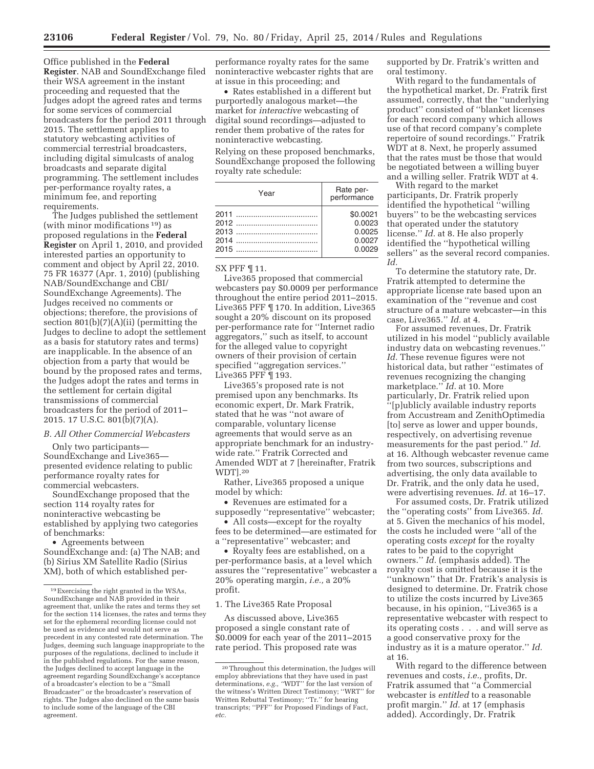Office published in the **Federal Register**. NAB and SoundExchange filed their WSA agreement in the instant proceeding and requested that the Judges adopt the agreed rates and terms for some services of commercial broadcasters for the period 2011 through 2015. The settlement applies to statutory webcasting activities of commercial terrestrial broadcasters, including digital simulcasts of analog broadcasts and separate digital programming. The settlement includes per-performance royalty rates, a minimum fee, and reporting requirements.

The Judges published the settlement (with minor modifications [19]) as proposed regulations in the **Federal Register** on April 1, 2010, and provided interested parties an opportunity to comment and object by April 22, 2010. 75 FR 16377 (Apr. 1, 2010) (publishing NAB/SoundExchange and CBI/SoundExchange Agreements). The Judges received no comments or objections; therefore, the provisions of section 801(b)(7)(A)(ii) (permitting the Judges to decline to adopt the settlement as a basis for statutory rates and terms) are inapplicable. In the absence of an objection from a party that would be bound by the proposed rates and terms, the Judges adopt the rates and terms in the settlement for certain digital transmissions of commercial broadcasters for the period of 2011–2015. 17 U.S.C. 801(b)(7)(A).

### B. All Other Commercial Webcasters

Only two participants—SoundExchange and Live365—presented evidence relating to public performance royalty rates for commercial webcasters.

SoundExchange proposed that the section 114 royalty rates for noninteractive webcasting be established by applying two categories of benchmarks:

- Agreements between SoundExchange and: (a) The NAB; and (b) Sirius XM Satellite Radio (Sirius XM), both of which established per-performance royalty rates for the same noninteractive webcaster rights that are at issue in this proceeding; and
- Rates established in a different but purportedly analogous market—the market for *interactive* webcasting of digital sound recordings—adjusted to render them probative of the rates for noninteractive webcasting.

Relying on these proposed benchmarks, SoundExchange proposed the following royalty rate schedule:

| Year | Rate per-performance |
|---|---|
| 2011 | $0.0021 |
| 2012 | 0.0023 |
| 2013 | 0.0025 |
| 2014 | 0.0027 |
| 2015 | 0.0029 |

SX PFF ¶ 11.

Live365 proposed that commercial webcasters pay $0.0009 per performance throughout the entire period 2011–2015. Live365 PFF ¶ 170. In addition, Live365 sought a 20% discount on its proposed per-performance rate for ''Internet radio aggregators,'' such as itself, to account for the alleged value to copyright owners of their provision of certain specified ''aggregation services.'' Live365 PFF ¶ 193.

Live365's proposed rate is not premised upon any benchmarks. Its economic expert, Dr. Mark Fratrik, stated that he was ''not aware of comparable, voluntary license agreements that would serve as an appropriate benchmark for an industry-wide rate.'' Fratrik Corrected and Amended WDT at 7 [hereinafter, Fratrik WDT].[20]

Rather, Live365 proposed a unique model by which:

- Revenues are estimated for a supposedly ''representative'' webcaster;
- All costs—except for the royalty fees to be determined—are estimated for a ''representative'' webcaster; and
- Royalty fees are established, on a per-performance basis, at a level which assures the ''representative'' webcaster a 20% operating margin, *i.e.,* a 20% profit.

#### 1. The Live365 Rate Proposal

As discussed above, Live365 proposed a single constant rate of $0.0009 for each year of the 2011–2015 rate period. This proposed rate was supported by Dr. Fratrik's written and oral testimony.

With regard to the fundamentals of the hypothetical market, Dr. Fratrik first assumed, correctly, that the ''underlying product'' consisted of ''blanket licenses for each record company which allows use of that record company's complete repertoire of sound recordings.'' Fratrik WDT at 8. Next, he properly assumed that the rates must be those that would be negotiated between a willing buyer and a willing seller. Fratrik WDT at 4.

With regard to the market participants, Dr. Fratrik properly identified the hypothetical ''willing buyers'' to be the webcasting services that operated under the statutory license.'' *Id.* at 8. He also properly identified the ''hypothetical willing sellers'' as the several record companies. *Id.*

To determine the statutory rate, Dr. Fratrik attempted to determine the appropriate license rate based upon an examination of the ''revenue and cost structure of a mature webcaster—in this case, Live365.'' *Id.* at 4.

For assumed revenues, Dr. Fratrik utilized in his model ''publicly available industry data on webcasting revenues.'' *Id.* These revenue figures were not historical data, but rather ''estimates of revenues recognizing the changing marketplace.'' *Id.* at 10. More particularly, Dr. Fratrik relied upon ''[p]ublicly available industry reports from Accustream and ZenithOptimedia [to] serve as lower and upper bounds, respectively, on advertising revenue measurements for the past period.'' *Id.* at 16. Although webcaster revenue came from two sources, subscriptions and advertising, the only data available to Dr. Fratrik, and the only data he used, were advertising revenues. *Id.* at 16–17.

For assumed costs, Dr. Fratrik utilized the ''operating costs'' from Live365. *Id.* at 5. Given the mechanics of his model, the costs he included were ''all of the operating costs *except* for the royalty rates to be paid to the copyright owners.'' *Id.* (emphasis added). The royalty cost is omitted because it is the ''unknown'' that Dr. Fratrik's analysis is designed to determine. Dr. Fratrik chose to utilize the costs incurred by Live365 because, in his opinion, ''Live365 is a representative webcaster with respect to its operating costs . . . and will serve as a good conservative proxy for the industry as it is a mature operator.'' *Id.* at 16.

With regard to the difference between revenues and costs, *i.e.,* profits, Dr. Fratrik assumed that ''a Commercial webcaster is *entitled* to a reasonable profit margin.'' *Id.* at 17 (emphasis added). Accordingly, Dr. Fratrik

---

[19] Exercising the right granted in the WSAs, SoundExchange and NAB provided in their agreement that, unlike the rates and terms they set for the section 114 licenses, the rates and terms they set for the ephemeral recording license could not be used as evidence and would not serve as precedent in any contested rate determination. The Judges, deeming such language inappropriate to the purposes of the regulations, declined to include it in the published regulations. For the same reason, the Judges declined to accept language in the agreement regarding SoundExchange's acceptance of a broadcaster's election to be a ''Small Broadcaster'' or the broadcaster's reservation of rights. The Judges also declined on the same basis to include some of the language of the CBI agreement.

[20] Throughout this determination, the Judges will employ abbreviations that they have used in past determinations, *e.g.,* ''WDT'' for the last version of the witness's Written Direct Testimony; ''WRT'' for Written Rebuttal Testimony; ''Tr.'' for hearing transcripts; ''PFF'' for Proposed Findings of Fact, *etc.*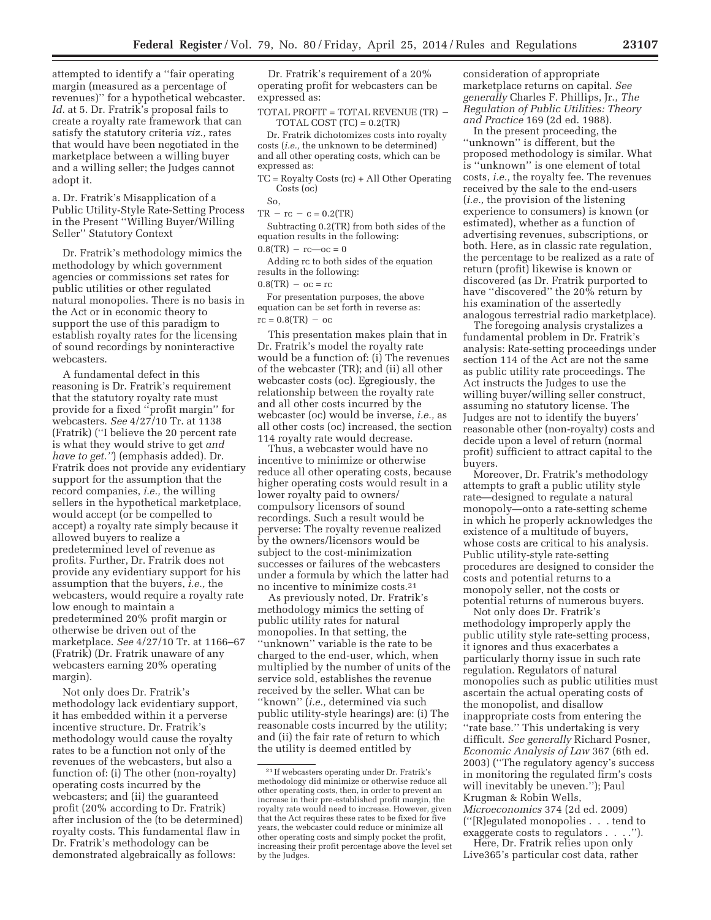attempted to identify a ''fair operating margin (measured as a percentage of revenues)'' for a hypothetical webcaster. *Id.* at 5. Dr. Fratrik's proposal fails to create a royalty rate framework that can satisfy the statutory criteria *viz.,* rates that would have been negotiated in the marketplace between a willing buyer and a willing seller; the Judges cannot adopt it.

a. Dr. Fratrik's Misapplication of a Public Utility-Style Rate-Setting Process in the Present ''Willing Buyer/Willing Seller'' Statutory Context

Dr. Fratrik's methodology mimics the methodology by which government agencies or commissions set rates for public utilities or other regulated natural monopolies. There is no basis in the Act or in economic theory to support the use of this paradigm to establish royalty rates for the licensing of sound recordings by noninteractive webcasters.

A fundamental defect in this reasoning is Dr. Fratrik's requirement that the statutory royalty rate must provide for a fixed ''profit margin'' for webcasters. *See* 4/27/10 Tr. at 1138 (Fratrik) (''I believe the 20 percent rate is what they would strive to get *and have to get.''*) (emphasis added). Dr. Fratrik does not provide any evidentiary support for the assumption that the record companies, *i.e.,* the willing sellers in the hypothetical marketplace, would accept (or be compelled to accept) a royalty rate simply because it allowed buyers to realize a predetermined level of revenue as profits. Further, Dr. Fratrik does not provide any evidentiary support for his assumption that the buyers, *i.e.,* the webcasters, would require a royalty rate low enough to maintain a predetermined 20% profit margin or otherwise be driven out of the marketplace. *See* 4/27/10 Tr. at 1166–67 (Fratrik) (Dr. Fratrik unaware of any webcasters earning 20% operating margin).

Not only does Dr. Fratrik's methodology lack evidentiary support, it has embedded within it a perverse incentive structure. Dr. Fratrik's methodology would cause the royalty rates to be a function not only of the revenues of the webcasters, but also a function of: (i) The other (non-royalty) operating costs incurred by the webcasters; and (ii) the guaranteed profit (20% according to Dr. Fratrik) after inclusion of the (to be determined) royalty costs. This fundamental flaw in Dr. Fratrik's methodology can be demonstrated algebraically as follows:

Dr. Fratrik's requirement of a 20% operating profit for webcasters can be expressed as:

TOTAL PROFIT = TOTAL REVENUE (TR) − TOTAL COST (TC) = 0.2(TR)

Dr. Fratrik dichotomizes costs into royalty costs (*i.e.,* the unknown to be determined) and all other operating costs, which can be expressed as:

TC = Royalty Costs (rc) + All Other Operating Costs (oc)

So,

$TR - rc - c = 0.2(TR)$

Subtracting 0.2(TR) from both sides of the equation results in the following:

$0.8(TR) - rc—oc = 0$

Adding rc to both sides of the equation results in the following:

$0.8(TR) - oc = rc$

For presentation purposes, the above equation can be set forth in reverse as:

$rc = 0.8(TR) - oc$

This presentation makes plain that in Dr. Fratrik's model the royalty rate would be a function of: (i) The revenues of the webcaster (TR); and (ii) all other webcaster costs (oc). Egregiously, the relationship between the royalty rate and all other costs incurred by the webcaster (oc) would be inverse, *i.e.,* as all other costs (oc) increased, the section 114 royalty rate would decrease.

Thus, a webcaster would have no incentive to minimize or otherwise reduce all other operating costs, because higher operating costs would result in a lower royalty paid to owners/compulsory licensors of sound recordings. Such a result would be perverse: The royalty revenue realized by the owners/licensors would be subject to the cost-minimization successes or failures of the webcasters under a formula by which the latter had no incentive to minimize costs.[21]

As previously noted, Dr. Fratrik's methodology mimics the setting of public utility rates for natural monopolies. In that setting, the ''unknown'' variable is the rate to be charged to the end-user, which, when multiplied by the number of units of the service sold, establishes the revenue received by the seller. What can be ''known'' (*i.e.,* determined via such public utility-style hearings) are: (i) The reasonable costs incurred by the utility; and (ii) the fair rate of return to which the utility is deemed entitled by consideration of appropriate marketplace returns on capital. *See generally* Charles F. Phillips, Jr., *The Regulation of Public Utilities: Theory and Practice* 169 (2d ed. 1988).

In the present proceeding, the ''unknown'' is different, but the proposed methodology is similar. What is ''unknown'' is one element of total costs, *i.e.,* the royalty fee. The revenues received by the sale to the end-users (*i.e.,* the provision of the listening experience to consumers) is known (or estimated), whether as a function of advertising revenues, subscriptions, or both. Here, as in classic rate regulation, the percentage to be realized as a rate of return (profit) likewise is known or discovered (as Dr. Fratrik purported to have ''discovered'' the 20% return by his examination of the assertedly analogous terrestrial radio marketplace).

The foregoing analysis crystalizes a fundamental problem in Dr. Fratrik's analysis: Rate-setting proceedings under section 114 of the Act are not the same as public utility rate proceedings. The Act instructs the Judges to use the willing buyer/willing seller construct, assuming no statutory license. The Judges are not to identify the buyers' reasonable other (non-royalty) costs and decide upon a level of return (normal profit) sufficient to attract capital to the buyers.

Moreover, Dr. Fratrik's methodology attempts to graft a public utility style rate—designed to regulate a natural monopoly—onto a rate-setting scheme in which he properly acknowledges the existence of a multitude of buyers, whose costs are critical to his analysis. Public utility-style rate-setting procedures are designed to consider the costs and potential returns to a monopoly seller, not the costs or potential returns of numerous buyers.

Not only does Dr. Fratrik's methodology improperly apply the public utility style rate-setting process, it ignores and thus exacerbates a particularly thorny issue in such rate regulation. Regulators of natural monopolies such as public utilities must ascertain the actual operating costs of the monopolist, and disallow inappropriate costs from entering the ''rate base.'' This undertaking is very difficult. *See generally* Richard Posner, *Economic Analysis of Law* 367 (6th ed. 2003) (''The regulatory agency's success in monitoring the regulated firm's costs will inevitably be uneven.''); Paul Krugman & Robin Wells, *Microeconomics* 374 (2d ed. 2009) (''[R]egulated monopolies . . . tend to exaggerate costs to regulators . . . .'').

Here, Dr. Fratrik relies upon only Live365's particular cost data, rather

[21] If webcasters operating under Dr. Fratrik's methodology did minimize or otherwise reduce all other operating costs, then, in order to prevent an increase in their pre-established profit margin, the royalty rate would need to increase. However, given that the Act requires these rates to be fixed for five years, the webcaster could reduce or minimize all other operating costs and simply pocket the profit, increasing their profit percentage above the level set by the Judges.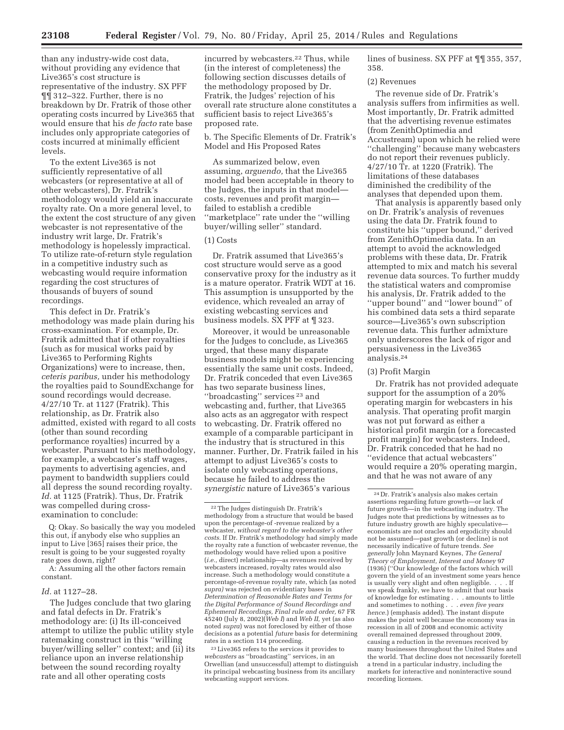than any industry-wide cost data, without providing any evidence that Live365's cost structure is representative of the industry. SX PFF ¶¶ 312–322. Further, there is no breakdown by Dr. Fratrik of those other operating costs incurred by Live365 that would ensure that his *de facto* rate base includes only appropriate categories of costs incurred at minimally efficient levels.

To the extent Live365 is not sufficiently representative of all webcasters (or representative at all of other webcasters), Dr. Fratrik's methodology would yield an inaccurate royalty rate. On a more general level, to the extent the cost structure of any given webcaster is not representative of the industry writ large, Dr. Fratrik's methodology is hopelessly impractical. To utilize rate-of-return style regulation in a competitive industry such as webcasting would require information regarding the cost structures of thousands of buyers of sound recordings.

This defect in Dr. Fratrik's methodology was made plain during his cross-examination. For example, Dr. Fratrik admitted that if other royalties (such as for musical works paid by Live365 to Performing Rights Organizations) were to increase, then, *ceteris paribus,* under his methodology the royalties paid to SoundExchange for sound recordings would decrease. 4/27/10 Tr. at 1127 (Fratrik). This relationship, as Dr. Fratrik also admitted, existed with regard to all costs (other than sound recording performance royalties) incurred by a webcaster. Pursuant to his methodology, for example, a webcaster's staff wages, payments to advertising agencies, and payment to bandwidth suppliers could all depress the sound recording royalty. *Id.* at 1125 (Fratrik). Thus, Dr. Fratrik was compelled during cross-examination to conclude:

Q: Okay. So basically the way you modeled this out, if anybody else who supplies an input to Live [365] raises their price, the result is going to be your suggested royalty rate goes down, right?

A: Assuming all the other factors remain constant.

*Id.* at 1127–28.

The Judges conclude that two glaring and fatal defects in Dr. Fratrik's methodology are: (i) Its ill-conceived attempt to utilize the public utility style ratemaking construct in this ''willing buyer/willing seller'' context; and (ii) its reliance upon an inverse relationship between the sound recording royalty rate and all other operating costs incurred by webcasters.[22] Thus, while (in the interest of completeness) the following section discusses details of the methodology proposed by Dr. Fratrik, the Judges' rejection of his overall rate structure alone constitutes a sufficient basis to reject Live365's proposed rate.

b. The Specific Elements of Dr. Fratrik's Model and His Proposed Rates

As summarized below, even assuming, *arguendo,* that the Live365 model had been acceptable in theory to the Judges, the inputs in that model—costs, revenues and profit margin—failed to establish a credible ''marketplace'' rate under the ''willing buyer/willing seller'' standard.

(1) Costs

Dr. Fratrik assumed that Live365's cost structure would serve as a good conservative proxy for the industry as it is a mature operator. Fratrik WDT at 16. This assumption is unsupported by the evidence, which revealed an array of existing webcasting services and business models. SX PFF at ¶ 323.

Moreover, it would be unreasonable for the Judges to conclude, as Live365 urged, that these many disparate business models might be experiencing essentially the same unit costs. Indeed, Dr. Fratrik conceded that even Live365 has two separate business lines, ''broadcasting'' services [23] and webcasting and, further, that Live365 also acts as an aggregator with respect to webcasting. Dr. Fratrik offered no example of a comparable participant in the industry that is structured in this manner. Further, Dr. Fratrik failed in his attempt to adjust Live365's costs to isolate only webcasting operations, because he failed to address the *synergistic* nature of Live365's various lines of business. SX PFF at ¶¶ 355, 357, 358.

(2) Revenues

The revenue side of Dr. Fratrik's analysis suffers from infirmities as well. Most importantly, Dr. Fratrik admitted that the advertising revenue estimates (from ZenithOptimedia and Accustream) upon which he relied were ''challenging'' because many webcasters do not report their revenues publicly. 4/27/10 Tr. at 1220 (Fratrik). The limitations of these databases diminished the credibility of the analyses that depended upon them.

That analysis is apparently based only on Dr. Fratrik's analysis of revenues using the data Dr. Fratrik found to constitute his ''upper bound,'' derived from ZenithOptimedia data. In an attempt to avoid the acknowledged problems with these data, Dr. Fratrik attempted to mix and match his several revenue data sources. To further muddy the statistical waters and compromise his analysis, Dr. Fratrik added to the ''upper bound'' and ''lower bound'' of his combined data sets a third separate source—Live365's own subscription revenue data. This further admixture only underscores the lack of rigor and persuasiveness in the Live365 analysis.[24]

(3) Profit Margin

Dr. Fratrik has not provided adequate support for the assumption of a 20% operating margin for webcasters in his analysis. That operating profit margin was not put forward as either a historical profit margin (or a forecasted profit margin) for webcasters. Indeed, Dr. Fratrik conceded that he had no ''evidence that actual webcasters'' would require a 20% operating margin, and that he was not aware of any

---

[22] The Judges distinguish Dr. Fratrik's methodology from a structure that would be based upon the percentage-of -revenue realized by a webcaster, *without regard to the webcaster's other costs.* If Dr. Fratrik's methodology had simply made the royalty rate a function of webcaster revenue, the methodology would have relied upon a positive (*i.e.,* direct) relationship—as revenues received by webcasters increased, royalty rates would also increase. Such a methodology would constitute a percentage-of-revenue royalty rate, which (as noted *supra*) was rejected on evidentiary bases in *Determination of Reasonable Rates and Terms for the Digital Performance of Sound Recordings and Ephemeral Recordings, Final rule and order,* 67 FR 45240 (July 8, 2002)(*Web I*) and *Web II,* yet (as also noted *supra*) was not foreclosed by either of those decisions as a potential *future* basis for determining rates in a section 114 proceeding.

[23] Live365 refers to the services it provides to *webcasters* as ''broadcasting'' services, in an Orwellian (and unsuccessful) attempt to distinguish its principal webcasting business from its ancillary webcasting support services.

[24] Dr. Fratrik's analysis also makes certain assertions regarding future growth—or lack of future growth—in the webcasting industry. The Judges note that predictions by witnesses as to future industry growth are highly speculative—economists are not oracles and ergodicity should not be assumed—past growth (or decline) is not necessarily indicative of future trends. *See generally* John Maynard Keynes, *The General Theory of Employment, Interest and Money* 97 (1936) (''Our knowledge of the factors which will govern the yield of an investment some years hence is usually very slight and often negligible. . . . If we speak frankly, we have to admit that our basis of knowledge for estimating . . . amounts to little and sometimes to nothing . . . *even five years hence.*) (emphasis added). The instant dispute makes the point well because the economy was in recession in all of 2008 and economic activity overall remained depressed throughout 2009, causing a reduction in the revenues received by many businesses throughout the United States and the world. That decline does not necessarily foretell a trend in a particular industry, including the markets for interactive and noninteractive sound recording licenses.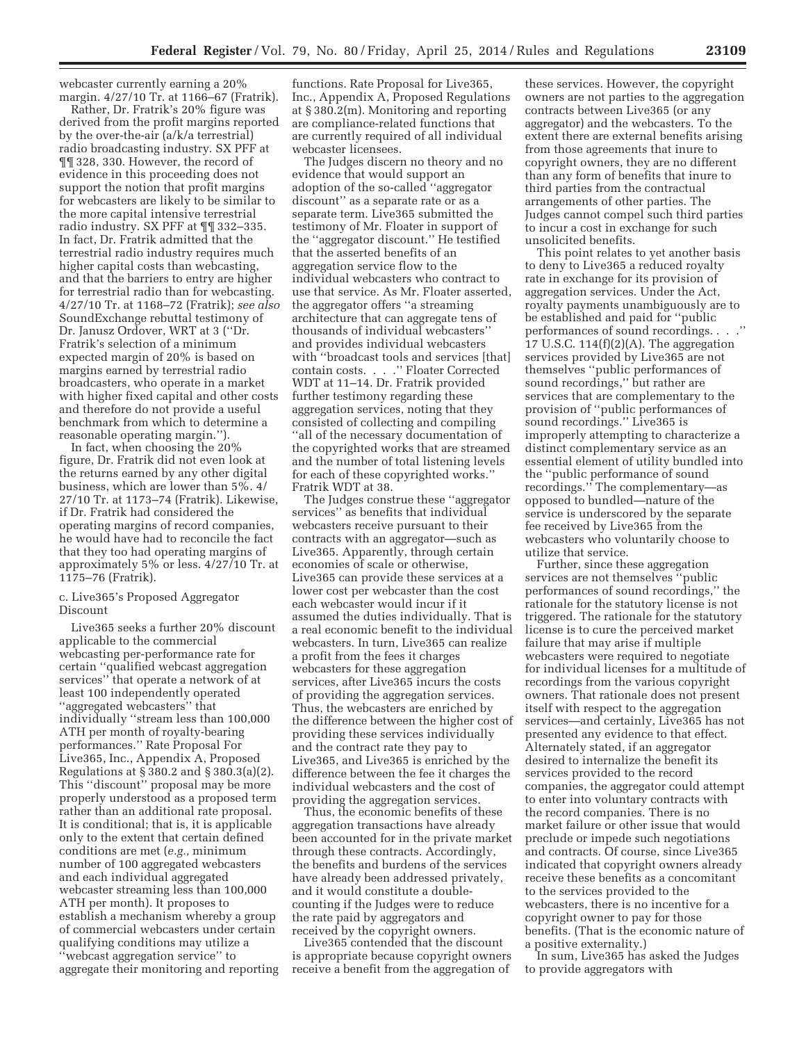webcaster currently earning a 20% margin. 4/27/10 Tr. at 1166–67 (Fratrik).

Rather, Dr. Fratrik's 20% figure was derived from the profit margins reported by the over-the-air (a/k/a terrestrial) radio broadcasting industry. SX PFF at ¶¶ 328, 330. However, the record of evidence in this proceeding does not support the notion that profit margins for webcasters are likely to be similar to the more capital intensive terrestrial radio industry. SX PFF at ¶¶ 332–335. In fact, Dr. Fratrik admitted that the terrestrial radio industry requires much higher capital costs than webcasting, and that the barriers to entry are higher for terrestrial radio than for webcasting. 4/27/10 Tr. at 1168–72 (Fratrik); *see also* SoundExchange rebuttal testimony of Dr. Janusz Ordover, WRT at 3 (''Dr. Fratrik's selection of a minimum expected margin of 20% is based on margins earned by terrestrial radio broadcasters, who operate in a market with higher fixed capital and other costs and therefore do not provide a useful benchmark from which to determine a reasonable operating margin.'').

In fact, when choosing the 20% figure, Dr. Fratrik did not even look at the returns earned by any other digital business, which are lower than 5%. 4/27/10 Tr. at 1173–74 (Fratrik). Likewise, if Dr. Fratrik had considered the operating margins of record companies, he would have had to reconcile the fact that they too had operating margins of approximately 5% or less. 4/27/10 Tr. at 1175–76 (Fratrik).

c. Live365's Proposed Aggregator Discount

Live365 seeks a further 20% discount applicable to the commercial webcasting per-performance rate for certain ''qualified webcast aggregation services'' that operate a network of at least 100 independently operated ''aggregated webcasters'' that individually ''stream less than 100,000 ATH per month of royalty-bearing performances.'' Rate Proposal For Live365, Inc., Appendix A, Proposed Regulations at § 380.2 and § 380.3(a)(2). This ''discount'' proposal may be more properly understood as a proposed term rather than an additional rate proposal. It is conditional; that is, it is applicable only to the extent that certain defined conditions are met (*e.g.,* minimum number of 100 aggregated webcasters and each individual aggregated webcaster streaming less than 100,000 ATH per month). It proposes to establish a mechanism whereby a group of commercial webcasters under certain qualifying conditions may utilize a ''webcast aggregation service'' to aggregate their monitoring and reporting functions. Rate Proposal for Live365, Inc., Appendix A, Proposed Regulations at § 380.2(m). Monitoring and reporting are compliance-related functions that are currently required of all individual webcaster licensees.

The Judges discern no theory and no evidence that would support an adoption of the so-called ''aggregator discount'' as a separate rate or as a separate term. Live365 submitted the testimony of Mr. Floater in support of the ''aggregator discount.'' He testified that the asserted benefits of an aggregation service flow to the individual webcasters who contract to use that service. As Mr. Floater asserted, the aggregator offers ''a streaming architecture that can aggregate tens of thousands of individual webcasters'' and provides individual webcasters with ''broadcast tools and services [that] contain costs. . . .'' Floater Corrected WDT at 11–14. Dr. Fratrik provided further testimony regarding these aggregation services, noting that they consisted of collecting and compiling ''all of the necessary documentation of the copyrighted works that are streamed and the number of total listening levels for each of these copyrighted works.'' Fratrik WDT at 38.

The Judges construe these ''aggregator services'' as benefits that individual webcasters receive pursuant to their contracts with an aggregator—such as Live365. Apparently, through certain economies of scale or otherwise, Live365 can provide these services at a lower cost per webcaster than the cost each webcaster would incur if it assumed the duties individually. That is a real economic benefit to the individual webcasters. In turn, Live365 can realize a profit from the fees it charges webcasters for these aggregation services, after Live365 incurs the costs of providing the aggregation services. Thus, the webcasters are enriched by the difference between the higher cost of providing these services individually and the contract rate they pay to Live365, and Live365 is enriched by the difference between the fee it charges the individual webcasters and the cost of providing the aggregation services.

Thus, the economic benefits of these aggregation transactions have already been accounted for in the private market through these contracts. Accordingly, the benefits and burdens of the services have already been addressed privately, and it would constitute a double-counting if the Judges were to reduce the rate paid by aggregators and received by the copyright owners.

Live365 contended that the discount is appropriate because copyright owners receive a benefit from the aggregation of these services. However, the copyright owners are not parties to the aggregation contracts between Live365 (or any aggregator) and the webcasters. To the extent there are external benefits arising from those agreements that inure to copyright owners, they are no different than any form of benefits that inure to third parties from the contractual arrangements of other parties. The Judges cannot compel such third parties to incur a cost in exchange for such unsolicited benefits.

This point relates to yet another basis to deny to Live365 a reduced royalty rate in exchange for its provision of aggregation services. Under the Act, royalty payments unambiguously are to be established and paid for ''public performances of sound recordings. . . .'' 17 U.S.C. 114(f)(2)(A). The aggregation services provided by Live365 are not themselves ''public performances of sound recordings,'' but rather are services that are complementary to the provision of ''public performances of sound recordings.'' Live365 is improperly attempting to characterize a distinct complementary service as an essential element of utility bundled into the ''public performance of sound recordings.'' The complementary—as opposed to bundled—nature of the service is underscored by the separate fee received by Live365 from the webcasters who voluntarily choose to utilize that service.

Further, since these aggregation services are not themselves ''public performances of sound recordings,'' the rationale for the statutory license is not triggered. The rationale for the statutory license is to cure the perceived market failure that may arise if multiple webcasters were required to negotiate for individual licenses for a multitude of recordings from the various copyright owners. That rationale does not present itself with respect to the aggregation services—and certainly, Live365 has not presented any evidence to that effect. Alternately stated, if an aggregator desired to internalize the benefit its services provided to the record companies, the aggregator could attempt to enter into voluntary contracts with the record companies. There is no market failure or other issue that would preclude or impede such negotiations and contracts. Of course, since Live365 indicated that copyright owners already receive these benefits as a concomitant to the services provided to the webcasters, there is no incentive for a copyright owner to pay for those benefits. (That is the economic nature of a positive externality.)

In sum, Live365 has asked the Judges to provide aggregators with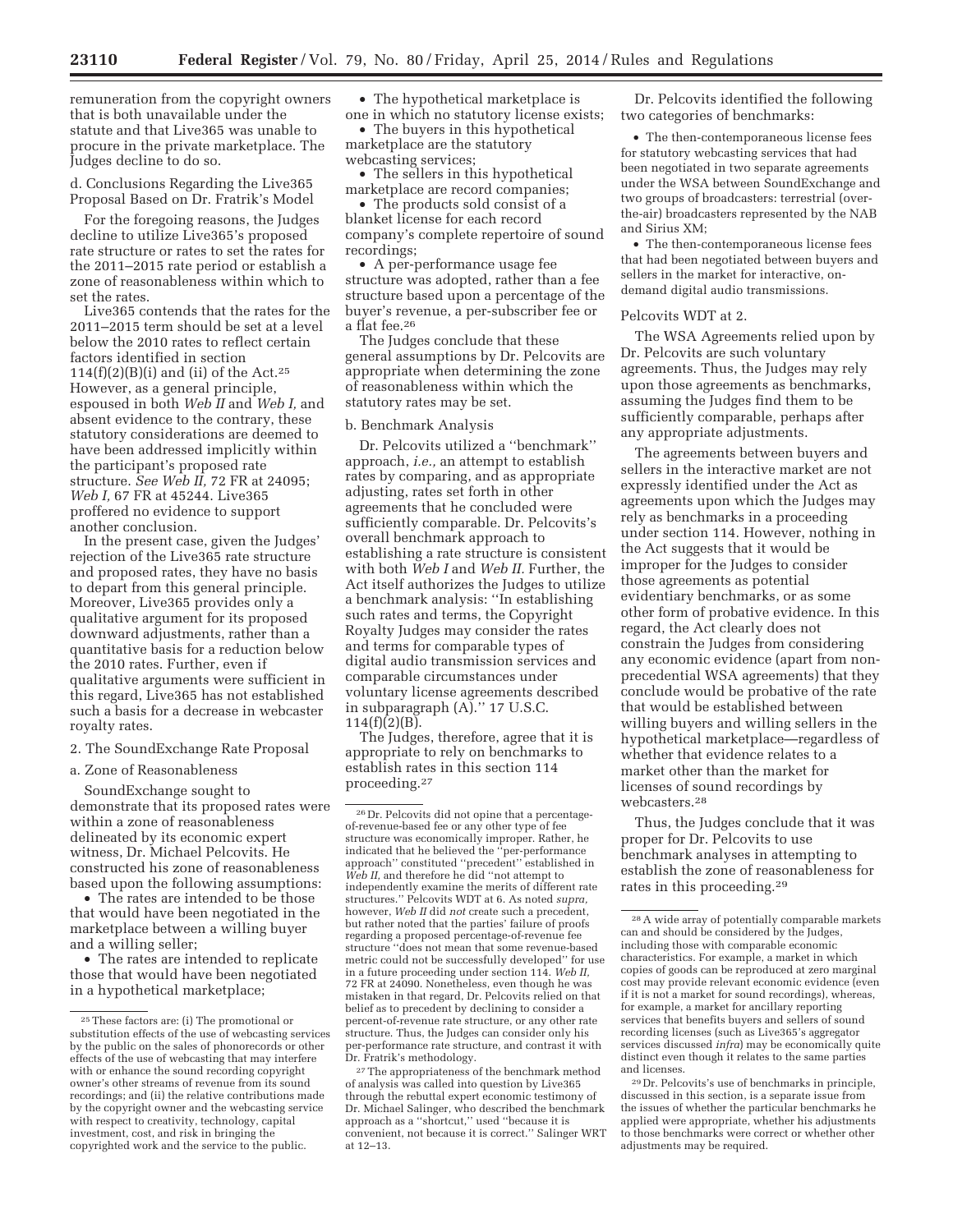remuneration from the copyright owners that is both unavailable under the statute and that Live365 was unable to procure in the private marketplace. The Judges decline to do so.

d. Conclusions Regarding the Live365 Proposal Based on Dr. Fratrik's Model

For the foregoing reasons, the Judges decline to utilize Live365's proposed rate structure or rates to set the rates for the 2011–2015 rate period or establish a zone of reasonableness within which to set the rates.

Live365 contends that the rates for the 2011–2015 term should be set at a level below the 2010 rates to reflect certain factors identified in section 114(f)(2)(B)(i) and (ii) of the Act.[25] However, as a general principle, espoused in both *Web II* and *Web I,* and absent evidence to the contrary, these statutory considerations are deemed to have been addressed implicitly within the participant's proposed rate structure. *See Web II,* 72 FR at 24095; *Web I,* 67 FR at 45244. Live365 proffered no evidence to support another conclusion.

In the present case, given the Judges' rejection of the Live365 rate structure and proposed rates, they have no basis to depart from this general principle. Moreover, Live365 provides only a qualitative argument for its proposed downward adjustments, rather than a quantitative basis for a reduction below the 2010 rates. Further, even if qualitative arguments were sufficient in this regard, Live365 has not established such a basis for a decrease in webcaster royalty rates.

2. The SoundExchange Rate Proposal

a. Zone of Reasonableness

SoundExchange sought to demonstrate that its proposed rates were within a zone of reasonableness delineated by its economic expert witness, Dr. Michael Pelcovits. He constructed his zone of reasonableness based upon the following assumptions:

- The rates are intended to be those that would have been negotiated in the marketplace between a willing buyer and a willing seller;
- The rates are intended to replicate those that would have been negotiated in a hypothetical marketplace;
- The hypothetical marketplace is one in which no statutory license exists;
- The buyers in this hypothetical marketplace are the statutory webcasting services;
- The sellers in this hypothetical marketplace are record companies;
- The products sold consist of a blanket license for each record company's complete repertoire of sound recordings;
- A per-performance usage fee structure was adopted, rather than a fee structure based upon a percentage of the buyer's revenue, a per-subscriber fee or a flat fee.[26]

The Judges conclude that these general assumptions by Dr. Pelcovits are appropriate when determining the zone of reasonableness within which the statutory rates may be set.

b. Benchmark Analysis

Dr. Pelcovits utilized a ''benchmark'' approach, *i.e.,* an attempt to establish rates by comparing, and as appropriate adjusting, rates set forth in other agreements that he concluded were sufficiently comparable. Dr. Pelcovits's overall benchmark approach to establishing a rate structure is consistent with both *Web I* and *Web II.* Further, the Act itself authorizes the Judges to utilize a benchmark analysis: ''In establishing such rates and terms, the Copyright Royalty Judges may consider the rates and terms for comparable types of digital audio transmission services and comparable circumstances under voluntary license agreements described in subparagraph (A).'' 17 U.S.C. 114(f)(2)(B).

The Judges, therefore, agree that it is appropriate to rely on benchmarks to establish rates in this section 114 proceeding.[27]

Dr. Pelcovits identified the following two categories of benchmarks:

- The then-contemporaneous license fees for statutory webcasting services that had been negotiated in two separate agreements under the WSA between SoundExchange and two groups of broadcasters: terrestrial (over-the-air) broadcasters represented by the NAB and Sirius XM;
- The then-contemporaneous license fees that had been negotiated between buyers and sellers in the market for interactive, on-demand digital audio transmissions.

Pelcovits WDT at 2.

The WSA Agreements relied upon by Dr. Pelcovits are such voluntary agreements. Thus, the Judges may rely upon those agreements as benchmarks, assuming the Judges find them to be sufficiently comparable, perhaps after any appropriate adjustments.

The agreements between buyers and sellers in the interactive market are not expressly identified under the Act as agreements upon which the Judges may rely as benchmarks in a proceeding under section 114. However, nothing in the Act suggests that it would be improper for the Judges to consider those agreements as potential evidentiary benchmarks, or as some other form of probative evidence. In this regard, the Act clearly does not constrain the Judges from considering any economic evidence (apart from non-precedential WSA agreements) that they conclude would be probative of the rate that would be established between willing buyers and willing sellers in the hypothetical marketplace—regardless of whether that evidence relates to a market other than the market for licenses of sound recordings by webcasters.[28]

Thus, the Judges conclude that it was proper for Dr. Pelcovits to use benchmark analyses in attempting to establish the zone of reasonableness for rates in this proceeding.[29]

---

[25] These factors are: (i) The promotional or substitution effects of the use of webcasting services by the public on the sales of phonorecords or other effects of the use of webcasting that may interfere with or enhance the sound recording copyright owner's other streams of revenue from its sound recordings; and (ii) the relative contributions made by the copyright owner and the webcasting service with respect to creativity, technology, capital investment, cost, and risk in bringing the copyrighted work and the service to the public.

[26] Dr. Pelcovits did not opine that a percentage-of-revenue-based fee or any other type of fee structure was economically improper. Rather, he indicated that he believed the ''per-performance approach'' constituted ''precedent'' established in *Web II,* and therefore he did ''not attempt to independently examine the merits of different rate structures.'' Pelcovits WDT at 6. As noted *supra,* however, *Web II* did *not* create such a precedent, but rather noted that the parties' failure of proofs regarding a proposed percentage-of-revenue fee structure ''does not mean that some revenue-based metric could not be successfully developed'' for use in a future proceeding under section 114. *Web II,* 72 FR at 24090. Nonetheless, even though he was mistaken in that regard, Dr. Pelcovits relied on that belief as to precedent by declining to consider a percent-of-revenue rate structure, or any other rate structure. Thus, the Judges can consider only his per-performance rate structure, and contrast it with Dr. Fratrik's methodology.

[27] The appropriateness of the benchmark method of analysis was called into question by Live365 through the rebuttal expert economic testimony of Dr. Michael Salinger, who described the benchmark approach as a ''shortcut,'' used ''because it is convenient, not because it is correct.'' Salinger WRT at 12–13.

[28] A wide array of potentially comparable markets can and should be considered by the Judges, including those with comparable economic characteristics. For example, a market in which copies of goods can be reproduced at zero marginal cost may provide relevant economic evidence (even if it is not a market for sound recordings), whereas, for example, a market for ancillary reporting services that benefits buyers and sellers of sound recording licenses (such as Live365's aggregator services discussed *infra*) may be economically quite distinct even though it relates to the same parties and licenses.

[29] Dr. Pelcovits's use of benchmarks in principle, discussed in this section, is a separate issue from the issues of whether the particular benchmarks he applied were appropriate, whether his adjustments to those benchmarks were correct or whether other adjustments may be required.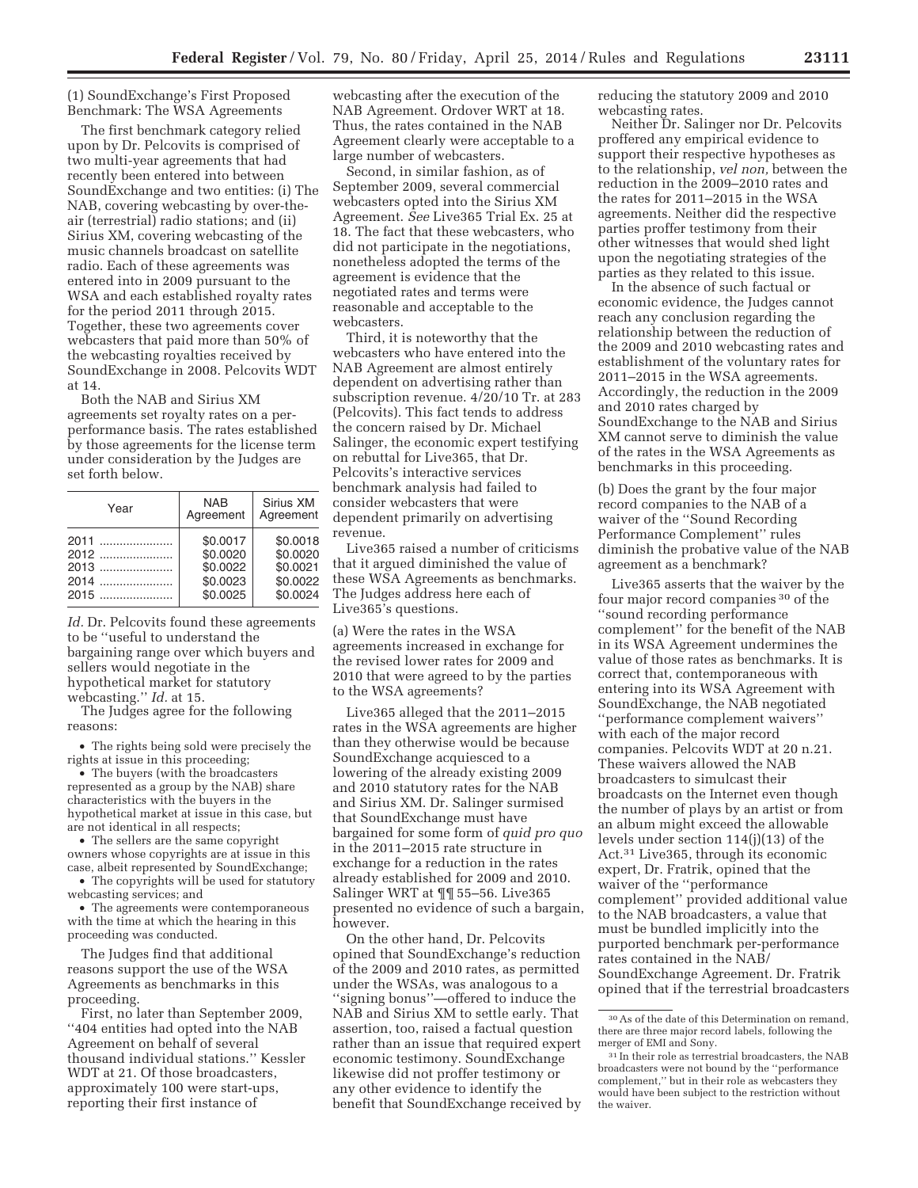(1) SoundExchange's First Proposed Benchmark: The WSA Agreements

The first benchmark category relied upon by Dr. Pelcovits is comprised of two multi-year agreements that had recently been entered into between SoundExchange and two entities: (i) The NAB, covering webcasting by over-the-air (terrestrial) radio stations; and (ii) Sirius XM, covering webcasting of the music channels broadcast on satellite radio. Each of these agreements was entered into in 2009 pursuant to the WSA and each established royalty rates for the period 2011 through 2015. Together, these two agreements cover webcasters that paid more than 50% of the webcasting royalties received by SoundExchange in 2008. Pelcovits WDT at 14.

Both the NAB and Sirius XM agreements set royalty rates on a per-performance basis. The rates established by those agreements for the license term under consideration by the Judges are set forth below.

| Year | NAB Agreement | Sirius XM Agreement |
| --- | --- | --- |
| 2011 | $0.0017 | $0.0018 |
| 2012 | $0.0020 | $0.0020 |
| 2013 | $0.0022 | $0.0021 |
| 2014 | $0.0023 | $0.0022 |
| 2015 | $0.0025 | $0.0024 |

*Id.* Dr. Pelcovits found these agreements to be "useful to understand the bargaining range over which buyers and sellers would negotiate in the hypothetical market for statutory webcasting." *Id.* at 15.

The Judges agree for the following reasons:

- The rights being sold were precisely the rights at issue in this proceeding;
- The buyers (with the broadcasters represented as a group by the NAB) share characteristics with the buyers in the hypothetical market at issue in this case, but are not identical in all respects;
- The sellers are the same copyright owners whose copyrights are at issue in this case, albeit represented by SoundExchange;
- The copyrights will be used for statutory webcasting services; and
- The agreements were contemporaneous with the time at which the hearing in this proceeding was conducted.

The Judges find that additional reasons support the use of the WSA Agreements as benchmarks in this proceeding.

First, no later than September 2009, "404 entities had opted into the NAB Agreement on behalf of several thousand individual stations." Kessler WDT at 21. Of those broadcasters, approximately 100 were start-ups, reporting their first instance of webcasting after the execution of the NAB Agreement. Ordover WRT at 18. Thus, the rates contained in the NAB Agreement clearly were acceptable to a large number of webcasters.

Second, in similar fashion, as of September 2009, several commercial webcasters opted into the Sirius XM Agreement. *See* Live365 Trial Ex. 25 at 18. The fact that these webcasters, who did not participate in the negotiations, nonetheless adopted the terms of the agreement is evidence that the negotiated rates and terms were reasonable and acceptable to the webcasters.

Third, it is noteworthy that the webcasters who have entered into the NAB Agreement are almost entirely dependent on advertising rather than subscription revenue. 4/20/10 Tr. at 283 (Pelcovits). This fact tends to address the concern raised by Dr. Michael Salinger, the economic expert testifying on rebuttal for Live365, that Dr. Pelcovits's interactive services benchmark analysis had failed to consider webcasters that were dependent primarily on advertising revenue.

Live365 raised a number of criticisms that it argued diminished the value of these WSA Agreements as benchmarks. The Judges address here each of Live365's questions.

(a) Were the rates in the WSA agreements increased in exchange for the revised lower rates for 2009 and 2010 that were agreed to by the parties to the WSA agreements?

Live365 alleged that the 2011–2015 rates in the WSA agreements are higher than they otherwise would be because SoundExchange acquiesced to a lowering of the already existing 2009 and 2010 statutory rates for the NAB and Sirius XM. Dr. Salinger surmised that SoundExchange must have bargained for some form of *quid pro quo* in the 2011–2015 rate structure in exchange for a reduction in the rates already established for 2009 and 2010. Salinger WRT at ¶¶ 55–56. Live365 presented no evidence of such a bargain, however.

On the other hand, Dr. Pelcovits opined that SoundExchange's reduction of the 2009 and 2010 rates, as permitted under the WSAs, was analogous to a "signing bonus"—offered to induce the NAB and Sirius XM to settle early. That assertion, too, raised a factual question rather than an issue that required expert economic testimony. SoundExchange likewise did not proffer testimony or any other evidence to identify the benefit that SoundExchange received by reducing the statutory 2009 and 2010 webcasting rates.

Neither Dr. Salinger nor Dr. Pelcovits proffered any empirical evidence to support their respective hypotheses as to the relationship, *vel non,* between the reduction in the 2009–2010 rates and the rates for 2011–2015 in the WSA agreements. Neither did the respective parties proffer testimony from their other witnesses that would shed light upon the negotiating strategies of the parties as they related to this issue.

In the absence of such factual or economic evidence, the Judges cannot reach any conclusion regarding the relationship between the reduction of the 2009 and 2010 webcasting rates and establishment of the voluntary rates for 2011–2015 in the WSA agreements. Accordingly, the reduction in the 2009 and 2010 rates charged by SoundExchange to the NAB and Sirius XM cannot serve to diminish the value of the rates in the WSA Agreements as benchmarks in this proceeding.

(b) Does the grant by the four major record companies to the NAB of a waiver of the "Sound Recording Performance Complement" rules diminish the probative value of the NAB agreement as a benchmark?

Live365 asserts that the waiver by the four major record companies [30] of the "sound recording performance complement" for the benefit of the NAB in its WSA Agreement undermines the value of those rates as benchmarks. It is correct that, contemporaneous with entering into its WSA Agreement with SoundExchange, the NAB negotiated "performance complement waivers" with each of the major record companies. Pelcovits WDT at 20 n.21. These waivers allowed the NAB broadcasters to simulcast their broadcasts on the Internet even though the number of plays by an artist or from an album might exceed the allowable levels under section 114(j)(13) of the Act.[31] Live365, through its economic expert, Dr. Fratrik, opined that the waiver of the "performance complement" provided additional value to the NAB broadcasters, a value that must be bundled implicitly into the purported benchmark per-performance rates contained in the NAB/SoundExchange Agreement. Dr. Fratrik opined that if the terrestrial broadcasters

[30] As of the date of this Determination on remand, there are three major record labels, following the merger of EMI and Sony.

[31] In their role as terrestrial broadcasters, the NAB broadcasters were not bound by the "performance complement," but in their role as webcasters they would have been subject to the restriction without the waiver.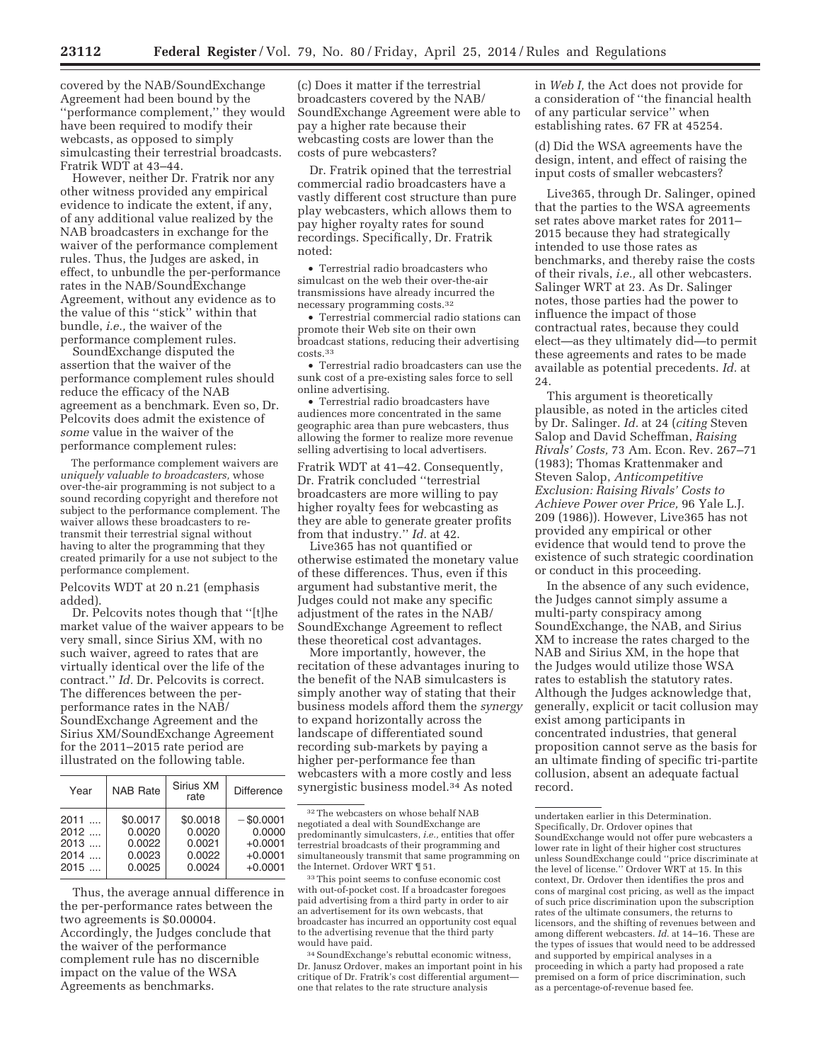covered by the NAB/SoundExchange Agreement had been bound by the ''performance complement,'' they would have been required to modify their webcasts, as opposed to simply simulcasting their terrestrial broadcasts. Fratrik WDT at 43–44.

However, neither Dr. Fratrik nor any other witness provided any empirical evidence to indicate the extent, if any, of any additional value realized by the NAB broadcasters in exchange for the waiver of the performance complement rules. Thus, the Judges are asked, in effect, to unbundle the per-performance rates in the NAB/SoundExchange Agreement, without any evidence as to the value of this ''stick'' within that bundle, *i.e.,* the waiver of the performance complement rules.

SoundExchange disputed the assertion that the waiver of the performance complement rules should reduce the efficacy of the NAB agreement as a benchmark. Even so, Dr. Pelcovits does admit the existence of *some* value in the waiver of the performance complement rules:

> The performance complement waivers are *uniquely valuable to broadcasters,* whose over-the-air programming is not subject to a sound recording copyright and therefore not subject to the performance complement. The waiver allows these broadcasters to re-transmit their terrestrial signal without having to alter the programming that they created primarily for a use not subject to the performance complement.

Pelcovits WDT at 20 n.21 (emphasis added).

Dr. Pelcovits notes though that ''[t]he market value of the waiver appears to be very small, since Sirius XM, with no such waiver, agreed to rates that are virtually identical over the life of the contract.'' *Id.* Dr. Pelcovits is correct. The differences between the per-performance rates in the NAB/SoundExchange Agreement and the Sirius XM/SoundExchange Agreement for the 2011–2015 rate period are illustrated on the following table.

| Year | NAB Rate | Sirius XM rate | Difference |
|---|---|---|---|
| 2011 .... | $0.0017 | $0.0018 | −$0.0001 |
| 2012 .... | 0.0020 | 0.0020 | 0.0000 |
| 2013 .... | 0.0022 | 0.0021 | +0.0001 |
| 2014 .... | 0.0023 | 0.0022 | +0.0001 |
| 2015 .... | 0.0025 | 0.0024 | +0.0001 |

Thus, the average annual difference in the per-performance rates between the two agreements is $0.00004. Accordingly, the Judges conclude that the waiver of the performance complement rule has no discernible impact on the value of the WSA Agreements as benchmarks.

(c) Does it matter if the terrestrial broadcasters covered by the NAB/SoundExchange Agreement were able to pay a higher rate because their webcasting costs are lower than the costs of pure webcasters?

Dr. Fratrik opined that the terrestrial commercial radio broadcasters have a vastly different cost structure than pure play webcasters, which allows them to pay higher royalty rates for sound recordings. Specifically, Dr. Fratrik noted:

- Terrestrial radio broadcasters who simulcast on the web their over-the-air transmissions have already incurred the necessary programming costs.[32]
- Terrestrial commercial radio stations can promote their Web site on their own broadcast stations, reducing their advertising costs.[33]
- Terrestrial radio broadcasters can use the sunk cost of a pre-existing sales force to sell online advertising.
- Terrestrial radio broadcasters have audiences more concentrated in the same geographic area than pure webcasters, thus allowing the former to realize more revenue selling advertising to local advertisers.

Fratrik WDT at 41–42. Consequently, Dr. Fratrik concluded ''terrestrial broadcasters are more willing to pay higher royalty fees for webcasting as they are able to generate greater profits from that industry.'' *Id.* at 42.

Live365 has not quantified or otherwise estimated the monetary value of these differences. Thus, even if this argument had substantive merit, the Judges could not make any specific adjustment of the rates in the NAB/SoundExchange Agreement to reflect these theoretical cost advantages.

More importantly, however, the recitation of these advantages inuring to the benefit of the NAB simulcasters is simply another way of stating that their business models afford them the *synergy* to expand horizontally across the landscape of differentiated sound recording sub-markets by paying a higher per-performance fee than webcasters with a more costly and less synergistic business model.[34] As noted in *Web I,* the Act does not provide for a consideration of ''the financial health of any particular service'' when establishing rates. 67 FR at 45254.

(d) Did the WSA agreements have the design, intent, and effect of raising the input costs of smaller webcasters?

Live365, through Dr. Salinger, opined that the parties to the WSA agreements set rates above market rates for 2011–2015 because they had strategically intended to use those rates as benchmarks, and thereby raise the costs of their rivals, *i.e.,* all other webcasters. Salinger WRT at 23. As Dr. Salinger notes, those parties had the power to influence the impact of those contractual rates, because they could elect—as they ultimately did—to permit these agreements and rates to be made available as potential precedents. *Id.* at 24.

This argument is theoretically plausible, as noted in the articles cited by Dr. Salinger. *Id.* at 24 (*citing* Steven Salop and David Scheffman, *Raising Rivals' Costs,* 73 Am. Econ. Rev. 267–71 (1983); Thomas Krattenmaker and Steven Salop, *Anticompetitive Exclusion: Raising Rivals' Costs to Achieve Power over Price,* 96 Yale L.J. 209 (1986)). However, Live365 has not provided any empirical or other evidence that would tend to prove the existence of such strategic coordination or conduct in this proceeding.

In the absence of any such evidence, the Judges cannot simply assume a multi-party conspiracy among SoundExchange, the NAB, and Sirius XM to increase the rates charged to the NAB and Sirius XM, in the hope that the Judges would utilize those WSA rates to establish the statutory rates. Although the Judges acknowledge that, generally, explicit or tacit collusion may exist among participants in concentrated industries, that general proposition cannot serve as the basis for an ultimate finding of specific tri-partite collusion, absent an adequate factual record.

---

[32] The webcasters on whose behalf NAB negotiated a deal with SoundExchange are predominantly simulcasters, *i.e.,* entities that offer terrestrial broadcasts of their programming and simultaneously transmit that same programming on the Internet. Ordover WRT ¶ 51.

[33] This point seems to confuse economic cost with out-of-pocket cost. If a broadcaster foregoes paid advertising from a third party in order to air an advertisement for its own webcasts, that broadcaster has incurred an opportunity cost equal to the advertising revenue that the third party would have paid.

[34] SoundExchange's rebuttal economic witness, Dr. Janusz Ordover, makes an important point in his critique of Dr. Fratrik's cost differential argument—one that relates to the rate structure analysis undertaken earlier in this Determination. Specifically, Dr. Ordover opines that SoundExchange would not offer pure webcasters a lower rate in light of their higher cost structures unless SoundExchange could ''price discriminate at the level of license.'' Ordover WRT at 15. In this context, Dr. Ordover then identifies the pros and cons of marginal cost pricing, as well as the impact of such price discrimination upon the subscription rates of the ultimate consumers, the returns to licensors, and the shifting of revenues between and among different webcasters. *Id.* at 14–16. These are the types of issues that would need to be addressed and supported by empirical analyses in a proceeding in which a party had proposed a rate premised on a form of price discrimination, such as a percentage-of-revenue based fee.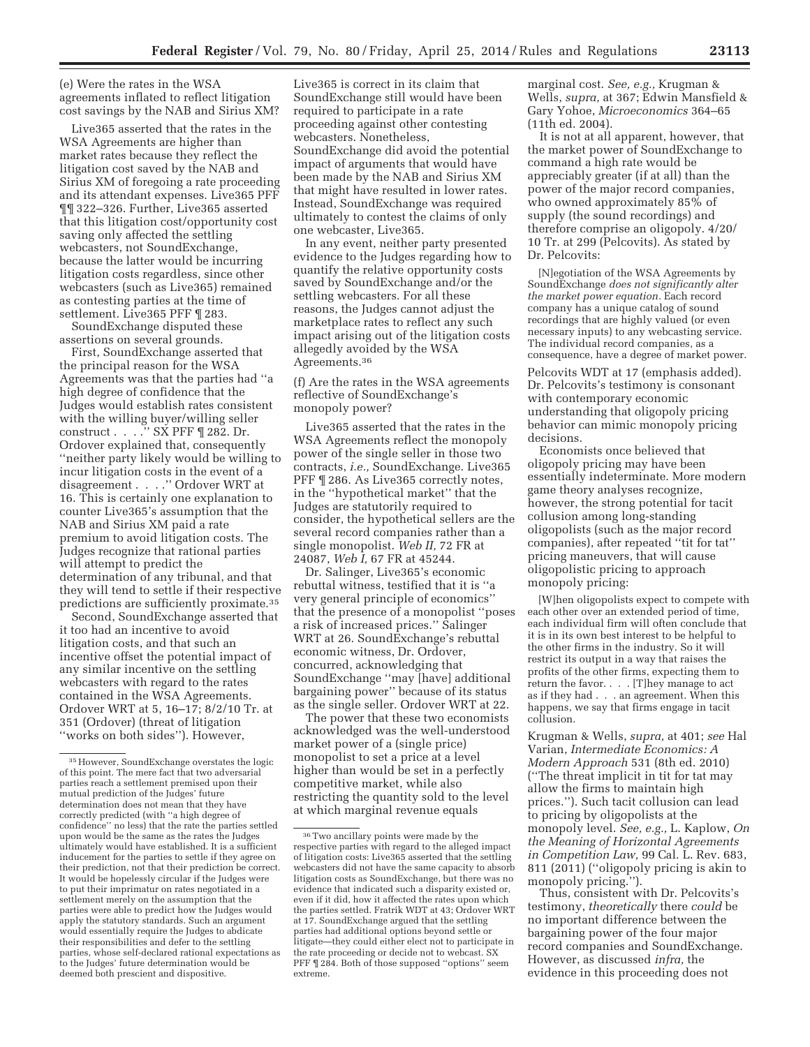(e) Were the rates in the WSA agreements inflated to reflect litigation cost savings by the NAB and Sirius XM?

Live365 asserted that the rates in the WSA Agreements are higher than market rates because they reflect the litigation cost saved by the NAB and Sirius XM of foregoing a rate proceeding and its attendant expenses. Live365 PFF ¶¶ 322–326. Further, Live365 asserted that this litigation cost/opportunity cost saving only affected the settling webcasters, not SoundExchange, because the latter would be incurring litigation costs regardless, since other webcasters (such as Live365) remained as contesting parties at the time of settlement. Live365 PFF ¶ 283.

SoundExchange disputed these assertions on several grounds.

First, SoundExchange asserted that the principal reason for the WSA Agreements was that the parties had ''a high degree of confidence that the Judges would establish rates consistent with the willing buyer/willing seller construct . . . .'' SX PFF ¶ 282. Dr. Ordover explained that, consequently ''neither party likely would be willing to incur litigation costs in the event of a disagreement . . . .'' Ordover WRT at 16. This is certainly one explanation to counter Live365's assumption that the NAB and Sirius XM paid a rate premium to avoid litigation costs. The Judges recognize that rational parties will attempt to predict the determination of any tribunal, and that they will tend to settle if their respective predictions are sufficiently proximate.[35]

Second, SoundExchange asserted that it too had an incentive to avoid litigation costs, and that such an incentive offset the potential impact of any similar incentive on the settling webcasters with regard to the rates contained in the WSA Agreements. Ordover WRT at 5, 16–17; 8/2/10 Tr. at 351 (Ordover) (threat of litigation ''works on both sides''). However, Live365 is correct in its claim that SoundExchange still would have been required to participate in a rate proceeding against other contesting webcasters. Nonetheless, SoundExchange did avoid the potential impact of arguments that would have been made by the NAB and Sirius XM that might have resulted in lower rates. Instead, SoundExchange was required ultimately to contest the claims of only one webcaster, Live365.

In any event, neither party presented evidence to the Judges regarding how to quantify the relative opportunity costs saved by SoundExchange and/or the settling webcasters. For all these reasons, the Judges cannot adjust the marketplace rates to reflect any such impact arising out of the litigation costs allegedly avoided by the WSA Agreements.[36]

(f) Are the rates in the WSA agreements reflective of SoundExchange's monopoly power?

Live365 asserted that the rates in the WSA Agreements reflect the monopoly power of the single seller in those two contracts, *i.e.,* SoundExchange. Live365 PFF ¶ 286. As Live365 correctly notes, in the ''hypothetical market'' that the Judges are statutorily required to consider, the hypothetical sellers are the several record companies rather than a single monopolist. *Web II,* 72 FR at 24087, *Web I,* 67 FR at 45244.

Dr. Salinger, Live365's economic rebuttal witness, testified that it is ''a very general principle of economics'' that the presence of a monopolist ''poses a risk of increased prices.'' Salinger WRT at 26. SoundExchange's rebuttal economic witness, Dr. Ordover, concurred, acknowledging that SoundExchange ''may [have] additional bargaining power'' because of its status as the single seller. Ordover WRT at 22.

The power that these two economists acknowledged was the well-understood market power of a (single price) monopolist to set a price at a level higher than would be set in a perfectly competitive market, while also restricting the quantity sold to the level at which marginal revenue equals marginal cost. *See, e.g.,* Krugman & Wells, *supra,* at 367; Edwin Mansfield & Gary Yohoe, *Microeconomics* 364–65 (11th ed. 2004).

It is not at all apparent, however, that the market power of SoundExchange to command a high rate would be appreciably greater (if at all) than the power of the major record companies, who owned approximately 85% of supply (the sound recordings) and therefore comprise an oligopoly. 4/20/10 Tr. at 299 (Pelcovits). As stated by Dr. Pelcovits:

> [N]egotiation of the WSA Agreements by SoundExchange *does not significantly alter the market power equation.* Each record company has a unique catalog of sound recordings that are highly valued (or even necessary inputs) to any webcasting service. The individual record companies, as a consequence, have a degree of market power.

Pelcovits WDT at 17 (emphasis added). Dr. Pelcovits's testimony is consonant with contemporary economic understanding that oligopoly pricing behavior can mimic monopoly pricing decisions.

Economists once believed that oligopoly pricing may have been essentially indeterminate. More modern game theory analyses recognize, however, the strong potential for tacit collusion among long-standing oligopolists (such as the major record companies), after repeated ''tit for tat'' pricing maneuvers, that will cause oligopolistic pricing to approach monopoly pricing:

> [W]hen oligopolists expect to compete with each other over an extended period of time, each individual firm will often conclude that it is in its own best interest to be helpful to the other firms in the industry. So it will restrict its output in a way that raises the profits of the other firms, expecting them to return the favor. . . . [T]hey manage to act as if they had . . . an agreement. When this happens, we say that firms engage in tacit collusion.

Krugman & Wells, *supra,* at 401; *see* Hal Varian, *Intermediate Economics: A Modern Approach* 531 (8th ed. 2010) (''The threat implicit in tit for tat may allow the firms to maintain high prices.''). Such tacit collusion can lead to pricing by oligopolists at the monopoly level. *See, e.g.,* L. Kaplow, *On the Meaning of Horizontal Agreements in Competition Law,* 99 Cal. L. Rev. 683, 811 (2011) (''oligopoly pricing is akin to monopoly pricing.'').

Thus, consistent with Dr. Pelcovits's testimony, *theoretically* there *could* be no important difference between the bargaining power of the four major record companies and SoundExchange. However, as discussed *infra,* the evidence in this proceeding does not

---

[35] However, SoundExchange overstates the logic of this point. The mere fact that two adversarial parties reach a settlement premised upon their mutual prediction of the Judges' future determination does not mean that they have correctly predicted (with ''a high degree of confidence'' no less) that the rate the parties settled upon would be the same as the rates the Judges ultimately would have established. It is a sufficient inducement for the parties to settle if they agree on their prediction, not that their prediction be correct. It would be hopelessly circular if the Judges were to put their imprimatur on rates negotiated in a settlement merely on the assumption that the parties were able to predict how the Judges would apply the statutory standards. Such an argument would essentially require the Judges to abdicate their responsibilities and defer to the settling parties, whose self-declared rational expectations as to the Judges' future determination would be deemed both prescient and dispositive.

[36] Two ancillary points were made by the respective parties with regard to the alleged impact of litigation costs: Live365 asserted that the settling webcasters did not have the same capacity to absorb litigation costs as SoundExchange, but there was no evidence that indicated such a disparity existed or, even if it did, how it affected the rates upon which the parties settled. Fratrik WDT at 43; Ordover WRT at 17. SoundExchange argued that the settling parties had additional options beyond settle or litigate—they could either elect not to participate in the rate proceeding or decide not to webcast. SX PFF ¶ 284. Both of those supposed ''options'' seem extreme.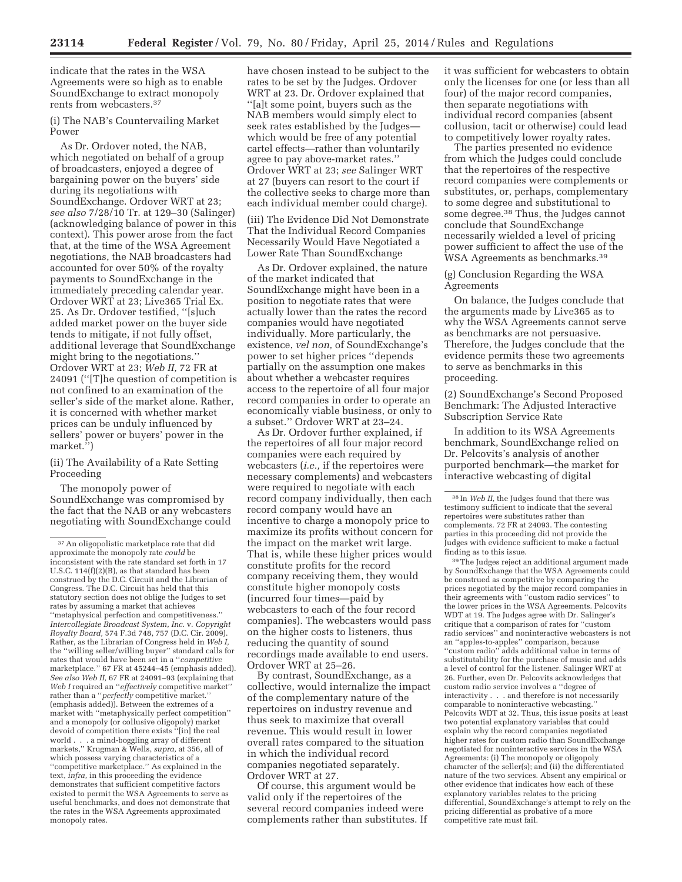indicate that the rates in the WSA Agreements were so high as to enable SoundExchange to extract monopoly rents from webcasters.[37]

(i) The NAB's Countervailing Market Power

As Dr. Ordover noted, the NAB, which negotiated on behalf of a group of broadcasters, enjoyed a degree of bargaining power on the buyers' side during its negotiations with SoundExchange. Ordover WRT at 23; *see also* 7/28/10 Tr. at 129–30 (Salinger) (acknowledging balance of power in this context). This power arose from the fact that, at the time of the WSA Agreement negotiations, the NAB broadcasters had accounted for over 50% of the royalty payments to SoundExchange in the immediately preceding calendar year. Ordover WRT at 23; Live365 Trial Ex. 25. As Dr. Ordover testified, ''[s]uch added market power on the buyer side tends to mitigate, if not fully offset, additional leverage that SoundExchange might bring to the negotiations.'' Ordover WRT at 23; *Web II,* 72 FR at 24091 (''[T]he question of competition is not confined to an examination of the seller's side of the market alone. Rather, it is concerned with whether market prices can be unduly influenced by sellers' power or buyers' power in the market.'')

(ii) The Availability of a Rate Setting Proceeding

The monopoly power of SoundExchange was compromised by the fact that the NAB or any webcasters negotiating with SoundExchange could have chosen instead to be subject to the rates to be set by the Judges. Ordover WRT at 23. Dr. Ordover explained that ''[a]t some point, buyers such as the NAB members would simply elect to seek rates established by the Judges—which would be free of any potential cartel effects—rather than voluntarily agree to pay above-market rates.'' Ordover WRT at 23; *see* Salinger WRT at 27 (buyers can resort to the court if the collective seeks to charge more than each individual member could charge).

(iii) The Evidence Did Not Demonstrate That the Individual Record Companies Necessarily Would Have Negotiated a Lower Rate Than SoundExchange

As Dr. Ordover explained, the nature of the market indicated that SoundExchange might have been in a position to negotiate rates that were actually lower than the rates the record companies would have negotiated individually. More particularly, the existence, *vel non,* of SoundExchange's power to set higher prices ''depends partially on the assumption one makes about whether a webcaster requires access to the repertoire of all four major record companies in order to operate an economically viable business, or only to a subset.'' Ordover WRT at 23–24.

As Dr. Ordover further explained, if the repertoires of all four major record companies were each required by webcasters (*i.e.,* if the repertoires were necessary complements) and webcasters were required to negotiate with each record company individually, then each record company would have an incentive to charge a monopoly price to maximize its profits without concern for the impact on the market writ large. That is, while these higher prices would constitute profits for the record company receiving them, they would constitute higher monopoly costs (incurred four times—paid by webcasters to each of the four record companies). The webcasters would pass on the higher costs to listeners, thus reducing the quantity of sound recordings made available to end users. Ordover WRT at 25–26.

By contrast, SoundExchange, as a collective, would internalize the impact of the complementary nature of the repertoires on industry revenue and thus seek to maximize that overall revenue. This would result in lower overall rates compared to the situation in which the individual record companies negotiated separately. Ordover WRT at 27.

Of course, this argument would be valid only if the repertoires of the several record companies indeed were complements rather than substitutes. If it was sufficient for webcasters to obtain only the licenses for one (or less than all four) of the major record companies, then separate negotiations with individual record companies (absent collusion, tacit or otherwise) could lead to competitively lower royalty rates.

The parties presented no evidence from which the Judges could conclude that the repertoires of the respective record companies were complements or substitutes, or, perhaps, complementary to some degree and substitutional to some degree.[38] Thus, the Judges cannot conclude that SoundExchange necessarily wielded a level of pricing power sufficient to affect the use of the WSA Agreements as benchmarks.[39]

(g) Conclusion Regarding the WSA Agreements

On balance, the Judges conclude that the arguments made by Live365 as to why the WSA Agreements cannot serve as benchmarks are not persuasive. Therefore, the Judges conclude that the evidence permits these two agreements to serve as benchmarks in this proceeding.

(2) SoundExchange's Second Proposed Benchmark: The Adjusted Interactive Subscription Service Rate

In addition to its WSA Agreements benchmark, SoundExchange relied on Dr. Pelcovits's analysis of another purported benchmark—the market for interactive webcasting of digital

---

[37] An oligopolistic marketplace rate that did approximate the monopoly rate *could* be inconsistent with the rate standard set forth in 17 U.S.C. 114(f)(2)(B), as that standard has been construed by the D.C. Circuit and the Librarian of Congress. The D.C. Circuit has held that this statutory section does not oblige the Judges to set rates by assuming a market that achieves ''metaphysical perfection and competitiveness.'' *Intercollegiate Broadcast System, Inc.* v. *Copyright Royalty Board,* 574 F.3d 748, 757 (D.C. Cir. 2009). Rather, as the Librarian of Congress held in *Web I,* the ''willing seller/willing buyer'' standard calls for rates that would have been set in a ''*competitive* marketplace.'' 67 FR at 45244–45 (emphasis added). *See also Web II,* 67 FR at 24091–93 (explaining that *Web I* required an ''*effectively* competitive market'' rather than a ''*perfectly* competitive market.'' (emphasis added)). Between the extremes of a market with ''metaphysically perfect competition'' and a monopoly (or collusive oligopoly) market devoid of competition there exists ''[in] the real world . . . a mind-boggling array of different markets,'' Krugman & Wells, *supra,* at 356, all of which possess varying characteristics of a ''competitive marketplace.'' As explained in the text, *infra,* in this proceeding the evidence demonstrates that sufficient competitive factors existed to permit the WSA Agreements to serve as useful benchmarks, and does not demonstrate that the rates in the WSA Agreements approximated monopoly rates.

[38] In *Web II,* the Judges found that there was testimony sufficient to indicate that the several repertoires were substitutes rather than complements. 72 FR at 24093. The contesting parties in this proceeding did not provide the Judges with evidence sufficient to make a factual finding as to this issue.

[39] The Judges reject an additional argument made by SoundExchange that the WSA Agreements could be construed as competitive by comparing the prices negotiated by the major record companies in their agreements with ''custom radio services'' to the lower prices in the WSA Agreements. Pelcovits WDT at 19. The Judges agree with Dr. Salinger's critique that a comparison of rates for ''custom radio services'' and noninteractive webcasters is not an ''apples-to-apples'' comparison, because ''custom radio'' adds additional value in terms of substitutability for the purchase of music and adds a level of control for the listener. Salinger WRT at 26. Further, even Dr. Pelcovits acknowledges that custom radio service involves a ''degree of interactivity . . . and therefore is not necessarily comparable to noninteractive webcasting.'' Pelcovits WDT at 32. Thus, this issue posits at least two potential explanatory variables that could explain why the record companies negotiated higher rates for custom radio than SoundExchange negotiated for noninteractive services in the WSA Agreements: (i) The monopoly or oligopoly character of the seller(s); and (ii) the differentiated nature of the two services. Absent any empirical or other evidence that indicates how each of these explanatory variables relates to the pricing differential, SoundExchange's attempt to rely on the pricing differential as probative of a more competitive rate must fail.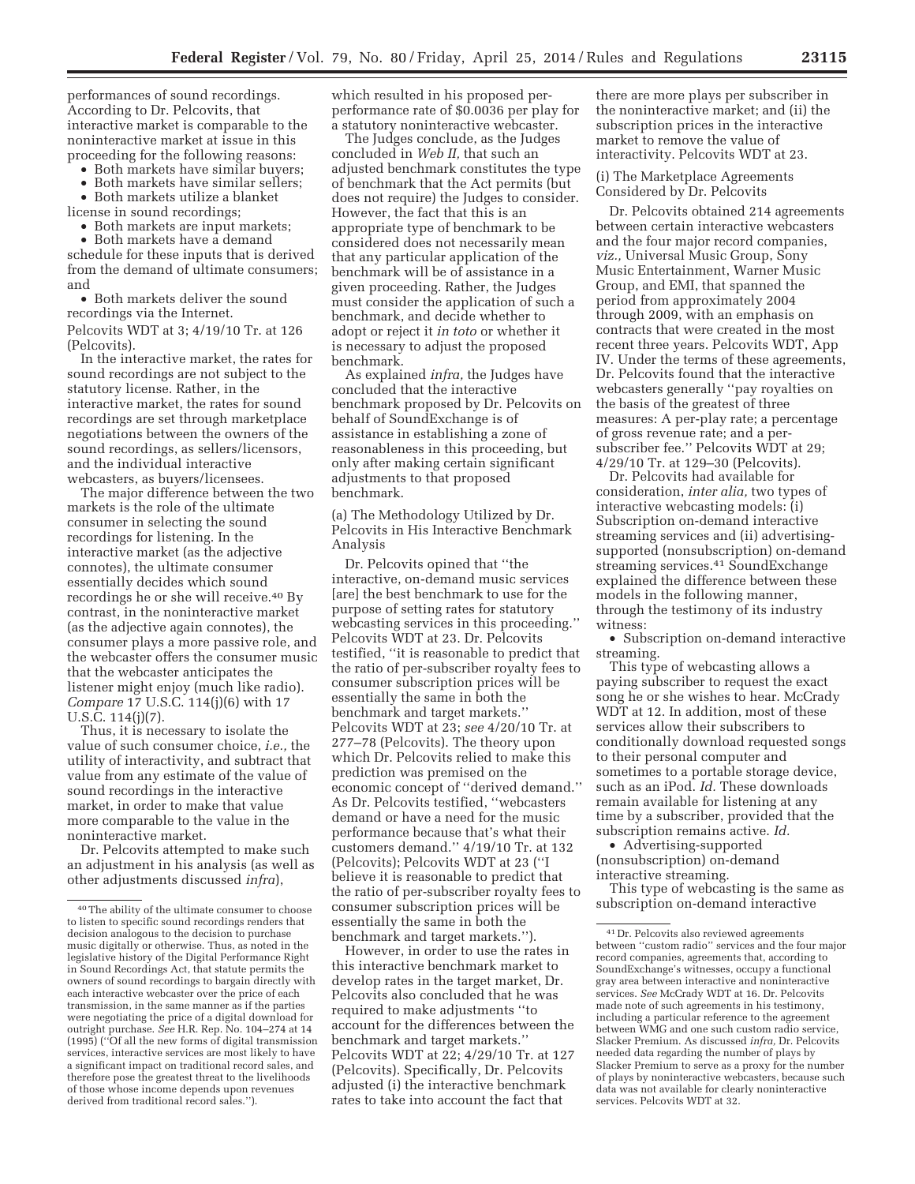performances of sound recordings. According to Dr. Pelcovits, that interactive market is comparable to the noninteractive market at issue in this proceeding for the following reasons:

- Both markets have similar buyers;
- Both markets have similar sellers;
- Both markets utilize a blanket license in sound recordings;
- Both markets are input markets;
- Both markets have a demand schedule for these inputs that is derived from the demand of ultimate consumers; and
- Both markets deliver the sound recordings via the Internet.

Pelcovits WDT at 3; 4/19/10 Tr. at 126 (Pelcovits).

In the interactive market, the rates for sound recordings are not subject to the statutory license. Rather, in the interactive market, the rates for sound recordings are set through marketplace negotiations between the owners of the sound recordings, as sellers/licensors, and the individual interactive webcasters, as buyers/licensees.

The major difference between the two markets is the role of the ultimate consumer in selecting the sound recordings for listening. In the interactive market (as the adjective connotes), the ultimate consumer essentially decides which sound recordings he or she will receive.[40] By contrast, in the noninteractive market (as the adjective again connotes), the consumer plays a more passive role, and the webcaster offers the consumer music that the webcaster anticipates the listener might enjoy (much like radio). *Compare* 17 U.S.C. 114(j)(6) with 17 U.S.C. 114(j)(7).

Thus, it is necessary to isolate the value of such consumer choice, *i.e.,* the utility of interactivity, and subtract that value from any estimate of the value of sound recordings in the interactive market, in order to make that value more comparable to the value in the noninteractive market.

Dr. Pelcovits attempted to make such an adjustment in his analysis (as well as other adjustments discussed *infra*), which resulted in his proposed per-performance rate of $0.0036 per play for a statutory noninteractive webcaster.

The Judges conclude, as the Judges concluded in *Web II,* that such an adjusted benchmark constitutes the type of benchmark that the Act permits (but does not require) the Judges to consider. However, the fact that this is an appropriate type of benchmark to be considered does not necessarily mean that any particular application of the benchmark will be of assistance in a given proceeding. Rather, the Judges must consider the application of such a benchmark, and decide whether to adopt or reject it *in toto* or whether it is necessary to adjust the proposed benchmark.

As explained *infra,* the Judges have concluded that the interactive benchmark proposed by Dr. Pelcovits on behalf of SoundExchange is of assistance in establishing a zone of reasonableness in this proceeding, but only after making certain significant adjustments to that proposed benchmark.

(a) The Methodology Utilized by Dr. Pelcovits in His Interactive Benchmark Analysis

Dr. Pelcovits opined that ''the interactive, on-demand music services [are] the best benchmark to use for the purpose of setting rates for statutory webcasting services in this proceeding.'' Pelcovits WDT at 23. Dr. Pelcovits testified, ''it is reasonable to predict that the ratio of per-subscriber royalty fees to consumer subscription prices will be essentially the same in both the benchmark and target markets.'' Pelcovits WDT at 23; *see* 4/20/10 Tr. at 277–78 (Pelcovits). The theory upon which Dr. Pelcovits relied to make this prediction was premised on the economic concept of ''derived demand.'' As Dr. Pelcovits testified, ''webcasters demand or have a need for the music performance because that's what their customers demand.'' 4/19/10 Tr. at 132 (Pelcovits); Pelcovits WDT at 23 (''I believe it is reasonable to predict that the ratio of per-subscriber royalty fees to consumer subscription prices will be essentially the same in both the benchmark and target markets.'').

However, in order to use the rates in this interactive benchmark market to develop rates in the target market, Dr. Pelcovits also concluded that he was required to make adjustments ''to account for the differences between the benchmark and target markets.'' Pelcovits WDT at 22; 4/29/10 Tr. at 127 (Pelcovits). Specifically, Dr. Pelcovits adjusted (i) the interactive benchmark rates to take into account the fact that there are more plays per subscriber in the noninteractive market; and (ii) the subscription prices in the interactive market to remove the value of interactivity. Pelcovits WDT at 23.

(i) The Marketplace Agreements Considered by Dr. Pelcovits

Dr. Pelcovits obtained 214 agreements between certain interactive webcasters and the four major record companies, *viz.,* Universal Music Group, Sony Music Entertainment, Warner Music Group, and EMI, that spanned the period from approximately 2004 through 2009, with an emphasis on contracts that were created in the most recent three years. Pelcovits WDT, App IV. Under the terms of these agreements, Dr. Pelcovits found that the interactive webcasters generally ''pay royalties on the basis of the greatest of three measures: A per-play rate; a percentage of gross revenue rate; and a per-subscriber fee.'' Pelcovits WDT at 29; 4/29/10 Tr. at 129–30 (Pelcovits).

Dr. Pelcovits had available for consideration, *inter alia,* two types of interactive webcasting models: (i) Subscription on-demand interactive streaming services and (ii) advertising-supported (nonsubscription) on-demand streaming services.[41] SoundExchange explained the difference between these models in the following manner, through the testimony of its industry witness:

- Subscription on-demand interactive streaming.

This type of webcasting allows a paying subscriber to request the exact song he or she wishes to hear. McCrady WDT at 12. In addition, most of these services allow their subscribers to conditionally download requested songs to their personal computer and sometimes to a portable storage device, such as an iPod. *Id.* These downloads remain available for listening at any time by a subscriber, provided that the subscription remains active. *Id.*

- Advertising-supported (nonsubscription) on-demand interactive streaming.

This type of webcasting is the same as subscription on-demand interactive

---

[40] The ability of the ultimate consumer to choose to listen to specific sound recordings renders that decision analogous to the decision to purchase music digitally or otherwise. Thus, as noted in the legislative history of the Digital Performance Right in Sound Recordings Act, that statute permits the owners of sound recordings to bargain directly with each interactive webcaster over the price of each transmission, in the same manner as if the parties were negotiating the price of a digital download for outright purchase. *See* H.R. Rep. No. 104–274 at 14 (1995) (''Of all the new forms of digital transmission services, interactive services are most likely to have a significant impact on traditional record sales, and therefore pose the greatest threat to the livelihoods of those whose income depends upon revenues derived from traditional record sales.'').

[41] Dr. Pelcovits also reviewed agreements between ''custom radio'' services and the four major record companies, agreements that, according to SoundExchange's witnesses, occupy a functional gray area between interactive and noninteractive services. *See* McCrady WDT at 16. Dr. Pelcovits made note of such agreements in his testimony, including a particular reference to the agreement between WMG and one such custom radio service, Slacker Premium. As discussed *infra,* Dr. Pelcovits needed data regarding the number of plays by Slacker Premium to serve as a proxy for the number of plays by noninteractive webcasters, because such data was not available for clearly noninteractive services. Pelcovits WDT at 32.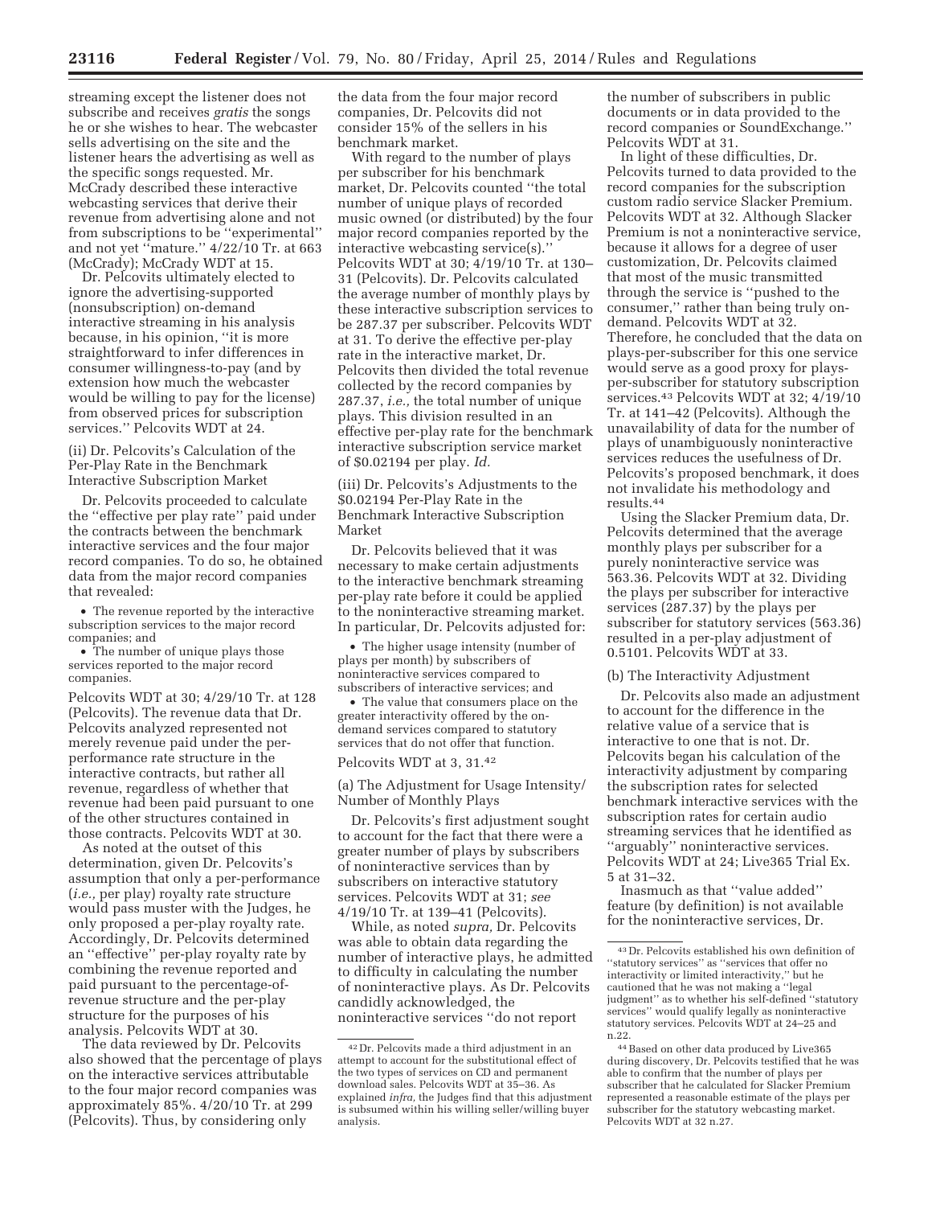streaming except the listener does not subscribe and receives *gratis* the songs he or she wishes to hear. The webcaster sells advertising on the site and the listener hears the advertising as well as the specific songs requested. Mr. McCrady described these interactive webcasting services that derive their revenue from advertising alone and not from subscriptions to be ''experimental'' and not yet ''mature.'' 4/22/10 Tr. at 663 (McCrady); McCrady WDT at 15.

Dr. Pelcovits ultimately elected to ignore the advertising-supported (nonsubscription) on-demand interactive streaming in his analysis because, in his opinion, ''it is more straightforward to infer differences in consumer willingness-to-pay (and by extension how much the webcaster would be willing to pay for the license) from observed prices for subscription services.'' Pelcovits WDT at 24.

(ii) Dr. Pelcovits's Calculation of the Per-Play Rate in the Benchmark Interactive Subscription Market

Dr. Pelcovits proceeded to calculate the ''effective per play rate'' paid under the contracts between the benchmark interactive services and the four major record companies. To do so, he obtained data from the major record companies that revealed:

- The revenue reported by the interactive subscription services to the major record companies; and
- The number of unique plays those services reported to the major record companies.

Pelcovits WDT at 30; 4/29/10 Tr. at 128 (Pelcovits). The revenue data that Dr. Pelcovits analyzed represented not merely revenue paid under the per-performance rate structure in the interactive contracts, but rather all revenue, regardless of whether that revenue had been paid pursuant to one of the other structures contained in those contracts. Pelcovits WDT at 30.

As noted at the outset of this determination, given Dr. Pelcovits's assumption that only a per-performance (*i.e.,* per play) royalty rate structure would pass muster with the Judges, he only proposed a per-play royalty rate. Accordingly, Dr. Pelcovits determined an ''effective'' per-play royalty rate by combining the revenue reported and paid pursuant to the percentage-of-revenue structure and the per-play structure for the purposes of his analysis. Pelcovits WDT at 30.

The data reviewed by Dr. Pelcovits also showed that the percentage of plays on the interactive services attributable to the four major record companies was approximately 85%. 4/20/10 Tr. at 299 (Pelcovits). Thus, by considering only the data from the four major record companies, Dr. Pelcovits did not consider 15% of the sellers in his benchmark market.

With regard to the number of plays per subscriber for his benchmark market, Dr. Pelcovits counted ''the total number of unique plays of recorded music owned (or distributed) by the four major record companies reported by the interactive webcasting service(s).'' Pelcovits WDT at 30; 4/19/10 Tr. at 130–31 (Pelcovits). Dr. Pelcovits calculated the average number of monthly plays by these interactive subscription services to be 287.37 per subscriber. Pelcovits WDT at 31. To derive the effective per-play rate in the interactive market, Dr. Pelcovits then divided the total revenue collected by the record companies by 287.37, *i.e.,* the total number of unique plays. This division resulted in an effective per-play rate for the benchmark interactive subscription service market of $0.02194 per play. *Id.*

(iii) Dr. Pelcovits's Adjustments to the $0.02194 Per-Play Rate in the Benchmark Interactive Subscription Market

Dr. Pelcovits believed that it was necessary to make certain adjustments to the interactive benchmark streaming per-play rate before it could be applied to the noninteractive streaming market. In particular, Dr. Pelcovits adjusted for:

- The higher usage intensity (number of plays per month) by subscribers of noninteractive services compared to subscribers of interactive services; and
- The value that consumers place on the greater interactivity offered by the on-demand services compared to statutory services that do not offer that function.

Pelcovits WDT at 3, 31.[42]

(a) The Adjustment for Usage Intensity/Number of Monthly Plays

Dr. Pelcovits's first adjustment sought to account for the fact that there were a greater number of plays by subscribers of noninteractive services than by subscribers on interactive statutory services. Pelcovits WDT at 31; *see* 4/19/10 Tr. at 139–41 (Pelcovits).

While, as noted *supra,* Dr. Pelcovits was able to obtain data regarding the number of interactive plays, he admitted to difficulty in calculating the number of noninteractive plays. As Dr. Pelcovits candidly acknowledged, the noninteractive services ''do not report the number of subscribers in public documents or in data provided to the record companies or SoundExchange.'' Pelcovits WDT at 31.

In light of these difficulties, Dr. Pelcovits turned to data provided to the record companies for the subscription custom radio service Slacker Premium. Pelcovits WDT at 32. Although Slacker Premium is not a noninteractive service, because it allows for a degree of user customization, Dr. Pelcovits claimed that most of the music transmitted through the service is ''pushed to the consumer,'' rather than being truly on-demand. Pelcovits WDT at 32. Therefore, he concluded that the data on plays-per-subscriber for this one service would serve as a good proxy for plays-per-subscriber for statutory subscription services.[43] Pelcovits WDT at 32; 4/19/10 Tr. at 141–42 (Pelcovits). Although the unavailability of data for the number of plays of unambiguously noninteractive services reduces the usefulness of Dr. Pelcovits's proposed benchmark, it does not invalidate his methodology and results.[44]

Using the Slacker Premium data, Dr. Pelcovits determined that the average monthly plays per subscriber for a purely noninteractive service was 563.36. Pelcovits WDT at 32. Dividing the plays per subscriber for interactive services (287.37) by the plays per subscriber for statutory services (563.36) resulted in a per-play adjustment of 0.5101. Pelcovits WDT at 33.

(b) The Interactivity Adjustment

Dr. Pelcovits also made an adjustment to account for the difference in the relative value of a service that is interactive to one that is not. Dr. Pelcovits began his calculation of the interactivity adjustment by comparing the subscription rates for selected benchmark interactive services with the subscription rates for certain audio streaming services that he identified as ''arguably'' noninteractive services. Pelcovits WDT at 24; Live365 Trial Ex. 5 at 31–32.

Inasmuch as that ''value added'' feature (by definition) is not available for the noninteractive services, Dr.

[42] Dr. Pelcovits made a third adjustment in an attempt to account for the substitutional effect of the two types of services on CD and permanent download sales. Pelcovits WDT at 35–36. As explained *infra,* the Judges find that this adjustment is subsumed within his willing seller/willing buyer analysis.

[43] Dr. Pelcovits established his own definition of ''statutory services'' as ''services that offer no interactivity or limited interactivity,'' but he cautioned that he was not making a ''legal judgment'' as to whether his self-defined ''statutory services'' would qualify legally as noninteractive statutory services. Pelcovits WDT at 24–25 and n.22.

[44] Based on other data produced by Live365 during discovery, Dr. Pelcovits testified that he was able to confirm that the number of plays per subscriber that he calculated for Slacker Premium represented a reasonable estimate of the plays per subscriber for the statutory webcasting market. Pelcovits WDT at 32 n.27.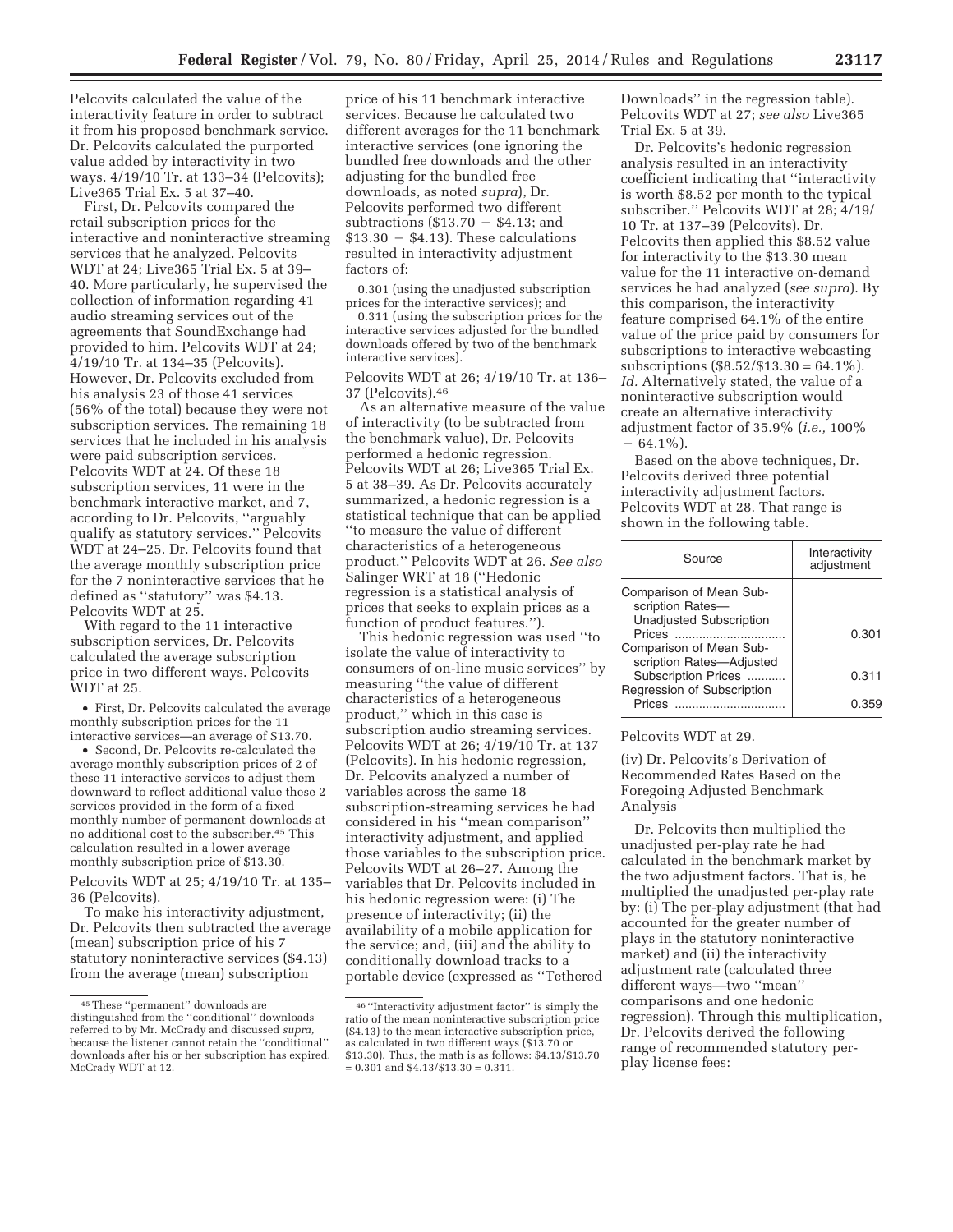Pelcovits calculated the value of the interactivity feature in order to subtract it from his proposed benchmark service. Dr. Pelcovits calculated the purported value added by interactivity in two ways. 4/19/10 Tr. at 133–34 (Pelcovits); Live365 Trial Ex. 5 at 37–40.

First, Dr. Pelcovits compared the retail subscription prices for the interactive and noninteractive streaming services that he analyzed. Pelcovits WDT at 24; Live365 Trial Ex. 5 at 39–40. More particularly, he supervised the collection of information regarding 41 audio streaming services out of the agreements that SoundExchange had provided to him. Pelcovits WDT at 24; 4/19/10 Tr. at 134–35 (Pelcovits). However, Dr. Pelcovits excluded from his analysis 23 of those 41 services (56% of the total) because they were not subscription services. The remaining 18 services that he included in his analysis were paid subscription services. Pelcovits WDT at 24. Of these 18 subscription services, 11 were in the benchmark interactive market, and 7, according to Dr. Pelcovits, ''arguably qualify as statutory services.'' Pelcovits WDT at 24–25. Dr. Pelcovits found that the average monthly subscription price for the 7 noninteractive services that he defined as ''statutory'' was $4.13. Pelcovits WDT at 25.

With regard to the 11 interactive subscription services, Dr. Pelcovits calculated the average subscription price in two different ways. Pelcovits WDT at 25.

- First, Dr. Pelcovits calculated the average monthly subscription prices for the 11 interactive services—an average of $13.70.
- Second, Dr. Pelcovits re-calculated the average monthly subscription prices of 2 of these 11 interactive services to adjust them downward to reflect additional value these 2 services provided in the form of a fixed monthly number of permanent downloads at no additional cost to the subscriber.[45] This calculation resulted in a lower average monthly subscription price of $13.30.

Pelcovits WDT at 25; 4/19/10 Tr. at 135–36 (Pelcovits).

To make his interactivity adjustment, Dr. Pelcovits then subtracted the average (mean) subscription price of his 7 statutory noninteractive services ($4.13) from the average (mean) subscription price of his 11 benchmark interactive services. Because he calculated two different averages for the 11 benchmark interactive services (one ignoring the bundled free downloads and the other adjusting for the bundled free downloads, as noted *supra*), Dr. Pelcovits performed two different subtractions ($13.70 − $4.13; and $13.30 − $4.13). These calculations resulted in interactivity adjustment factors of:

0.301 (using the unadjusted subscription prices for the interactive services); and

0.311 (using the subscription prices for the interactive services adjusted for the bundled downloads offered by two of the benchmark interactive services).

Pelcovits WDT at 26; 4/19/10 Tr. at 136–37 (Pelcovits).[46]

As an alternative measure of the value of interactivity (to be subtracted from the benchmark value), Dr. Pelcovits performed a hedonic regression. Pelcovits WDT at 26; Live365 Trial Ex. 5 at 38–39. As Dr. Pelcovits accurately summarized, a hedonic regression is a statistical technique that can be applied ''to measure the value of different characteristics of a heterogeneous product.'' Pelcovits WDT at 26. *See also* Salinger WRT at 18 (''Hedonic regression is a statistical analysis of prices that seeks to explain prices as a function of product features.'').

This hedonic regression was used ''to isolate the value of interactivity to consumers of on-line music services'' by measuring ''the value of different characteristics of a heterogeneous product,'' which in this case is subscription audio streaming services. Pelcovits WDT at 26; 4/19/10 Tr. at 137 (Pelcovits). In his hedonic regression, Dr. Pelcovits analyzed a number of variables across the same 18 subscription-streaming services he had considered in his ''mean comparison'' interactivity adjustment, and applied those variables to the subscription price. Pelcovits WDT at 26–27. Among the variables that Dr. Pelcovits included in his hedonic regression were: (i) The presence of interactivity; (ii) the availability of a mobile application for the service; and, (iii) and the ability to conditionally download tracks to a portable device (expressed as ''Tethered Downloads'' in the regression table). Pelcovits WDT at 27; *see also* Live365 Trial Ex. 5 at 39.

Dr. Pelcovits's hedonic regression analysis resulted in an interactivity coefficient indicating that ''interactivity is worth $8.52 per month to the typical subscriber.'' Pelcovits WDT at 28; 4/19/10 Tr. at 137–39 (Pelcovits). Dr. Pelcovits then applied this $8.52 value for interactivity to the $13.30 mean value for the 11 interactive on-demand services he had analyzed (*see supra*). By this comparison, the interactivity feature comprised 64.1% of the entire value of the price paid by consumers for subscriptions to interactive webcasting subscriptions ($8.52/$13.30 = 64.1%). *Id.* Alternatively stated, the value of a noninteractive subscription would create an alternative interactivity adjustment factor of 35.9% (*i.e.,* 100% − 64.1%).

Based on the above techniques, Dr. Pelcovits derived three potential interactivity adjustment factors. Pelcovits WDT at 28. That range is shown in the following table.

| Source | Interactivity adjustment |
|---|---|
| Comparison of Mean Subscription Rates—Unadjusted Subscription Prices | 0.301 |
| Comparison of Mean Subscription Rates—Adjusted Subscription Prices | 0.311 |
| Regression of Subscription Prices | 0.359 |

Pelcovits WDT at 29.

(iv) Dr. Pelcovits's Derivation of Recommended Rates Based on the Foregoing Adjusted Benchmark Analysis

Dr. Pelcovits then multiplied the unadjusted per-play rate he had calculated in the benchmark market by the two adjustment factors. That is, he multiplied the unadjusted per-play rate by: (i) The per-play adjustment (that had accounted for the greater number of plays in the statutory noninteractive market) and (ii) the interactivity adjustment rate (calculated three different ways—two ''mean'' comparisons and one hedonic regression). Through this multiplication, Dr. Pelcovits derived the following range of recommended statutory per-play license fees:

---

[45] These ''permanent'' downloads are distinguished from the ''conditional'' downloads referred to by Mr. McCrady and discussed *supra,* because the listener cannot retain the ''conditional'' downloads after his or her subscription has expired. McCrady WDT at 12.

[46] ''Interactivity adjustment factor'' is simply the ratio of the mean noninteractive subscription price ($4.13) to the mean interactive subscription price, as calculated in two different ways ($13.70 or $13.30). Thus, the math is as follows: $4.13/$13.70 = 0.301 and $4.13/$13.30 = 0.311.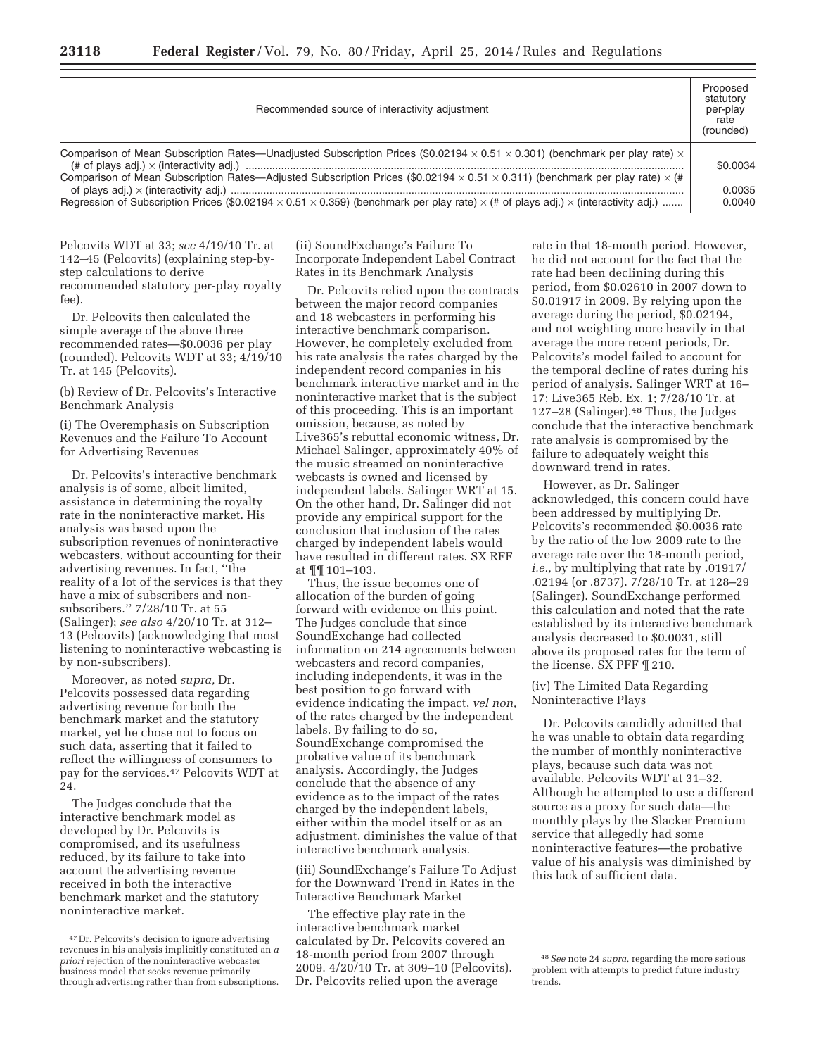| Recommended source of interactivity adjustment | Proposed statutory per-play rate (rounded) |
| --- | --- |
| Comparison of Mean Subscription Rates—Unadjusted Subscription Prices ($0.02194 × 0.51 × 0.301) (benchmark per play rate) × (# of plays adj.) × (interactivity adj.) | $0.0034 |
| Comparison of Mean Subscription Rates—Adjusted Subscription Prices ($0.02194 × 0.51 × 0.311) (benchmark per play rate) × (# of plays adj.) × (interactivity adj.) | 0.0035 |
| Regression of Subscription Prices ($0.02194 × 0.51 × 0.359) (benchmark per play rate) × (# of plays adj.) × (interactivity adj.) | 0.0040 |

Pelcovits WDT at 33; *see* 4/19/10 Tr. at 142–45 (Pelcovits) (explaining step-by-step calculations to derive recommended statutory per-play royalty fee).

Dr. Pelcovits then calculated the simple average of the above three recommended rates—$0.0036 per play (rounded). Pelcovits WDT at 33; 4/19/10 Tr. at 145 (Pelcovits).

(b) Review of Dr. Pelcovits's Interactive Benchmark Analysis

(i) The Overemphasis on Subscription Revenues and the Failure To Account for Advertising Revenues

Dr. Pelcovits's interactive benchmark analysis is of some, albeit limited, assistance in determining the royalty rate in the noninteractive market. His analysis was based upon the subscription revenues of noninteractive webcasters, without accounting for their advertising revenues. In fact, "the reality of a lot of the services is that they have a mix of subscribers and non-subscribers." 7/28/10 Tr. at 55 (Salinger); *see also* 4/20/10 Tr. at 312–13 (Pelcovits) (acknowledging that most listening to noninteractive webcasting is by non-subscribers).

Moreover, as noted *supra,* Dr. Pelcovits possessed data regarding advertising revenue for both the benchmark market and the statutory market, yet he chose not to focus on such data, asserting that it failed to reflect the willingness of consumers to pay for the services.[47] Pelcovits WDT at 24.

The Judges conclude that the interactive benchmark model as developed by Dr. Pelcovits is compromised, and its usefulness reduced, by its failure to take into account the advertising revenue received in both the interactive benchmark market and the statutory noninteractive market.

(ii) SoundExchange's Failure To Incorporate Independent Label Contract Rates in its Benchmark Analysis

Dr. Pelcovits relied upon the contracts between the major record companies and 18 webcasters in performing his interactive benchmark comparison. However, he completely excluded from his rate analysis the rates charged by the independent record companies in his benchmark interactive market and in the noninteractive market that is the subject of this proceeding. This is an important omission, because, as noted by Live365's rebuttal economic witness, Dr. Michael Salinger, approximately 40% of the music streamed on noninteractive webcasts is owned and licensed by independent labels. Salinger WRT at 15. On the other hand, Dr. Salinger did not provide any empirical support for the conclusion that inclusion of the rates charged by independent labels would have resulted in different rates. SX RFF at ¶¶ 101–103.

Thus, the issue becomes one of allocation of the burden of going forward with evidence on this point. The Judges conclude that since SoundExchange had collected information on 214 agreements between webcasters and record companies, including independents, it was in the best position to go forward with evidence indicating the impact, *vel non,* of the rates charged by the independent labels. By failing to do so, SoundExchange compromised the probative value of its benchmark analysis. Accordingly, the Judges conclude that the absence of any evidence as to the impact of the rates charged by the independent labels, either within the model itself or as an adjustment, diminishes the value of that interactive benchmark analysis.

(iii) SoundExchange's Failure To Adjust for the Downward Trend in Rates in the Interactive Benchmark Market

The effective play rate in the interactive benchmark market calculated by Dr. Pelcovits covered an 18-month period from 2007 through 2009. 4/20/10 Tr. at 309–10 (Pelcovits). Dr. Pelcovits relied upon the average rate in that 18-month period. However, he did not account for the fact that the rate had been declining during this period, from $0.02610 in 2007 down to $0.01917 in 2009. By relying upon the average during the period, $0.02194, and not weighting more heavily in that average the more recent periods, Dr. Pelcovits's model failed to account for the temporal decline of rates during his period of analysis. Salinger WRT at 16–17; Live365 Reb. Ex. 1; 7/28/10 Tr. at 127–28 (Salinger).[48] Thus, the Judges conclude that the interactive benchmark rate analysis is compromised by the failure to adequately weight this downward trend in rates.

However, as Dr. Salinger acknowledged, this concern could have been addressed by multiplying Dr. Pelcovits's recommended $0.0036 rate by the ratio of the low 2009 rate to the average rate over the 18-month period, *i.e.,* by multiplying that rate by .01917/.02194 (or .8737). 7/28/10 Tr. at 128–29 (Salinger). SoundExchange performed this calculation and noted that the rate established by its interactive benchmark analysis decreased to $0.0031, still above its proposed rates for the term of the license. SX PFF ¶ 210.

(iv) The Limited Data Regarding Noninteractive Plays

Dr. Pelcovits candidly admitted that he was unable to obtain data regarding the number of monthly noninteractive plays, because such data was not available. Pelcovits WDT at 31–32. Although he attempted to use a different source as a proxy for such data—the monthly plays by the Slacker Premium service that allegedly had some noninteractive features—the probative value of his analysis was diminished by this lack of sufficient data.

---

[47] Dr. Pelcovits's decision to ignore advertising revenues in his analysis implicitly constituted an *a priori* rejection of the noninteractive webcaster business model that seeks revenue primarily through advertising rather than from subscriptions.

[48] *See* note 24 *supra,* regarding the more serious problem with attempts to predict future industry trends.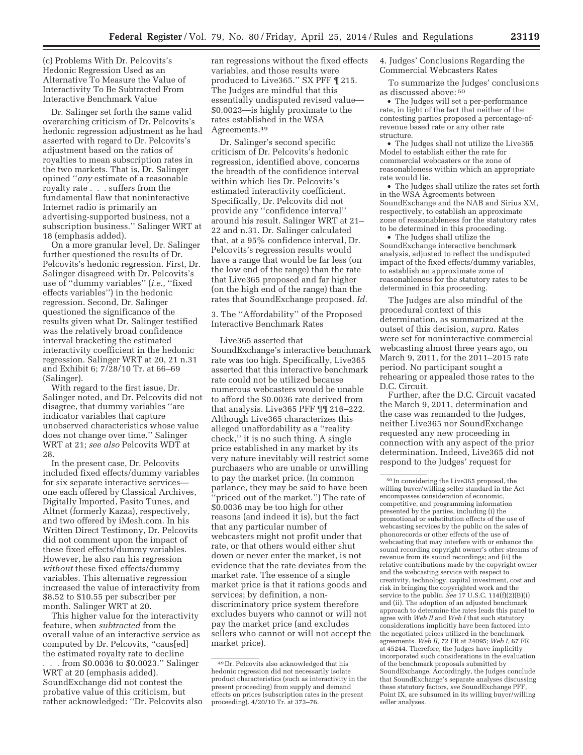(c) Problems With Dr. Pelcovits's Hedonic Regression Used as an Alternative To Measure the Value of Interactivity To Be Subtracted From Interactive Benchmark Value

Dr. Salinger set forth the same valid overarching criticism of Dr. Pelcovits's hedonic regression adjustment as he had asserted with regard to Dr. Pelcovits's adjustment based on the ratios of royalties to mean subscription rates in the two markets. That is, Dr. Salinger opined ''*any* estimate of a reasonable royalty rate . . . suffers from the fundamental flaw that noninteractive Internet radio is primarily an advertising-supported business, not a subscription business.'' Salinger WRT at 18 (emphasis added).

On a more granular level, Dr. Salinger further questioned the results of Dr. Pelcovits's hedonic regression. First, Dr. Salinger disagreed with Dr. Pelcovits's use of ''dummy variables'' (*i.e.,* ''fixed effects variables'') in the hedonic regression. Second, Dr. Salinger questioned the significance of the results given what Dr. Salinger testified was the relatively broad confidence interval bracketing the estimated interactivity coefficient in the hedonic regression. Salinger WRT at 20, 21 n.31 and Exhibit 6; 7/28/10 Tr. at 66–69 (Salinger).

With regard to the first issue, Dr. Salinger noted, and Dr. Pelcovits did not disagree, that dummy variables ''are indicator variables that capture unobserved characteristics whose value does not change over time.'' Salinger WRT at 21; *see also* Pelcovits WDT at 28.

In the present case, Dr. Pelcovits included fixed effects/dummy variables for six separate interactive services—one each offered by Classical Archives, Digitally Imported, Pasito Tunes, and Altnet (formerly Kazaa), respectively, and two offered by iMesh.com. In his Written Direct Testimony, Dr. Pelcovits did not comment upon the impact of these fixed effects/dummy variables. However, he also ran his regression *without* these fixed effects/dummy variables. This alternative regression increased the value of interactivity from $8.52 to $10.55 per subscriber per month. Salinger WRT at 20.

This higher value for the interactivity feature, when *subtracted* from the overall value of an interactive service as computed by Dr. Pelcovits, ''caus[ed] the estimated royalty rate to decline . . . from $0.0036 to $0.0023.'' Salinger WRT at 20 (emphasis added). SoundExchange did not contest the probative value of this criticism, but rather acknowledged: ''Dr. Pelcovits also ran regressions without the fixed effects variables, and those results were produced to Live365.'' SX PFF ¶ 215. The Judges are mindful that this essentially undisputed revised value—$0.0023—is highly proximate to the rates established in the WSA Agreements.[49]

Dr. Salinger's second specific criticism of Dr. Pelcovits's hedonic regression, identified above, concerns the breadth of the confidence interval within which lies Dr. Pelcovits's estimated interactivity coefficient. Specifically, Dr. Pelcovits did not provide any ''confidence interval'' around his result. Salinger WRT at 21–22 and n.31. Dr. Salinger calculated that, at a 95% confidence interval, Dr. Pelcovits's regression results would have a range that would be far less (on the low end of the range) than the rate that Live365 proposed and far higher (on the high end of the range) than the rates that SoundExchange proposed. *Id.*

3. The ''Affordability'' of the Proposed Interactive Benchmark Rates

Live365 asserted that SoundExchange's interactive benchmark rate was too high. Specifically, Live365 asserted that this interactive benchmark rate could not be utilized because numerous webcasters would be unable to afford the $0.0036 rate derived from that analysis. Live365 PFF ¶¶ 216–222. Although Live365 characterizes this alleged unaffordability as a ''reality check,'' it is no such thing. A single price established in any market by its very nature inevitably will restrict some purchasers who are unable or unwilling to pay the market price. (In common parlance, they may be said to have been ''priced out of the market.'') The rate of $0.0036 may be too high for other reasons (and indeed it is), but the fact that any particular number of webcasters might not profit under that rate, or that others would either shut down or never enter the market, is not evidence that the rate deviates from the market rate. The essence of a single market price is that it rations goods and services; by definition, a non-discriminatory price system therefore excludes buyers who cannot or will not pay the market price (and excludes sellers who cannot or will not accept the market price).

4. Judges' Conclusions Regarding the Commercial Webcasters Rates

To summarize the Judges' conclusions as discussed above: [50]

- The Judges will set a per-performance rate, in light of the fact that neither of the contesting parties proposed a percentage-of-revenue based rate or any other rate structure.
- The Judges shall not utilize the Live365 Model to establish either the rate for commercial webcasters or the zone of reasonableness within which an appropriate rate would lie.
- The Judges shall utilize the rates set forth in the WSA Agreements between SoundExchange and the NAB and Sirius XM, respectively, to establish an approximate zone of reasonableness for the statutory rates to be determined in this proceeding.
- The Judges shall utilize the SoundExchange interactive benchmark analysis, adjusted to reflect the undisputed impact of the fixed effects/dummy variables, to establish an approximate zone of reasonableness for the statutory rates to be determined in this proceeding.

The Judges are also mindful of the procedural context of this determination, as summarized at the outset of this decision, *supra.* Rates were set for noninteractive commercial webcasting almost three years ago, on March 9, 2011, for the 2011–2015 rate period. No participant sought a rehearing or appealed those rates to the D.C. Circuit.

Further, after the D.C. Circuit vacated the March 9, 2011, determination and the case was remanded to the Judges, neither Live365 nor SoundExchange requested any new proceeding in connection with any aspect of the prior determination. Indeed, Live365 did not respond to the Judges' request for

---

[49] Dr. Pelcovits also acknowledged that his hedonic regression did not necessarily isolate product characteristics (such as interactivity in the present proceeding) from supply and demand effects on prices (subscription rates in the present proceeding). 4/20/10 Tr. at 373–76.

[50] In considering the Live365 proposal, the willing buyer/willing seller standard in the Act encompasses consideration of economic, competitive, and programming information presented by the parties, including (i) the promotional or substitution effects of the use of webcasting services by the public on the sales of phonorecords or other effects of the use of webcasting that may interfere with or enhance the sound recording copyright owner's other streams of revenue from its sound recordings; and (ii) the relative contributions made by the copyright owner and the webcasting service with respect to creativity, technology, capital investment, cost and risk in bringing the copyrighted work and the service to the public. *See* 17 U.S.C. 114(f)(2)(B)(i) and (ii). The adoption of an adjusted benchmark approach to determine the rates leads this panel to agree with *Web II* and *Web I* that such statutory considerations implicitly have been factored into the negotiated prices utilized in the benchmark agreements. *Web II,* 72 FR at 24095; *Web I,* 67 FR at 45244. Therefore, the Judges have implicitly incorporated such considerations in the evaluation of the benchmark proposals submitted by SoundExchange. Accordingly, the Judges conclude that SoundExchange's separate analyses discussing these statutory factors, *see* SoundExchange PFF, Point IX, are subsumed in its willing buyer/willing seller analyses.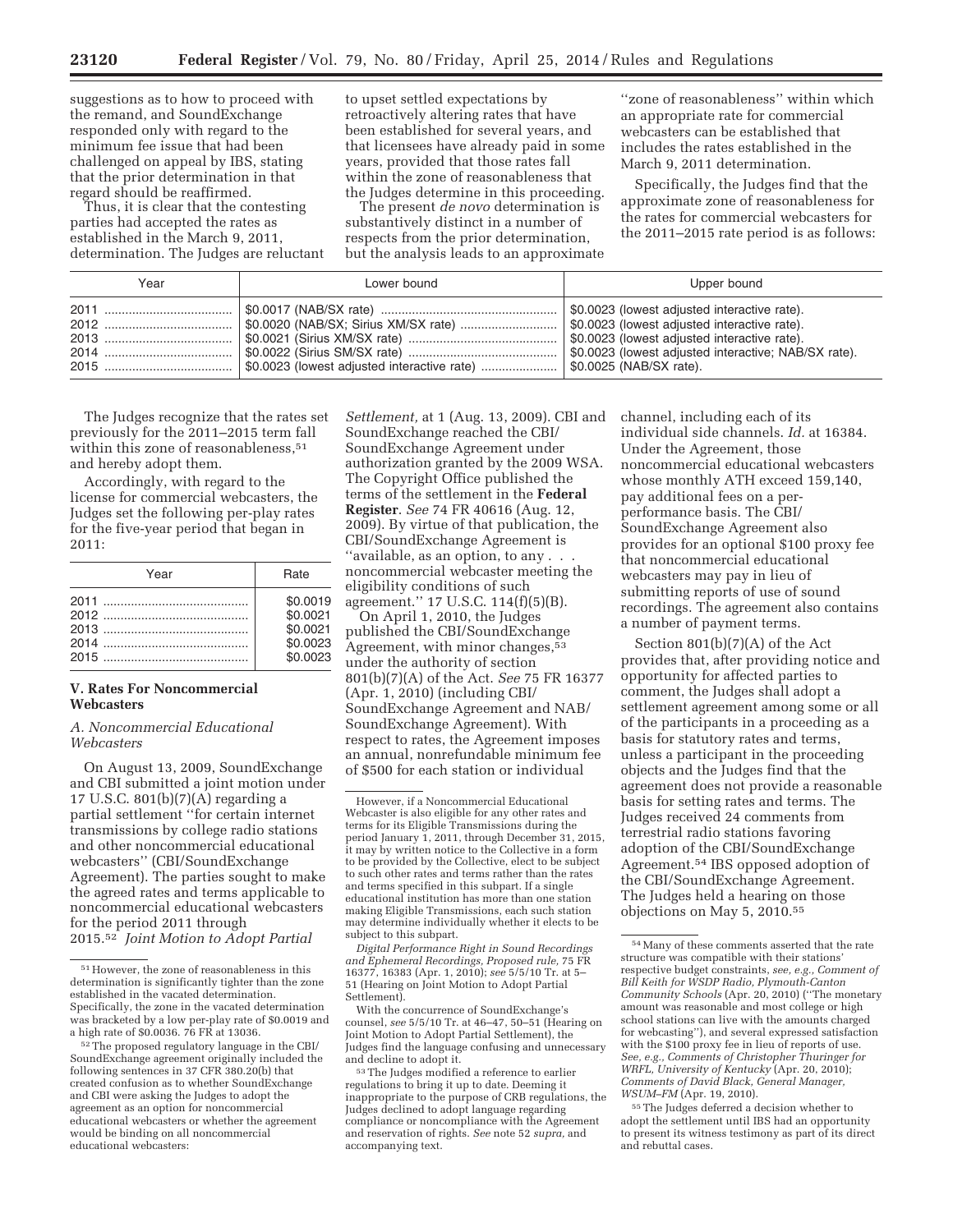suggestions as to how to proceed with the remand, and SoundExchange responded only with regard to the minimum fee issue that had been challenged on appeal by IBS, stating that the prior determination in that regard should be reaffirmed.

Thus, it is clear that the contesting parties had accepted the rates as established in the March 9, 2011, determination. The Judges are reluctant to upset settled expectations by retroactively altering rates that have been established for several years, and that licensees have already paid in some years, provided that those rates fall within the zone of reasonableness that the Judges determine in this proceeding.

The present *de novo* determination is substantively distinct in a number of respects from the prior determination, but the analysis leads to an approximate ''zone of reasonableness'' within which an appropriate rate for commercial webcasters can be established that includes the rates established in the March 9, 2011 determination.

Specifically, the Judges find that the approximate zone of reasonableness for the rates for commercial webcasters for the 2011–2015 rate period is as follows:

| Year | Lower bound | Upper bound |
|---|---|---|
| 2011 | $0.0017 (NAB/SX rate) | $0.0023 (lowest adjusted interactive rate). |
| 2012 | $0.0020 (NAB/SX; Sirius XM/SX rate) | $0.0023 (lowest adjusted interactive rate). |
| 2013 | $0.0021 (Sirius XM/SX rate) | $0.0023 (lowest adjusted interactive rate). |
| 2014 | $0.0022 (Sirius SM/SX rate) | $0.0023 (lowest adjusted interactive; NAB/SX rate). |
| 2015 | $0.0023 (lowest adjusted interactive rate) | $0.0025 (NAB/SX rate). |

The Judges recognize that the rates set previously for the 2011–2015 term fall within this zone of reasonableness,[51] and hereby adopt them.

Accordingly, with regard to the license for commercial webcasters, the Judges set the following per-play rates for the five-year period that began in 2011:

| Year | Rate |
|---|---|
| 2011 | $0.0019 |
| 2012 | $0.0021 |
| 2013 | $0.0021 |
| 2014 | $0.0023 |
| 2015 | $0.0023 |

## V. Rates For Noncommercial Webcasters

### *A. Noncommercial Educational Webcasters*

On August 13, 2009, SoundExchange and CBI submitted a joint motion under 17 U.S.C. 801(b)(7)(A) regarding a partial settlement ''for certain internet transmissions by college radio stations and other noncommercial educational webcasters'' (CBI/SoundExchange Agreement). The parties sought to make the agreed rates and terms applicable to noncommercial educational webcasters for the period 2011 through 2015.[52] *Joint Motion to Adopt Partial Settlement,* at 1 (Aug. 13, 2009). CBI and SoundExchange reached the CBI/SoundExchange Agreement under authorization granted by the 2009 WSA. The Copyright Office published the terms of the settlement in the **Federal Register**. *See* 74 FR 40616 (Aug. 12, 2009). By virtue of that publication, the CBI/SoundExchange Agreement is ''available, as an option, to any . . . noncommercial webcaster meeting the eligibility conditions of such agreement.'' 17 U.S.C. 114(f)(5)(B).

On April 1, 2010, the Judges published the CBI/SoundExchange Agreement, with minor changes,[53] under the authority of section 801(b)(7)(A) of the Act. *See* 75 FR 16377 (Apr. 1, 2010) (including CBI/SoundExchange Agreement and NAB/SoundExchange Agreement). With respect to rates, the Agreement imposes an annual, nonrefundable minimum fee of $500 for each station or individual channel, including each of its individual side channels. *Id.* at 16384. Under the Agreement, those noncommercial educational webcasters whose monthly ATH exceed 159,140, pay additional fees on a per-performance basis. The CBI/SoundExchange Agreement also provides for an optional $100 proxy fee that noncommercial educational webcasters may pay in lieu of submitting reports of use of sound recordings. The agreement also contains a number of payment terms.

Section 801(b)(7)(A) of the Act provides that, after providing notice and opportunity for affected parties to comment, the Judges shall adopt a settlement agreement among some or all of the participants in a proceeding as a basis for statutory rates and terms, unless a participant in the proceeding objects and the Judges find that the agreement does not provide a reasonable basis for setting rates and terms. The Judges received 24 comments from terrestrial radio stations favoring adoption of the CBI/SoundExchange Agreement.[54] IBS opposed adoption of the CBI/SoundExchange Agreement. The Judges held a hearing on those objections on May 5, 2010.[55]

---

[51] However, the zone of reasonableness in this determination is significantly tighter than the zone established in the vacated determination. Specifically, the zone in the vacated determination was bracketed by a low per-play rate of $0.0019 and a high rate of $0.0036. 76 FR at 13036.

[52] The proposed regulatory language in the CBI/SoundExchange agreement originally included the following sentences in 37 CFR 380.20(b) that created confusion as to whether SoundExchange and CBI were asking the Judges to adopt the agreement as an option for noncommercial educational webcasters or whether the agreement would be binding on all noncommercial educational webcasters:

However, if a Noncommercial Educational Webcaster is also eligible for any other rates and terms for its Eligible Transmissions during the period January 1, 2011, through December 31, 2015, it may by written notice to the Collective in a form to be provided by the Collective, elect to be subject to such other rates and terms rather than the rates and terms specified in this subpart. If a single educational institution has more than one station making Eligible Transmissions, each such station may determine individually whether it elects to be subject to this subpart.

*Digital Performance Right in Sound Recordings and Ephemeral Recordings, Proposed rule,* 75 FR 16377, 16383 (Apr. 1, 2010); *see* 5/5/10 Tr. at 5–51 (Hearing on Joint Motion to Adopt Partial Settlement).

With the concurrence of SoundExchange's counsel, *see* 5/5/10 Tr. at 46–47, 50–51 (Hearing on Joint Motion to Adopt Partial Settlement), the Judges find the language confusing and unnecessary and decline to adopt it.

[53] The Judges modified a reference to earlier regulations to bring it up to date. Deeming it inappropriate to the purpose of CRB regulations, the Judges declined to adopt language regarding compliance or noncompliance with the Agreement and reservation of rights. *See* note 52 *supra*, and accompanying text.

[54] Many of these comments asserted that the rate structure was compatible with their stations' respective budget constraints, *see, e.g., Comment of Bill Keith for WSDP Radio, Plymouth-Canton Community Schools* (Apr. 20, 2010) (''The monetary amount was reasonable and most college or high school stations can live with the amounts charged for webcasting''), and several expressed satisfaction with the $100 proxy fee in lieu of reports of use. *See, e.g., Comments of Christopher Thuringer for WRFL, University of Kentucky* (Apr. 20, 2010); *Comments of David Black, General Manager, WSUM–FM* (Apr. 19, 2010).

[55] The Judges deferred a decision whether to adopt the settlement until IBS had an opportunity to present its witness testimony as part of its direct and rebuttal cases.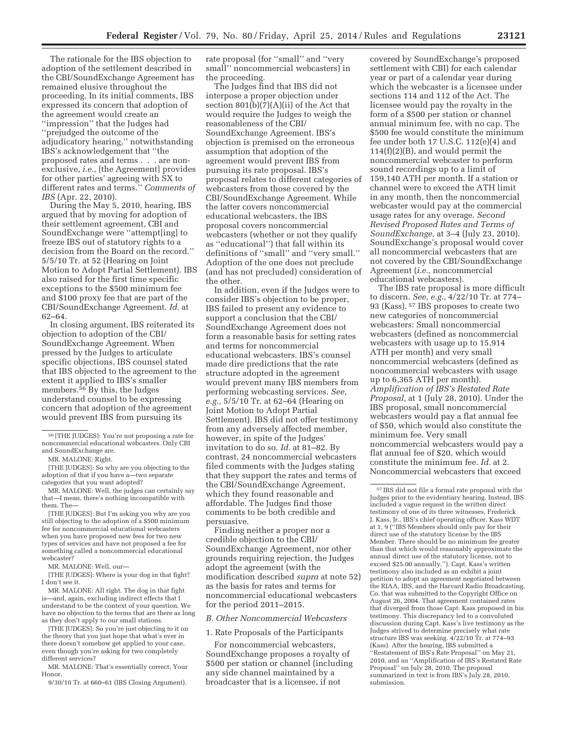The rationale for the IBS objection to adoption of the settlement described in the CBI/SoundExchange Agreement has remained elusive throughout the proceeding. In its initial comments, IBS expressed its concern that adoption of the agreement would create an ''impression'' that the Judges had ''prejudged the outcome of the adjudicatory hearing,'' notwithstanding IBS's acknowledgement that ''the proposed rates and terms . . . are non-exclusive, *i.e.,* [the Agreement] provides for other parties' agreeing with SX to different rates and terms.'' *Comments of IBS* (Apr. 22, 2010).

During the May 5, 2010, hearing, IBS argued that by moving for adoption of their settlement agreement, CBI and SoundExchange were ''attempt[ing] to freeze IBS out of statutory rights to a decision from the Board on the record.'' 5/5/10 Tr. at 52 (Hearing on Joint Motion to Adopt Partial Settlement). IBS also raised for the first time specific exceptions to the $500 minimum fee and $100 proxy fee that are part of the CBI/SoundExchange Agreement. *Id.* at 62–64.

In closing argument, IBS reiterated its objection to adoption of the CBI/SoundExchange Agreement. When pressed by the Judges to articulate specific objections, IBS counsel stated that IBS objected to the agreement to the extent it applied to IBS's smaller members.[56] By this, the Judges understand counsel to be expressing concern that adoption of the agreement would prevent IBS from pursuing its rate proposal (for ''small'' and ''very small'' noncommercial webcasters) in the proceeding.

The Judges find that IBS did not interpose a proper objection under section 801(b)(7)(A)(ii) of the Act that would require the Judges to weigh the reasonableness of the CBI/SoundExchange Agreement. IBS's objection is premised on the erroneous assumption that adoption of the agreement would prevent IBS from pursuing its rate proposal. IBS's proposal relates to different categories of webcasters from those covered by the CBI/SoundExchange Agreement. While the latter covers noncommercial educational webcasters, the IBS proposal covers noncommercial webcasters (whether or not they qualify as ''educational'') that fall within its definitions of ''small'' and ''very small.'' Adoption of the one does not preclude (and has not precluded) consideration of the other.

In addition, even if the Judges were to consider IBS's objection to be proper, IBS failed to present any evidence to support a conclusion that the CBI/SoundExchange Agreement does not form a reasonable basis for setting rates and terms for noncommercial educational webcasters. IBS's counsel made dire predictions that the rate structure adopted in the agreement would prevent many IBS members from performing webcasting services. *See, e.g.,* 5/5/10 Tr. at 62–64 (Hearing on Joint Motion to Adopt Partial Settlement). IBS did not offer testimony from any adversely affected member, however, in spite of the Judges' invitation to do so. *Id.* at 81–82. By contrast, 24 noncommercial webcasters filed comments with the Judges stating that they support the rates and terms of the CBI/SoundExchange Agreement, which they found reasonable and affordable. The Judges find those comments to be both credible and persuasive.

Finding neither a proper nor a credible objection to the CBI/SoundExchange Agreement, nor other grounds requiring rejection, the Judges adopt the agreement (with the modification described *supra* at note 52) as the basis for rates and terms for noncommercial educational webcasters for the period 2011–2015.

### *B. Other Noncommercial Webcasters*

#### 1. Rate Proposals of the Participants

For noncommercial webcasters, SoundExchange proposes a royalty of $500 per station or channel (including any side channel maintained by a broadcaster that is a licensee, if not covered by SoundExchange's proposed settlement with CBI) for each calendar year or part of a calendar year during which the webcaster is a licensee under sections 114 and 112 of the Act. The licensee would pay the royalty in the form of a $500 per station or channel annual minimum fee, with no cap. The $500 fee would constitute the minimum fee under both 17 U.S.C. 112(e)(4) and 114(f)(2)(B), and would permit the noncommercial webcaster to perform sound recordings up to a limit of 159,140 ATH per month. If a station or channel were to exceed the ATH limit in any month, then the noncommercial webcaster would pay at the commercial usage rates for any overage. *Second Revised Proposed Rates and Terms of SoundExchange,* at 3–4 (July 23, 2010). SoundExchange's proposal would cover all noncommercial webcasters that are not covered by the CBI/SoundExchange Agreement (*i.e.,* noncommercial educational webcasters).

The IBS rate proposal is more difficult to discern. *See, e.g.,* 4/22/10 Tr. at 774–93 (Kass).[57] IBS proposes to create two new categories of noncommercial webcasters: Small noncommercial webcasters (defined as noncommercial webcasters with usage up to 15,914 ATH per month) and very small noncommercial webcasters (defined as noncommercial webcasters with usage up to 6,365 ATH per month). *Amplification of IBS's Restated Rate Proposal,* at 1 (July 28, 2010). Under the IBS proposal, small noncommercial webcasters would pay a flat annual fee of $50, which would also constitute the minimum fee. Very small noncommercial webcasters would pay a flat annual fee of $20, which would constitute the minimum fee. *Id.* at 2. Noncommercial webcasters that exceed

---

[56] [THE JUDGES]: You're not proposing a rate for noncommercial educational webcasters. Only CBI and SoundExchange are.

MR. MALONE: Right.

[THE JUDGES]: So why are you objecting to the adoption of that if you have a—two separate categories that you want adopted?

MR. MALONE: Well, the judges can certainly say that—I mean, there's nothing incompatible with them. The—

[THE JUDGES]: But I'm asking you why are you still objecting to the adoption of a $500 minimum fee for noncommercial educational webcasters when you have proposed new fees for two new types of services and have not proposed a fee for something called a noncommercial educational webcaster?

MR. MALONE: Well, our—

[THE JUDGES]: Where is your dog in that fight? I don't see it.

MR. MALONE: All right. The dog in that fight is—and, again, excluding indirect effects that I understand to be the context of your question. We have no objection to the terms that are there as long as they don't apply to our small stations.

[THE JUDGES]: So you're just objecting to it on the theory that you just hope that what's ever in there doesn't somehow get applied to your case, even though you're asking for two completely different services?

MR. MALONE: That's essentially correct, Your Honor.

9/30/10 Tr. at 660–61 (IBS Closing Argument).

[57] IBS did not file a formal rate proposal with the Judges prior to the evidentiary hearing. Instead, IBS included a vague request in the written direct testimony of one of its three witnesses, Frederick J. Kass, Jr., IBS's chief operating officer. Kass WDT at 1, 9 (''IBS Members should only pay for their direct use of the statutory license by the IBS Member. There should be no minimum fee greater than that which would reasonably approximate the annual direct use of the statutory license, not to exceed $25.00 annually.''). Capt. Kass's written testimony also included as an exhibit a joint petition to adopt an agreement negotiated between the RIAA, IBS, and the Harvard Radio Broadcasting, Co. that was submitted to the Copyright Office on August 26, 2004. That agreement contained rates that diverged from those Capt. Kass proposed in his testimony. This discrepancy led to a convoluted discussion during Capt. Kass's live testimony as the Judges strived to determine precisely what rate structure IBS was seeking. 4/22/10 Tr. at 774–93 (Kass). After the hearing, IBS submitted a ''Restatement of IBS's Rate Proposal'' on May 21, 2010, and an ''Amplification of IBS's Restated Rate Proposal'' on July 28, 2010. The proposal summarized in text is from IBS's July 28, 2010, submission.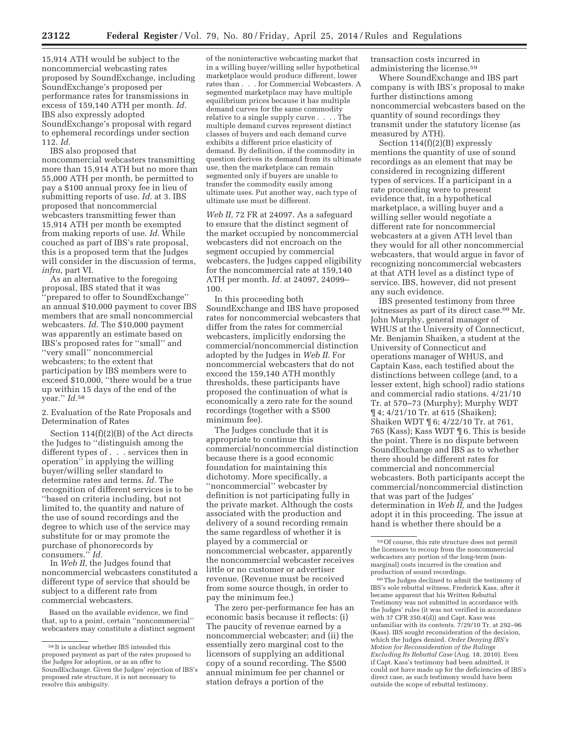15,914 ATH would be subject to the noncommercial webcasting rates proposed by SoundExchange, including SoundExchange's proposed per performance rates for transmissions in excess of 159,140 ATH per month. *Id.* IBS also expressly adopted SoundExchange's proposal with regard to ephemeral recordings under section 112. *Id.*

IBS also proposed that noncommercial webcasters transmitting more than 15,914 ATH but no more than 55,000 ATH per month, be permitted to pay a $100 annual proxy fee in lieu of submitting reports of use. *Id.* at 3. IBS proposed that noncommercial webcasters transmitting fewer than 15,914 ATH per month be exempted from making reports of use. *Id.* While couched as part of IBS's rate proposal, this is a proposed term that the Judges will consider in the discussion of terms, *infra,* part VI.

As an alternative to the foregoing proposal, IBS stated that it was ''prepared to offer to SoundExchange'' an annual $10,000 payment to cover IBS members that are small noncommercial webcasters. *Id.* The $10,000 payment was apparently an estimate based on IBS's proposed rates for ''small'' and ''very small'' noncommercial webcasters; to the extent that participation by IBS members were to exceed $10,000, ''there would be a true up within 15 days of the end of the year.'' *Id.*[58]

2. Evaluation of the Rate Proposals and Determination of Rates

Section 114(f)(2)(B) of the Act directs the Judges to ''distinguish among the different types of . . . services then in operation'' in applying the willing buyer/willing seller standard to determine rates and terms. *Id.* The recognition of different services is to be ''based on criteria including, but not limited to, the quantity and nature of the use of sound recordings and the degree to which use of the service may substitute for or may promote the purchase of phonorecords by consumers.'' *Id.*

In *Web II,* the Judges found that noncommercial webcasters constituted a different type of service that should be subject to a different rate from commercial webcasters.

> Based on the available evidence, we find that, up to a point, certain ''noncommercial'' webcasters may constitute a distinct segment of the noninteractive webcasting market that in a willing buyer/willing seller hypothetical marketplace would produce different, lower rates than . . . for Commercial Webcasters. A segmented marketplace may have multiple equilibrium prices because it has multiple demand curves for the same commodity relative to a single supply curve . . . . The multiple demand curves represent distinct classes of buyers and each demand curve exhibits a different price elasticity of demand. By definition, if the commodity in question derives its demand from its ultimate use, then the marketplace can remain segmented only if buyers are unable to transfer the commodity easily among ultimate uses. Put another way, each type of ultimate use must be different.

*Web II,* 72 FR at 24097. As a safeguard to ensure that the distinct segment of the market occupied by noncommercial webcasters did not encroach on the segment occupied by commercial webcasters, the Judges capped eligibility for the noncommercial rate at 159,140 ATH per month. *Id.* at 24097, 24099–100.

In this proceeding both SoundExchange and IBS have proposed rates for noncommercial webcasters that differ from the rates for commercial webcasters, implicitly endorsing the commercial/noncommercial distinction adopted by the Judges in *Web II.* For noncommercial webcasters that do not exceed the 159,140 ATH monthly thresholds, these participants have proposed the continuation of what is economically a zero rate for the sound recordings (together with a $500 minimum fee).

The Judges conclude that it is appropriate to continue this commercial/noncommercial distinction because there is a good economic foundation for maintaining this dichotomy. More specifically, a ''noncommercial'' webcaster by definition is not participating fully in the private market. Although the costs associated with the production and delivery of a sound recording remain the same regardless of whether it is played by a commercial or noncommercial webcaster, apparently the noncommercial webcaster receives little or no customer or advertiser revenue. (Revenue must be received from some source though, in order to pay the minimum fee.)

The zero per-performance fee has an economic basis because it reflects: (i) The paucity of revenue earned by a noncommercial webcaster; and (ii) the essentially zero marginal cost to the licensors of supplying an additional copy of a sound recording. The $500 annual minimum fee per channel or station defrays a portion of the transaction costs incurred in administering the license.[59]

Where SoundExchange and IBS part company is with IBS's proposal to make further distinctions among noncommercial webcasters based on the quantity of sound recordings they transmit under the statutory license (as measured by ATH).

Section 114(f)(2)(B) expressly mentions the quantity of use of sound recordings as an element that may be considered in recognizing different types of services. If a participant in a rate proceeding were to present evidence that, in a hypothetical marketplace, a willing buyer and a willing seller would negotiate a different rate for noncommercial webcasters at a given ATH level than they would for all other noncommercial webcasters, that would argue in favor of recognizing noncommercial webcasters at that ATH level as a distinct type of service. IBS, however, did not present any such evidence.

IBS presented testimony from three witnesses as part of its direct case.[60] Mr. John Murphy, general manager of WHUS at the University of Connecticut, Mr. Benjamin Shaiken, a student at the University of Connecticut and operations manager of WHUS, and Captain Kass, each testified about the distinctions between college (and, to a lesser extent, high school) radio stations and commercial radio stations. 4/21/10 Tr. at 570–73 (Murphy); Murphy WDT ¶ 4; 4/21/10 Tr. at 615 (Shaiken); Shaiken WDT ¶ 6; 4/22/10 Tr. at 761, 765 (Kass); Kass WDT ¶ 6. This is beside the point. There is no dispute between SoundExchange and IBS as to whether there should be different rates for commercial and noncommercial webcasters. Both participants accept the commercial/noncommercial distinction that was part of the Judges' determination in *Web II,* and the Judges adopt it in this proceeding. The issue at hand is whether there should be a

---

[58] It is unclear whether IBS intended this proposed payment as part of the rates proposed to the Judges for adoption, or as an offer to SoundExchange. Given the Judges' rejection of IBS's proposed rate structure, it is not necessary to resolve this ambiguity.

[59] Of course, this rate structure does not permit the licensors to recoup from the noncommercial webcasters any portion of the long-term (non-marginal) costs incurred in the creation and production of sound recordings.

[60] The Judges declined to admit the testimony of IBS's sole rebuttal witness, Frederick Kass, after it became apparent that his Written Rebuttal Testimony was not submitted in accordance with the Judges' rules (it was not verified in accordance with 37 CFR 350.4(d)) and Capt. Kass was unfamiliar with its contents. 7/29/10 Tr. at 292–96 (Kass). IBS sought reconsideration of the decision, which the Judges denied. *Order Denying IBS's Motion for Reconsideration of the Rulings Excluding Its Rebuttal Case* (Aug. 18, 2010). Even if Capt. Kass's testimony had been admitted, it could not have made up for the deficiencies of IBS's direct case, as such testimony would have been outside the scope of rebuttal testimony.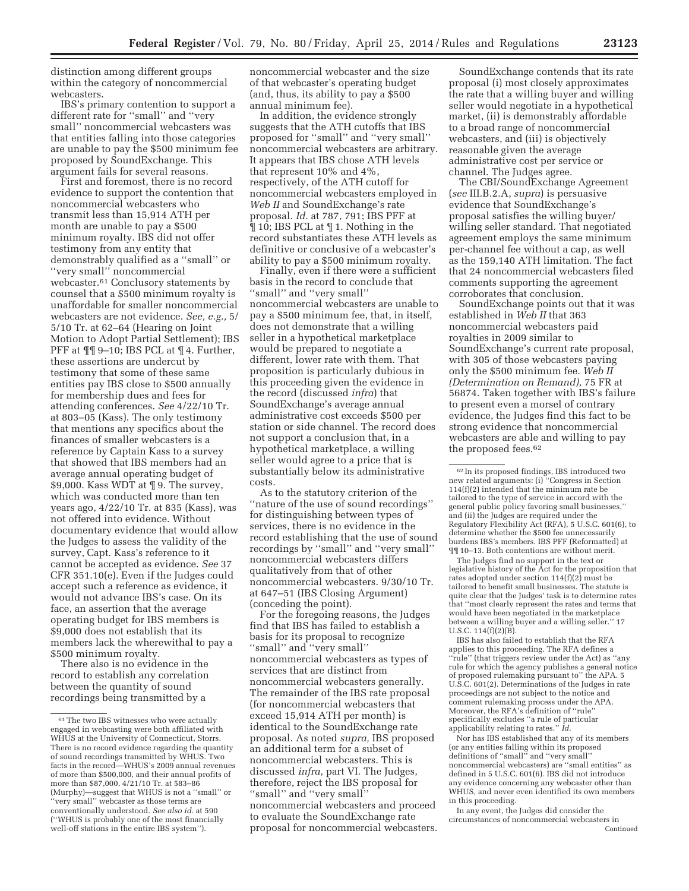distinction among different groups within the category of noncommercial webcasters.

IBS's primary contention to support a different rate for ''small'' and ''very small'' noncommercial webcasters was that entities falling into those categories are unable to pay the $500 minimum fee proposed by SoundExchange. This argument fails for several reasons.

First and foremost, there is no record evidence to support the contention that noncommercial webcasters who transmit less than 15,914 ATH per month are unable to pay a $500 minimum royalty. IBS did not offer testimony from any entity that demonstrably qualified as a ''small'' or ''very small'' noncommercial webcaster.[61] Conclusory statements by counsel that a $500 minimum royalty is unaffordable for smaller noncommercial webcasters are not evidence. *See, e.g.,* 5/5/10 Tr. at 62–64 (Hearing on Joint Motion to Adopt Partial Settlement); IBS PFF at ¶¶ 9–10; IBS PCL at ¶ 4. Further, these assertions are undercut by testimony that some of these same entities pay IBS close to $500 annually for membership dues and fees for attending conferences. *See* 4/22/10 Tr. at 803–05 (Kass). The only testimony that mentions any specifics about the finances of smaller webcasters is a reference by Captain Kass to a survey that showed that IBS members had an average annual operating budget of $9,000. Kass WDT at ¶ 9. The survey, which was conducted more than ten years ago, 4/22/10 Tr. at 835 (Kass), was not offered into evidence. Without documentary evidence that would allow the Judges to assess the validity of the survey, Capt. Kass's reference to it cannot be accepted as evidence. *See* 37 CFR 351.10(e). Even if the Judges could accept such a reference as evidence, it would not advance IBS's case. On its face, an assertion that the average operating budget for IBS members is $9,000 does not establish that its members lack the wherewithal to pay a $500 minimum royalty.

There also is no evidence in the record to establish any correlation between the quantity of sound recordings being transmitted by a noncommercial webcaster and the size of that webcaster's operating budget (and, thus, its ability to pay a $500 annual minimum fee).

In addition, the evidence strongly suggests that the ATH cutoffs that IBS proposed for ''small'' and ''very small'' noncommercial webcasters are arbitrary. It appears that IBS chose ATH levels that represent 10% and 4%, respectively, of the ATH cutoff for noncommercial webcasters employed in *Web II* and SoundExchange's rate proposal. *Id.* at 787, 791; IBS PFF at ¶ 10; IBS PCL at ¶ 1. Nothing in the record substantiates these ATH levels as definitive or conclusive of a webcaster's ability to pay a $500 minimum royalty.

Finally, even if there were a sufficient basis in the record to conclude that ''small'' and ''very small'' noncommercial webcasters are unable to pay a $500 minimum fee, that, in itself, does not demonstrate that a willing seller in a hypothetical marketplace would be prepared to negotiate a different, lower rate with them. That proposition is particularly dubious in this proceeding given the evidence in the record (discussed *infra*) that SoundExchange's average annual administrative cost exceeds $500 per station or side channel. The record does not support a conclusion that, in a hypothetical marketplace, a willing seller would agree to a price that is substantially below its administrative costs.

As to the statutory criterion of the ''nature of the use of sound recordings'' for distinguishing between types of services, there is no evidence in the record establishing that the use of sound recordings by ''small'' and ''very small'' noncommercial webcasters differs qualitatively from that of other noncommercial webcasters. 9/30/10 Tr. at 647–51 (IBS Closing Argument) (conceding the point).

For the foregoing reasons, the Judges find that IBS has failed to establish a basis for its proposal to recognize ''small'' and ''very small'' noncommercial webcasters as types of services that are distinct from noncommercial webcasters generally. The remainder of the IBS rate proposal (for noncommercial webcasters that exceed 15,914 ATH per month) is identical to the SoundExchange rate proposal. As noted *supra,* IBS proposed an additional term for a subset of noncommercial webcasters. This is discussed *infra,* part VI. The Judges, therefore, reject the IBS proposal for ''small'' and ''very small'' noncommercial webcasters and proceed to evaluate the SoundExchange rate proposal for noncommercial webcasters.

SoundExchange contends that its rate proposal (i) most closely approximates the rate that a willing buyer and willing seller would negotiate in a hypothetical market, (ii) is demonstrably affordable to a broad range of noncommercial webcasters, and (iii) is objectively reasonable given the average administrative cost per service or channel. The Judges agree.

The CBI/SoundExchange Agreement (*see* III.B.2.A, *supra*) is persuasive evidence that SoundExchange's proposal satisfies the willing buyer/willing seller standard. That negotiated agreement employs the same minimum per-channel fee without a cap, as well as the 159,140 ATH limitation. The fact that 24 noncommercial webcasters filed comments supporting the agreement corroborates that conclusion.

SoundExchange points out that it was established in *Web II* that 363 noncommercial webcasters paid royalties in 2009 similar to SoundExchange's current rate proposal, with 305 of those webcasters paying only the $500 minimum fee. *Web II (Determination on Remand),* 75 FR at 56874. Taken together with IBS's failure to present even a morsel of contrary evidence, the Judges find this fact to be strong evidence that noncommercial webcasters are able and willing to pay the proposed fees.[62]

---

[61] The two IBS witnesses who were actually engaged in webcasting were both affiliated with WHUS at the University of Connecticut, Storrs. There is no record evidence regarding the quantity of sound recordings transmitted by WHUS. Two facts in the record—WHUS's 2009 annual revenues of more than $500,000, and their annual profits of more than $87,000, 4/21/10 Tr. at 583–86 (Murphy)—suggest that WHUS is not a ''small'' or ''very small'' webcaster as those terms are conventionally understood. *See also id.* at 590 (''WHUS is probably one of the most financially well-off stations in the entire IBS system'').

[62] In its proposed findings, IBS introduced two new related arguments: (i) ''Congress in Section 114(f)(2) intended that the minimum rate be tailored to the type of service in accord with the general public policy favoring small businesses,'' and (ii) the Judges are required under the Regulatory Flexibility Act (RFA), 5 U.S.C. 601(6), to determine whether the $500 fee unnecessarily burdens IBS's members. IBS PFF (Reformatted) at ¶¶ 10–13. Both contentions are without merit.

The Judges find no support in the text or legislative history of the Act for the proposition that rates adopted under section 114(f)(2) must be tailored to benefit small businesses. The statute is quite clear that the Judges' task is to determine rates that ''most clearly represent the rates and terms that would have been negotiated in the marketplace between a willing buyer and a willing seller.'' 17 U.S.C. 114(f)(2)(B).

IBS has also failed to establish that the RFA applies to this proceeding. The RFA defines a ''rule'' (that triggers review under the Act) as ''any rule for which the agency publishes a general notice of proposed rulemaking pursuant to'' the APA. 5 U.S.C. 601(2). Determinations of the Judges in rate proceedings are not subject to the notice and comment rulemaking process under the APA. Moreover, the RFA's definition of ''rule'' specifically excludes ''a rule of particular applicability relating to rates.'' *Id.*

Nor has IBS established that any of its members (or any entities falling within its proposed definitions of ''small'' and ''very small'' noncommercial webcasters) are ''small entities'' as defined in 5 U.S.C. 601(6). IBS did not introduce any evidence concerning any webcaster other than WHUS, and never even identified its own members in this proceeding.

In any event, the Judges did consider the circumstances of noncommercial webcasters in

Continued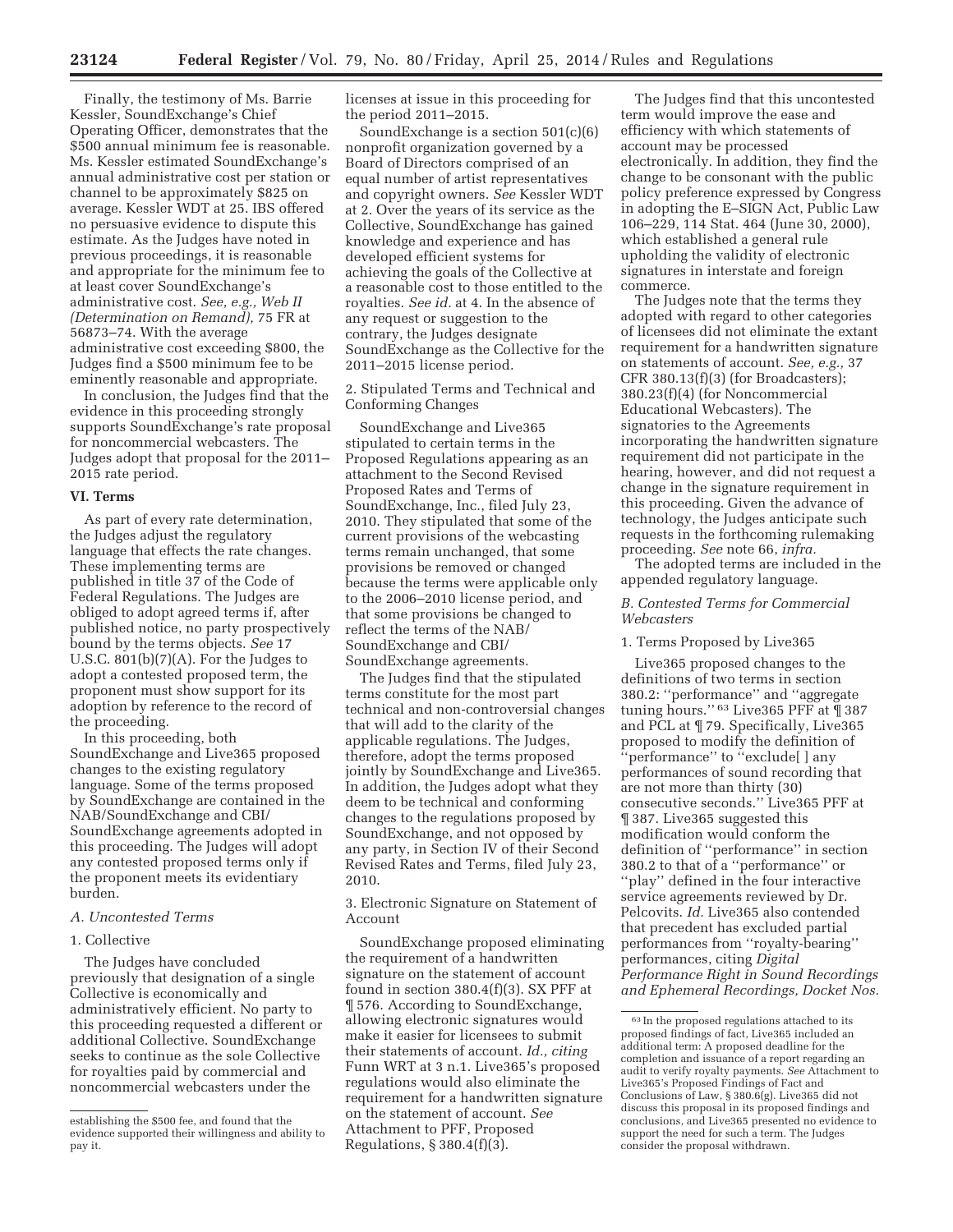Finally, the testimony of Ms. Barrie Kessler, SoundExchange's Chief Operating Officer, demonstrates that the $500 annual minimum fee is reasonable. Ms. Kessler estimated SoundExchange's annual administrative cost per station or channel to be approximately $825 on average. Kessler WDT at 25. IBS offered no persuasive evidence to dispute this estimate. As the Judges have noted in previous proceedings, it is reasonable and appropriate for the minimum fee to at least cover SoundExchange's administrative cost. *See, e.g., Web II (Determination on Remand),* 75 FR at 56873–74. With the average administrative cost exceeding $800, the Judges find a $500 minimum fee to be eminently reasonable and appropriate.

In conclusion, the Judges find that the evidence in this proceeding strongly supports SoundExchange's rate proposal for noncommercial webcasters. The Judges adopt that proposal for the 2011–2015 rate period.

## VI. Terms

As part of every rate determination, the Judges adjust the regulatory language that effects the rate changes. These implementing terms are published in title 37 of the Code of Federal Regulations. The Judges are obliged to adopt agreed terms if, after published notice, no party prospectively bound by the terms objects. *See* 17 U.S.C. 801(b)(7)(A). For the Judges to adopt a contested proposed term, the proponent must show support for its adoption by reference to the record of the proceeding.

In this proceeding, both SoundExchange and Live365 proposed changes to the existing regulatory language. Some of the terms proposed by SoundExchange are contained in the NAB/SoundExchange and CBI/SoundExchange agreements adopted in this proceeding. The Judges will adopt any contested proposed terms only if the proponent meets its evidentiary burden.

### *A. Uncontested Terms*

#### 1. Collective

The Judges have concluded previously that designation of a single Collective is economically and administratively efficient. No party to this proceeding requested a different or additional Collective. SoundExchange seeks to continue as the sole Collective for royalties paid by commercial and noncommercial webcasters under the licenses at issue in this proceeding for the period 2011–2015.

SoundExchange is a section 501(c)(6) nonprofit organization governed by a Board of Directors comprised of an equal number of artist representatives and copyright owners. *See* Kessler WDT at 2. Over the years of its service as the Collective, SoundExchange has gained knowledge and experience and has developed efficient systems for achieving the goals of the Collective at a reasonable cost to those entitled to the royalties. *See id.* at 4. In the absence of any request or suggestion to the contrary, the Judges designate SoundExchange as the Collective for the 2011–2015 license period.

#### 2. Stipulated Terms and Technical and Conforming Changes

SoundExchange and Live365 stipulated to certain terms in the Proposed Regulations appearing as an attachment to the Second Revised Proposed Rates and Terms of SoundExchange, Inc., filed July 23, 2010. They stipulated that some of the current provisions of the webcasting terms remain unchanged, that some provisions be removed or changed because the terms were applicable only to the 2006–2010 license period, and that some provisions be changed to reflect the terms of the NAB/SoundExchange and CBI/SoundExchange agreements.

The Judges find that the stipulated terms constitute for the most part technical and non-controversial changes that will add to the clarity of the applicable regulations. The Judges, therefore, adopt the terms proposed jointly by SoundExchange and Live365. In addition, the Judges adopt what they deem to be technical and conforming changes to the regulations proposed by SoundExchange, and not opposed by any party, in Section IV of their Second Revised Rates and Terms, filed July 23, 2010.

#### 3. Electronic Signature on Statement of Account

SoundExchange proposed eliminating the requirement of a handwritten signature on the statement of account found in section 380.4(f)(3). SX PFF at ¶ 576. According to SoundExchange, allowing electronic signatures would make it easier for licensees to submit their statements of account. *Id., citing* Funn WRT at 3 n.1. Live365's proposed regulations would also eliminate the requirement for a handwritten signature on the statement of account. *See* Attachment to PFF, Proposed Regulations, § 380.4(f)(3).

The Judges find that this uncontested term would improve the ease and efficiency with which statements of account may be processed electronically. In addition, they find the change to be consonant with the public policy preference expressed by Congress in adopting the E–SIGN Act, Public Law 106–229, 114 Stat. 464 (June 30, 2000), which established a general rule upholding the validity of electronic signatures in interstate and foreign commerce.

The Judges note that the terms they adopted with regard to other categories of licensees did not eliminate the extant requirement for a handwritten signature on statements of account. *See, e.g.,* 37 CFR 380.13(f)(3) (for Broadcasters); 380.23(f)(4) (for Noncommercial Educational Webcasters). The signatories to the Agreements incorporating the handwritten signature requirement did not participate in the hearing, however, and did not request a change in the signature requirement in this proceeding. Given the advance of technology, the Judges anticipate such requests in the forthcoming rulemaking proceeding. *See* note 66, *infra.*

The adopted terms are included in the appended regulatory language.

### *B. Contested Terms for Commercial Webcasters*

#### 1. Terms Proposed by Live365

Live365 proposed changes to the definitions of two terms in section 380.2: ''performance'' and ''aggregate tuning hours.'' [63] Live365 PFF at ¶ 387 and PCL at ¶ 79. Specifically, Live365 proposed to modify the definition of ''performance'' to ''exclude[ ] any performances of sound recording that are not more than thirty (30) consecutive seconds.'' Live365 PFF at ¶ 387. Live365 suggested this modification would conform the definition of ''performance'' in section 380.2 to that of a ''performance'' or ''play'' defined in the four interactive service agreements reviewed by Dr. Pelcovits. *Id.* Live365 also contended that precedent has excluded partial performances from ''royalty-bearing'' performances, citing *Digital Performance Right in Sound Recordings and Ephemeral Recordings, Docket Nos.*

---

establishing the $500 fee, and found that the evidence supported their willingness and ability to pay it.

[63] In the proposed regulations attached to its proposed findings of fact, Live365 included an additional term: A proposed deadline for the completion and issuance of a report regarding an audit to verify royalty payments. *See* Attachment to Live365's Proposed Findings of Fact and Conclusions of Law, § 380.6(g). Live365 did not discuss this proposal in its proposed findings and conclusions, and Live365 presented no evidence to support the need for such a term. The Judges consider the proposal withdrawn.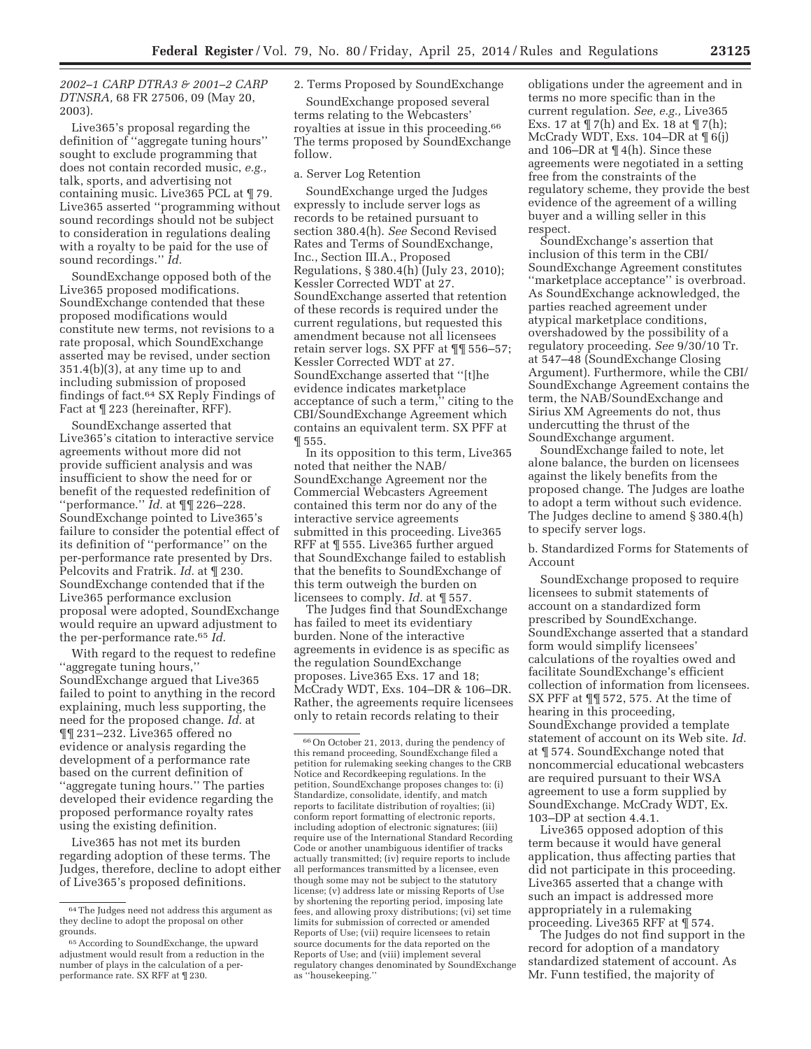*2002–1 CARP DTRA3 & 2001–2 CARP DTNSRA,* 68 FR 27506, 09 (May 20, 2003).

Live365's proposal regarding the definition of ''aggregate tuning hours'' sought to exclude programming that does not contain recorded music, *e.g.,* talk, sports, and advertising not containing music. Live365 PCL at ¶ 79. Live365 asserted ''programming without sound recordings should not be subject to consideration in regulations dealing with a royalty to be paid for the use of sound recordings.'' *Id.*

SoundExchange opposed both of the Live365 proposed modifications. SoundExchange contended that these proposed modifications would constitute new terms, not revisions to a rate proposal, which SoundExchange asserted may be revised, under section 351.4(b)(3), at any time up to and including submission of proposed findings of fact.[64] SX Reply Findings of Fact at ¶ 223 (hereinafter, RFF).

SoundExchange asserted that Live365's citation to interactive service agreements without more did not provide sufficient analysis and was insufficient to show the need for or benefit of the requested redefinition of ''performance.'' *Id.* at ¶¶ 226–228. SoundExchange pointed to Live365's failure to consider the potential effect of its definition of ''performance'' on the per-performance rate presented by Drs. Pelcovits and Fratrik. *Id.* at ¶ 230. SoundExchange contended that if the Live365 performance exclusion proposal were adopted, SoundExchange would require an upward adjustment to the per-performance rate.[65] *Id.*

With regard to the request to redefine ''aggregate tuning hours,'' SoundExchange argued that Live365 failed to point to anything in the record explaining, much less supporting, the need for the proposed change. *Id.* at ¶¶ 231–232. Live365 offered no evidence or analysis regarding the development of a performance rate based on the current definition of ''aggregate tuning hours.'' The parties developed their evidence regarding the proposed performance royalty rates using the existing definition.

Live365 has not met its burden regarding adoption of these terms. The Judges, therefore, decline to adopt either of Live365's proposed definitions.

2. Terms Proposed by SoundExchange

SoundExchange proposed several terms relating to the Webcasters' royalties at issue in this proceeding.[66] The terms proposed by SoundExchange follow.

a. Server Log Retention

SoundExchange urged the Judges expressly to include server logs as records to be retained pursuant to section 380.4(h). *See* Second Revised Rates and Terms of SoundExchange, Inc., Section III.A., Proposed Regulations, § 380.4(h) (July 23, 2010); Kessler Corrected WDT at 27. SoundExchange asserted that retention of these records is required under the current regulations, but requested this amendment because not all licensees retain server logs. SX PFF at ¶¶ 556–57; Kessler Corrected WDT at 27. SoundExchange asserted that ''[t]he evidence indicates marketplace acceptance of such a term,'' citing to the CBI/SoundExchange Agreement which contains an equivalent term. SX PFF at ¶ 555.

In its opposition to this term, Live365 noted that neither the NAB/SoundExchange Agreement nor the Commercial Webcasters Agreement contained this term nor do any of the interactive service agreements submitted in this proceeding. Live365 RFF at ¶ 555. Live365 further argued that SoundExchange failed to establish that the benefits to SoundExchange of this term outweigh the burden on licensees to comply. *Id.* at ¶ 557.

The Judges find that SoundExchange has failed to meet its evidentiary burden. None of the interactive agreements in evidence is as specific as the regulation SoundExchange proposes. Live365 Exs. 17 and 18; McCrady WDT, Exs. 104–DR & 106–DR. Rather, the agreements require licensees only to retain records relating to their obligations under the agreement and in terms no more specific than in the current regulation. *See, e.g.,* Live365 Exs. 17 at ¶ 7(h) and Ex. 18 at ¶ 7(h); McCrady WDT, Exs. 104–DR at ¶ 6(j) and 106–DR at ¶ 4(h). Since these agreements were negotiated in a setting free from the constraints of the regulatory scheme, they provide the best evidence of the agreement of a willing buyer and a willing seller in this respect.

SoundExchange's assertion that inclusion of this term in the CBI/SoundExchange Agreement constitutes ''marketplace acceptance'' is overbroad. As SoundExchange acknowledged, the parties reached agreement under atypical marketplace conditions, overshadowed by the possibility of a regulatory proceeding. *See* 9/30/10 Tr. at 547–48 (SoundExchange Closing Argument). Furthermore, while the CBI/SoundExchange Agreement contains the term, the NAB/SoundExchange and Sirius XM Agreements do not, thus undercutting the thrust of the SoundExchange argument.

SoundExchange failed to note, let alone balance, the burden on licensees against the likely benefits from the proposed change. The Judges are loathe to adopt a term without such evidence. The Judges decline to amend § 380.4(h) to specify server logs.

b. Standardized Forms for Statements of Account

SoundExchange proposed to require licensees to submit statements of account on a standardized form prescribed by SoundExchange. SoundExchange asserted that a standard form would simplify licensees' calculations of the royalties owed and facilitate SoundExchange's efficient collection of information from licensees. SX PFF at ¶¶ 572, 575. At the time of hearing in this proceeding, SoundExchange provided a template statement of account on its Web site. *Id.* at ¶ 574. SoundExchange noted that noncommercial educational webcasters are required pursuant to their WSA agreement to use a form supplied by SoundExchange. McCrady WDT, Ex. 103–DP at section 4.4.1.

Live365 opposed adoption of this term because it would have general application, thus affecting parties that did not participate in this proceeding. Live365 asserted that a change with such an impact is addressed more appropriately in a rulemaking proceeding. Live365 RFF at ¶ 574.

The Judges do not find support in the record for adoption of a mandatory standardized statement of account. As Mr. Funn testified, the majority of

---

[64] The Judges need not address this argument as they decline to adopt the proposal on other grounds.

[65] According to SoundExchange, the upward adjustment would result from a reduction in the number of plays in the calculation of a per-performance rate. SX RFF at ¶ 230.

[66] On October 21, 2013, during the pendency of this remand proceeding, SoundExchange filed a petition for rulemaking seeking changes to the CRB Notice and Recordkeeping regulations. In the petition, SoundExchange proposes changes to: (i) Standardize, consolidate, identify, and match reports to facilitate distribution of royalties; (ii) conform report formatting of electronic reports, including adoption of electronic signatures; (iii) require use of the International Standard Recording Code or another unambiguous identifier of tracks actually transmitted; (iv) require reports to include all performances transmitted by a licensee, even though some may not be subject to the statutory license; (v) address late or missing Reports of Use by shortening the reporting period, imposing late fees, and allowing proxy distributions; (vi) set time limits for submission of corrected or amended Reports of Use; (vii) require licensees to retain source documents for the data reported on the Reports of Use; and (viii) implement several regulatory changes denominated by SoundExchange as ''housekeeping.''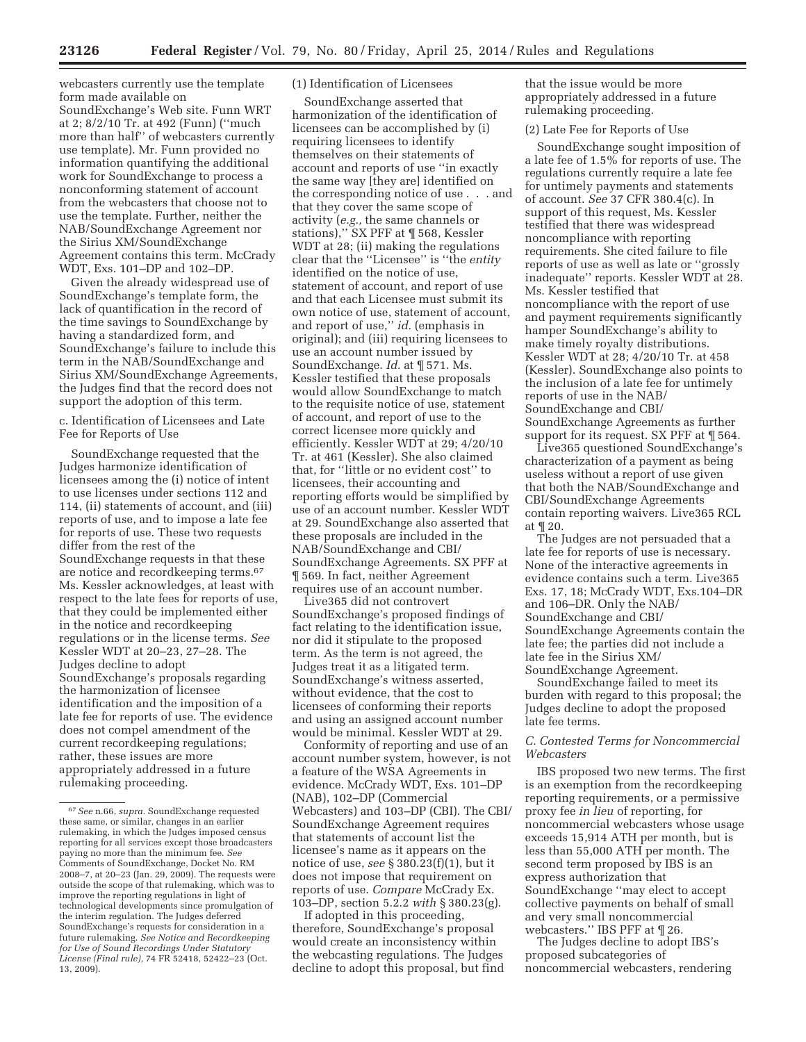webcasters currently use the template form made available on SoundExchange's Web site. Funn WRT at 2; 8/2/10 Tr. at 492 (Funn) (''much more than half'' of webcasters currently use template). Mr. Funn provided no information quantifying the additional work for SoundExchange to process a nonconforming statement of account from the webcasters that choose not to use the template. Further, neither the NAB/SoundExchange Agreement nor the Sirius XM/SoundExchange Agreement contains this term. McCrady WDT, Exs. 101–DP and 102–DP.

Given the already widespread use of SoundExchange's template form, the lack of quantification in the record of the time savings to SoundExchange by having a standardized form, and SoundExchange's failure to include this term in the NAB/SoundExchange and Sirius XM/SoundExchange Agreements, the Judges find that the record does not support the adoption of this term.

c. Identification of Licensees and Late Fee for Reports of Use

SoundExchange requested that the Judges harmonize identification of licensees among the (i) notice of intent to use licenses under sections 112 and 114, (ii) statements of account, and (iii) reports of use, and to impose a late fee for reports of use. These two requests differ from the rest of the SoundExchange requests in that these are notice and recordkeeping terms.[67] Ms. Kessler acknowledges, at least with respect to the late fees for reports of use, that they could be implemented either in the notice and recordkeeping regulations or in the license terms. *See* Kessler WDT at 20–23, 27–28. The Judges decline to adopt SoundExchange's proposals regarding the harmonization of licensee identification and the imposition of a late fee for reports of use. The evidence does not compel amendment of the current recordkeeping regulations; rather, these issues are more appropriately addressed in a future rulemaking proceeding.

(1) Identification of Licensees

SoundExchange asserted that harmonization of the identification of licensees can be accomplished by (i) requiring licensees to identify themselves on their statements of account and reports of use ''in exactly the same way [they are] identified on the corresponding notice of use . . . and that they cover the same scope of activity (*e.g.,* the same channels or stations),'' SX PFF at ¶ 568, Kessler WDT at 28; (ii) making the regulations clear that the ''Licensee'' is ''the *entity* identified on the notice of use, statement of account, and report of use and that each Licensee must submit its own notice of use, statement of account, and report of use,'' *id.* (emphasis in original); and (iii) requiring licensees to use an account number issued by SoundExchange. *Id.* at ¶ 571. Ms. Kessler testified that these proposals would allow SoundExchange to match to the requisite notice of use, statement of account, and report of use to the correct licensee more quickly and efficiently. Kessler WDT at 29; 4/20/10 Tr. at 461 (Kessler). She also claimed that, for ''little or no evident cost'' to licensees, their accounting and reporting efforts would be simplified by use of an account number. Kessler WDT at 29. SoundExchange also asserted that these proposals are included in the NAB/SoundExchange and CBI/SoundExchange Agreements. SX PFF at ¶ 569. In fact, neither Agreement requires use of an account number.

Live365 did not controvert SoundExchange's proposed findings of fact relating to the identification issue, nor did it stipulate to the proposed term. As the term is not agreed, the Judges treat it as a litigated term. SoundExchange's witness asserted, without evidence, that the cost to licensees of conforming their reports and using an assigned account number would be minimal. Kessler WDT at 29.

Conformity of reporting and use of an account number system, however, is not a feature of the WSA Agreements in evidence. McCrady WDT, Exs. 101–DP (NAB), 102–DP (Commercial Webcasters) and 103–DP (CBI). The CBI/SoundExchange Agreement requires that statements of account list the licensee's name as it appears on the notice of use, *see* § 380.23(f)(1), but it does not impose that requirement on reports of use. *Compare* McCrady Ex. 103–DP, section 5.2.2 *with* § 380.23(g).

If adopted in this proceeding, therefore, SoundExchange's proposal would create an inconsistency within the webcasting regulations. The Judges decline to adopt this proposal, but find that the issue would be more appropriately addressed in a future rulemaking proceeding.

(2) Late Fee for Reports of Use

SoundExchange sought imposition of a late fee of 1.5% for reports of use. The regulations currently require a late fee for untimely payments and statements of account. *See* 37 CFR 380.4(c). In support of this request, Ms. Kessler testified that there was widespread noncompliance with reporting requirements. She cited failure to file reports of use as well as late or ''grossly inadequate'' reports. Kessler WDT at 28. Ms. Kessler testified that noncompliance with the report of use and payment requirements significantly hamper SoundExchange's ability to make timely royalty distributions. Kessler WDT at 28; 4/20/10 Tr. at 458 (Kessler). SoundExchange also points to the inclusion of a late fee for untimely reports of use in the NAB/SoundExchange and CBI/SoundExchange Agreements as further support for its request. SX PFF at ¶ 564.

Live365 questioned SoundExchange's characterization of a payment as being useless without a report of use given that both the NAB/SoundExchange and CBI/SoundExchange Agreements contain reporting waivers. Live365 RCL at ¶ 20.

The Judges are not persuaded that a late fee for reports of use is necessary. None of the interactive agreements in evidence contains such a term. Live365 Exs. 17, 18; McCrady WDT, Exs.104–DR and 106–DR. Only the NAB/SoundExchange and CBI/SoundExchange Agreements contain the late fee; the parties did not include a late fee in the Sirius XM/SoundExchange Agreement.

SoundExchange failed to meet its burden with regard to this proposal; the Judges decline to adopt the proposed late fee terms.

### *C. Contested Terms for Noncommercial Webcasters*

IBS proposed two new terms. The first is an exemption from the recordkeeping reporting requirements, or a permissive proxy fee *in lieu* of reporting, for noncommercial webcasters whose usage exceeds 15,914 ATH per month, but is less than 55,000 ATH per month. The second term proposed by IBS is an express authorization that SoundExchange ''may elect to accept collective payments on behalf of small and very small noncommercial webcasters.'' IBS PFF at ¶ 26.

The Judges decline to adopt IBS's proposed subcategories of noncommercial webcasters, rendering

---

[67] *See* n.66, *supra.* SoundExchange requested these same, or similar, changes in an earlier rulemaking, in which the Judges imposed census reporting for all services except those broadcasters paying no more than the minimum fee. *See* Comments of SoundExchange, Docket No. RM 2008–7, at 20–23 (Jan. 29, 2009). The requests were outside the scope of that rulemaking, which was to improve the reporting regulations in light of technological developments since promulgation of the interim regulation. The Judges deferred SoundExchange's requests for consideration in a future rulemaking. *See Notice and Recordkeeping for Use of Sound Recordings Under Statutory License (Final rule),* 74 FR 52418, 52422–23 (Oct. 13, 2009).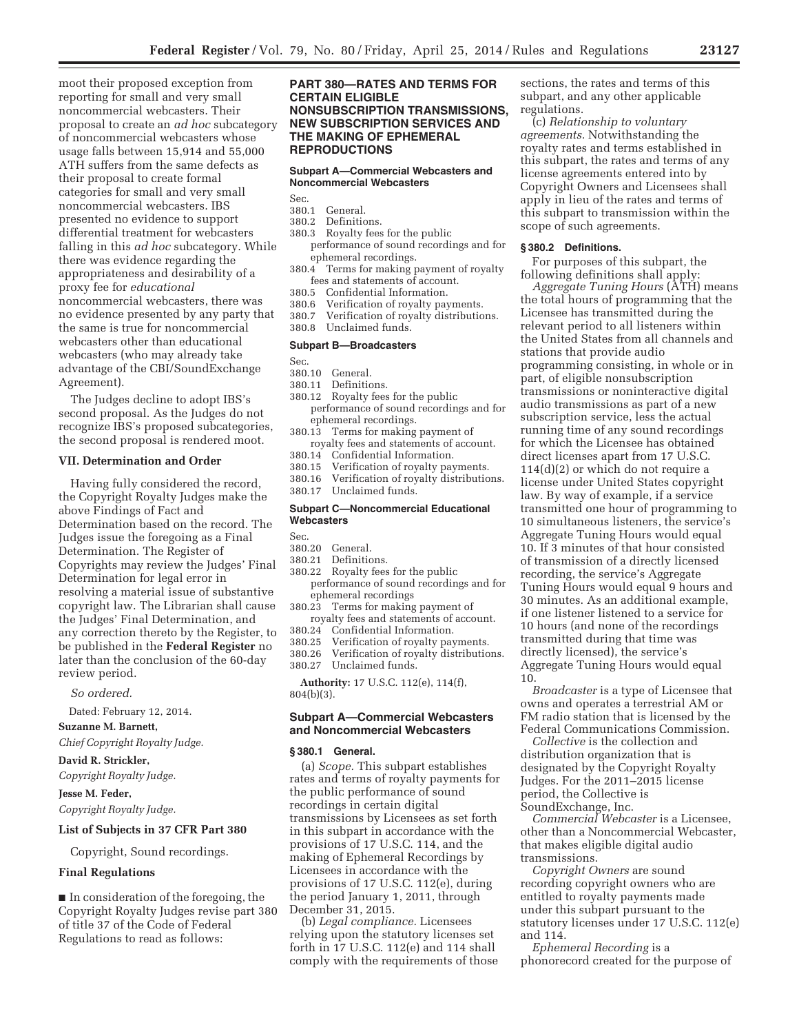moot their proposed exception from reporting for small and very small noncommercial webcasters. Their proposal to create an *ad hoc* subcategory of noncommercial webcasters whose usage falls between 15,914 and 55,000 ATH suffers from the same defects as their proposal to create formal categories for small and very small noncommercial webcasters. IBS presented no evidence to support differential treatment for webcasters falling in this *ad hoc* subcategory. While there was evidence regarding the appropriateness and desirability of a proxy fee for *educational* noncommercial webcasters, there was no evidence presented by any party that the same is true for noncommercial webcasters other than educational webcasters (who may already take advantage of the CBI/SoundExchange Agreement).

The Judges decline to adopt IBS's second proposal. As the Judges do not recognize IBS's proposed subcategories, the second proposal is rendered moot.

## VII. Determination and Order

Having fully considered the record, the Copyright Royalty Judges make the above Findings of Fact and Determination based on the record. The Judges issue the foregoing as a Final Determination. The Register of Copyrights may review the Judges' Final Determination for legal error in resolving a material issue of substantive copyright law. The Librarian shall cause the Judges' Final Determination, and any correction thereto by the Register, to be published in the **Federal Register** no later than the conclusion of the 60-day review period.

*So ordered.*

Dated: February 12, 2014.

**Suzanne M. Barnett,**

*Chief Copyright Royalty Judge.*

**David R. Strickler,**

*Copyright Royalty Judge.*

**Jesse M. Feder,**

*Copyright Royalty Judge.*

## List of Subjects in 37 CFR Part 380

Copyright, Sound recordings.

## Final Regulations

■ In consideration of the foregoing, the Copyright Royalty Judges revise part 380 of title 37 of the Code of Federal Regulations to read as follows:

## PART 380—RATES AND TERMS FOR CERTAIN ELIGIBLE NONSUBSCRIPTION TRANSMISSIONS, NEW SUBSCRIPTION SERVICES AND THE MAKING OF EPHEMERAL REPRODUCTIONS

### Subpart A—Commercial Webcasters and Noncommercial Webcasters

Sec.
380.1 General.
380.2 Definitions.
380.3 Royalty fees for the public performance of sound recordings and for ephemeral recordings.
380.4 Terms for making payment of royalty fees and statements of account.
380.5 Confidential Information.
380.6 Verification of royalty payments.
380.7 Verification of royalty distributions.
380.8 Unclaimed funds.

### Subpart B—Broadcasters

Sec.
380.10 General.
380.11 Definitions.
380.12 Royalty fees for the public performance of sound recordings and for ephemeral recordings.
380.13 Terms for making payment of royalty fees and statements of account.
380.14 Confidential Information.
380.15 Verification of royalty payments.
380.16 Verification of royalty distributions.
380.17 Unclaimed funds.

### Subpart C—Noncommercial Educational Webcasters

Sec.
380.20 General.
380.21 Definitions.
380.22 Royalty fees for the public performance of sound recordings and for ephemeral recordings
380.23 Terms for making payment of royalty fees and statements of account.
380.24 Confidential Information.
380.25 Verification of royalty payments.
380.26 Verification of royalty distributions.
380.27 Unclaimed funds.

**Authority:** 17 U.S.C. 112(e), 114(f), 804(b)(3).

### Subpart A—Commercial Webcasters and Noncommercial Webcasters

#### § 380.1 General.

(a) *Scope.* This subpart establishes rates and terms of royalty payments for the public performance of sound recordings in certain digital transmissions by Licensees as set forth in this subpart in accordance with the provisions of 17 U.S.C. 114, and the making of Ephemeral Recordings by Licensees in accordance with the provisions of 17 U.S.C. 112(e), during the period January 1, 2011, through December 31, 2015.

(b) *Legal compliance.* Licensees relying upon the statutory licenses set forth in 17 U.S.C. 112(e) and 114 shall comply with the requirements of those sections, the rates and terms of this subpart, and any other applicable regulations.

(c) *Relationship to voluntary agreements.* Notwithstanding the royalty rates and terms established in this subpart, the rates and terms of any license agreements entered into by Copyright Owners and Licensees shall apply in lieu of the rates and terms of this subpart to transmission within the scope of such agreements.

#### § 380.2 Definitions.

For purposes of this subpart, the following definitions shall apply:

*Aggregate Tuning Hours* (ATH) means the total hours of programming that the Licensee has transmitted during the relevant period to all listeners within the United States from all channels and stations that provide audio programming consisting, in whole or in part, of eligible nonsubscription transmissions or noninteractive digital audio transmissions as part of a new subscription service, less the actual running time of any sound recordings for which the Licensee has obtained direct licenses apart from 17 U.S.C. 114(d)(2) or which do not require a license under United States copyright law. By way of example, if a service transmitted one hour of programming to 10 simultaneous listeners, the service's Aggregate Tuning Hours would equal 10. If 3 minutes of that hour consisted of transmission of a directly licensed recording, the service's Aggregate Tuning Hours would equal 9 hours and 30 minutes. As an additional example, if one listener listened to a service for 10 hours (and none of the recordings transmitted during that time was directly licensed), the service's Aggregate Tuning Hours would equal 10.

*Broadcaster* is a type of Licensee that owns and operates a terrestrial AM or FM radio station that is licensed by the Federal Communications Commission.

*Collective* is the collection and distribution organization that is designated by the Copyright Royalty Judges. For the 2011–2015 license period, the Collective is SoundExchange, Inc.

*Commercial Webcaster* is a Licensee, other than a Noncommercial Webcaster, that makes eligible digital audio transmissions.

*Copyright Owners* are sound recording copyright owners who are entitled to royalty payments made under this subpart pursuant to the statutory licenses under 17 U.S.C. 112(e) and 114.

*Ephemeral Recording* is a phonorecord created for the purpose of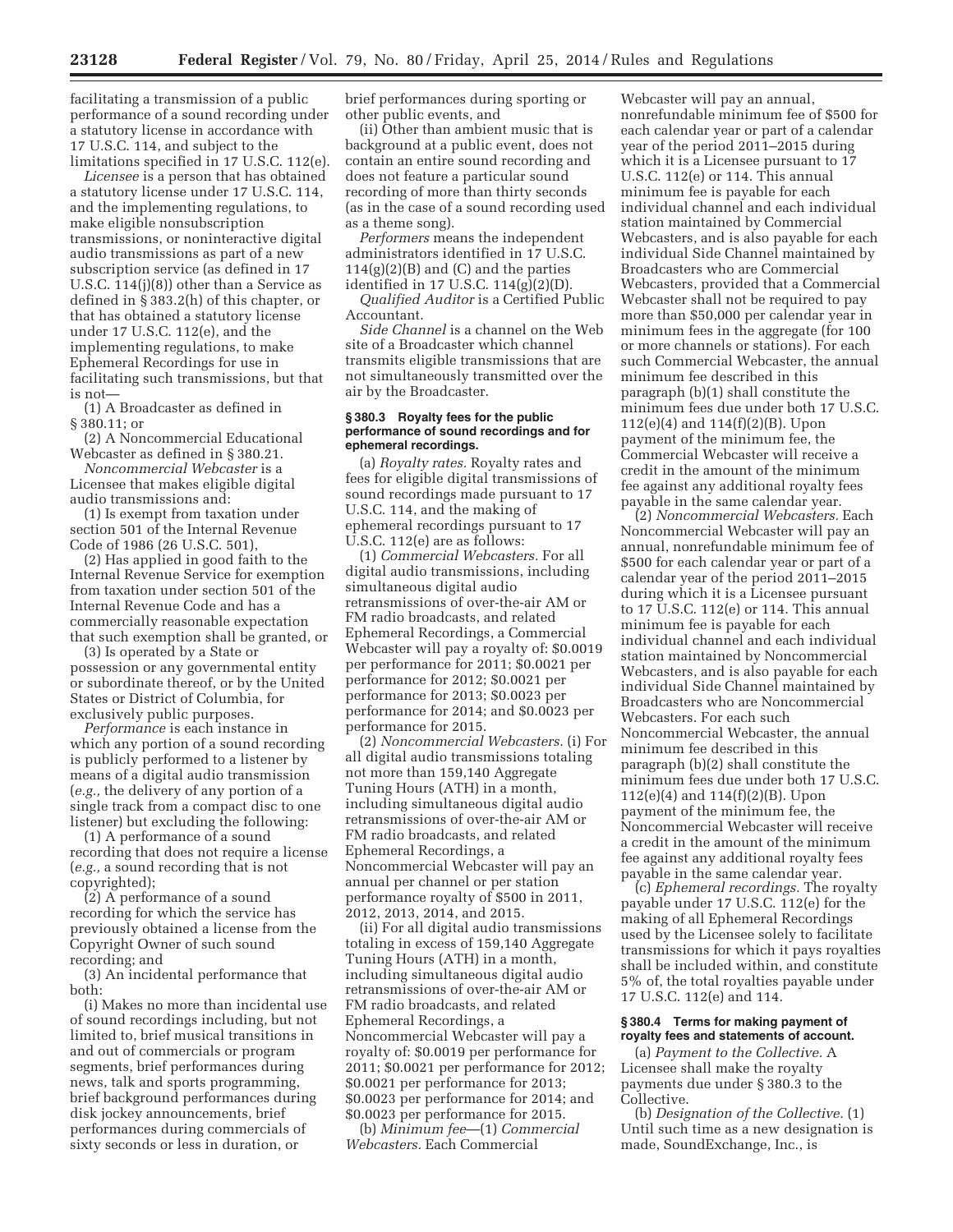facilitating a transmission of a public performance of a sound recording under a statutory license in accordance with 17 U.S.C. 114, and subject to the limitations specified in 17 U.S.C. 112(e).

*Licensee* is a person that has obtained a statutory license under 17 U.S.C. 114, and the implementing regulations, to make eligible nonsubscription transmissions, or noninteractive digital audio transmissions as part of a new subscription service (as defined in 17 U.S.C. 114(j)(8)) other than a Service as defined in § 383.2(h) of this chapter, or that has obtained a statutory license under 17 U.S.C. 112(e), and the implementing regulations, to make Ephemeral Recordings for use in facilitating such transmissions, but that is not—

(1) A Broadcaster as defined in § 380.11; or

(2) A Noncommercial Educational Webcaster as defined in § 380.21.

*Noncommercial Webcaster* is a Licensee that makes eligible digital audio transmissions and:

(1) Is exempt from taxation under section 501 of the Internal Revenue Code of 1986 (26 U.S.C. 501),

(2) Has applied in good faith to the Internal Revenue Service for exemption from taxation under section 501 of the Internal Revenue Code and has a commercially reasonable expectation that such exemption shall be granted, or

(3) Is operated by a State or possession or any governmental entity or subordinate thereof, or by the United States or District of Columbia, for exclusively public purposes.

*Performance* is each instance in which any portion of a sound recording is publicly performed to a listener by means of a digital audio transmission (*e.g.,* the delivery of any portion of a single track from a compact disc to one listener) but excluding the following:

(1) A performance of a sound recording that does not require a license (*e.g.,* a sound recording that is not copyrighted);

(2) A performance of a sound recording for which the service has previously obtained a license from the Copyright Owner of such sound recording; and

(3) An incidental performance that both:

(i) Makes no more than incidental use of sound recordings including, but not limited to, brief musical transitions in and out of commercials or program segments, brief performances during news, talk and sports programming, brief background performances during disk jockey announcements, brief performances during commercials of sixty seconds or less in duration, or brief performances during sporting or other public events, and

(ii) Other than ambient music that is background at a public event, does not contain an entire sound recording and does not feature a particular sound recording of more than thirty seconds (as in the case of a sound recording used as a theme song).

*Performers* means the independent administrators identified in 17 U.S.C. 114(g)(2)(B) and (C) and the parties identified in 17 U.S.C. 114(g)(2)(D).

*Qualified Auditor* is a Certified Public Accountant.

*Side Channel* is a channel on the Web site of a Broadcaster which channel transmits eligible transmissions that are not simultaneously transmitted over the air by the Broadcaster.

### § 380.3 Royalty fees for the public performance of sound recordings and for ephemeral recordings.

(a) *Royalty rates.* Royalty rates and fees for eligible digital transmissions of sound recordings made pursuant to 17 U.S.C. 114, and the making of ephemeral recordings pursuant to 17 U.S.C. 112(e) are as follows:

(1) *Commercial Webcasters.* For all digital audio transmissions, including simultaneous digital audio retransmissions of over-the-air AM or FM radio broadcasts, and related Ephemeral Recordings, a Commercial Webcaster will pay a royalty of: $0.0019 per performance for 2011; $0.0021 per performance for 2012; $0.0021 per performance for 2013; $0.0023 per performance for 2014; and $0.0023 per performance for 2015.

(2) *Noncommercial Webcasters.* (i) For all digital audio transmissions totaling not more than 159,140 Aggregate Tuning Hours (ATH) in a month, including simultaneous digital audio retransmissions of over-the-air AM or FM radio broadcasts, and related Ephemeral Recordings, a Noncommercial Webcaster will pay an annual per channel or per station performance royalty of $500 in 2011, 2012, 2013, 2014, and 2015.

(ii) For all digital audio transmissions totaling in excess of 159,140 Aggregate Tuning Hours (ATH) in a month, including simultaneous digital audio retransmissions of over-the-air AM or FM radio broadcasts, and related Ephemeral Recordings, a Noncommercial Webcaster will pay a royalty of: $0.0019 per performance for 2011; $0.0021 per performance for 2012; $0.0021 per performance for 2013; $0.0023 per performance for 2014; and $0.0023 per performance for 2015.

(b) *Minimum fee*—(1) *Commercial Webcasters.* Each Commercial Webcaster will pay an annual, nonrefundable minimum fee of $500 for each calendar year or part of a calendar year of the period 2011–2015 during which it is a Licensee pursuant to 17 U.S.C. 112(e) or 114. This annual minimum fee is payable for each individual channel and each individual station maintained by Commercial Webcasters, and is also payable for each individual Side Channel maintained by Broadcasters who are Commercial Webcasters, provided that a Commercial Webcaster shall not be required to pay more than $50,000 per calendar year in minimum fees in the aggregate (for 100 or more channels or stations). For each such Commercial Webcaster, the annual minimum fee described in this paragraph (b)(1) shall constitute the minimum fees due under both 17 U.S.C. 112(e)(4) and 114(f)(2)(B). Upon payment of the minimum fee, the Commercial Webcaster will receive a credit in the amount of the minimum fee against any additional royalty fees payable in the same calendar year.

(2) *Noncommercial Webcasters.* Each Noncommercial Webcaster will pay an annual, nonrefundable minimum fee of $500 for each calendar year or part of a calendar year of the period 2011–2015 during which it is a Licensee pursuant to 17 U.S.C. 112(e) or 114. This annual minimum fee is payable for each individual channel and each individual station maintained by Noncommercial Webcasters, and is also payable for each individual Side Channel maintained by Broadcasters who are Noncommercial Webcasters. For each such Noncommercial Webcaster, the annual minimum fee described in this paragraph (b)(2) shall constitute the minimum fees due under both 17 U.S.C. 112(e)(4) and 114(f)(2)(B). Upon payment of the minimum fee, the Noncommercial Webcaster will receive a credit in the amount of the minimum fee against any additional royalty fees payable in the same calendar year.

(c) *Ephemeral recordings.* The royalty payable under 17 U.S.C. 112(e) for the making of all Ephemeral Recordings used by the Licensee solely to facilitate transmissions for which it pays royalties shall be included within, and constitute 5% of, the total royalties payable under 17 U.S.C. 112(e) and 114.

### § 380.4 Terms for making payment of royalty fees and statements of account.

(a) *Payment to the Collective.* A Licensee shall make the royalty payments due under § 380.3 to the Collective.

(b) *Designation of the Collective.* (1) Until such time as a new designation is made, SoundExchange, Inc., is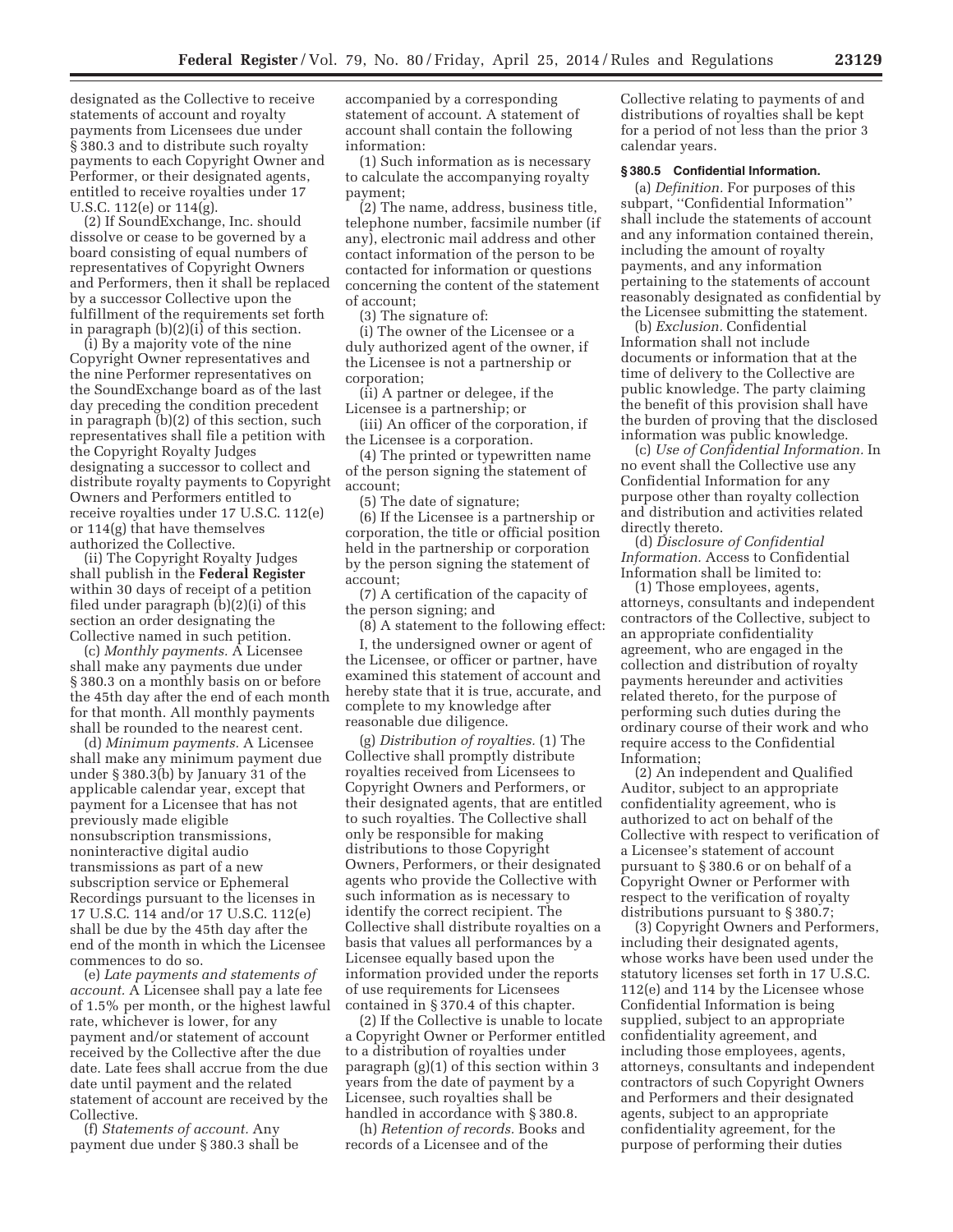designated as the Collective to receive statements of account and royalty payments from Licensees due under § 380.3 and to distribute such royalty payments to each Copyright Owner and Performer, or their designated agents, entitled to receive royalties under 17 U.S.C. 112(e) or 114(g).

(2) If SoundExchange, Inc. should dissolve or cease to be governed by a board consisting of equal numbers of representatives of Copyright Owners and Performers, then it shall be replaced by a successor Collective upon the fulfillment of the requirements set forth in paragraph (b)(2)(i) of this section.

(i) By a majority vote of the nine Copyright Owner representatives and the nine Performer representatives on the SoundExchange board as of the last day preceding the condition precedent in paragraph (b)(2) of this section, such representatives shall file a petition with the Copyright Royalty Judges designating a successor to collect and distribute royalty payments to Copyright Owners and Performers entitled to receive royalties under 17 U.S.C. 112(e) or 114(g) that have themselves authorized the Collective.

(ii) The Copyright Royalty Judges shall publish in the **Federal Register** within 30 days of receipt of a petition filed under paragraph (b)(2)(i) of this section an order designating the Collective named in such petition.

(c) *Monthly payments.* A Licensee shall make any payments due under § 380.3 on a monthly basis on or before the 45th day after the end of each month for that month. All monthly payments shall be rounded to the nearest cent.

(d) *Minimum payments.* A Licensee shall make any minimum payment due under § 380.3(b) by January 31 of the applicable calendar year, except that payment for a Licensee that has not previously made eligible nonsubscription transmissions, noninteractive digital audio transmissions as part of a new subscription service or Ephemeral Recordings pursuant to the licenses in 17 U.S.C. 114 and/or 17 U.S.C. 112(e) shall be due by the 45th day after the end of the month in which the Licensee commences to do so.

(e) *Late payments and statements of account.* A Licensee shall pay a late fee of 1.5% per month, or the highest lawful rate, whichever is lower, for any payment and/or statement of account received by the Collective after the due date. Late fees shall accrue from the due date until payment and the related statement of account are received by the Collective.

(f) *Statements of account.* Any payment due under § 380.3 shall be accompanied by a corresponding statement of account. A statement of account shall contain the following information:

(1) Such information as is necessary to calculate the accompanying royalty payment;

(2) The name, address, business title, telephone number, facsimile number (if any), electronic mail address and other contact information of the person to be contacted for information or questions concerning the content of the statement of account;

(3) The signature of:

(i) The owner of the Licensee or a duly authorized agent of the owner, if the Licensee is not a partnership or corporation;

(ii) A partner or delegee, if the Licensee is a partnership; or

(iii) An officer of the corporation, if the Licensee is a corporation.

(4) The printed or typewritten name of the person signing the statement of account;

(5) The date of signature;

(6) If the Licensee is a partnership or corporation, the title or official position held in the partnership or corporation by the person signing the statement of account;

(7) A certification of the capacity of the person signing; and

(8) A statement to the following effect:

I, the undersigned owner or agent of the Licensee, or officer or partner, have examined this statement of account and hereby state that it is true, accurate, and complete to my knowledge after reasonable due diligence.

(g) *Distribution of royalties.* (1) The Collective shall promptly distribute royalties received from Licensees to Copyright Owners and Performers, or their designated agents, that are entitled to such royalties. The Collective shall only be responsible for making distributions to those Copyright Owners, Performers, or their designated agents who provide the Collective with such information as is necessary to identify the correct recipient. The Collective shall distribute royalties on a basis that values all performances by a Licensee equally based upon the information provided under the reports of use requirements for Licensees contained in § 370.4 of this chapter.

(2) If the Collective is unable to locate a Copyright Owner or Performer entitled to a distribution of royalties under paragraph (g)(1) of this section within 3 years from the date of payment by a Licensee, such royalties shall be handled in accordance with § 380.8.

(h) *Retention of records.* Books and records of a Licensee and of the Collective relating to payments of and distributions of royalties shall be kept for a period of not less than the prior 3 calendar years.

### § 380.5 Confidential Information.

(a) *Definition.* For purposes of this subpart, "Confidential Information" shall include the statements of account and any information contained therein, including the amount of royalty payments, and any information pertaining to the statements of account reasonably designated as confidential by the Licensee submitting the statement.

(b) *Exclusion.* Confidential Information shall not include documents or information that at the time of delivery to the Collective are public knowledge. The party claiming the benefit of this provision shall have the burden of proving that the disclosed information was public knowledge.

(c) *Use of Confidential Information.* In no event shall the Collective use any Confidential Information for any purpose other than royalty collection and distribution and activities related directly thereto.

(d) *Disclosure of Confidential Information.* Access to Confidential Information shall be limited to:

(1) Those employees, agents, attorneys, consultants and independent contractors of the Collective, subject to an appropriate confidentiality agreement, who are engaged in the collection and distribution of royalty payments hereunder and activities related thereto, for the purpose of performing such duties during the ordinary course of their work and who require access to the Confidential Information;

(2) An independent and Qualified Auditor, subject to an appropriate confidentiality agreement, who is authorized to act on behalf of the Collective with respect to verification of a Licensee's statement of account pursuant to § 380.6 or on behalf of a Copyright Owner or Performer with respect to the verification of royalty distributions pursuant to § 380.7;

(3) Copyright Owners and Performers, including their designated agents, whose works have been used under the statutory licenses set forth in 17 U.S.C. 112(e) and 114 by the Licensee whose Confidential Information is being supplied, subject to an appropriate confidentiality agreement, and including those employees, agents, attorneys, consultants and independent contractors of such Copyright Owners and Performers and their designated agents, subject to an appropriate confidentiality agreement, for the purpose of performing their duties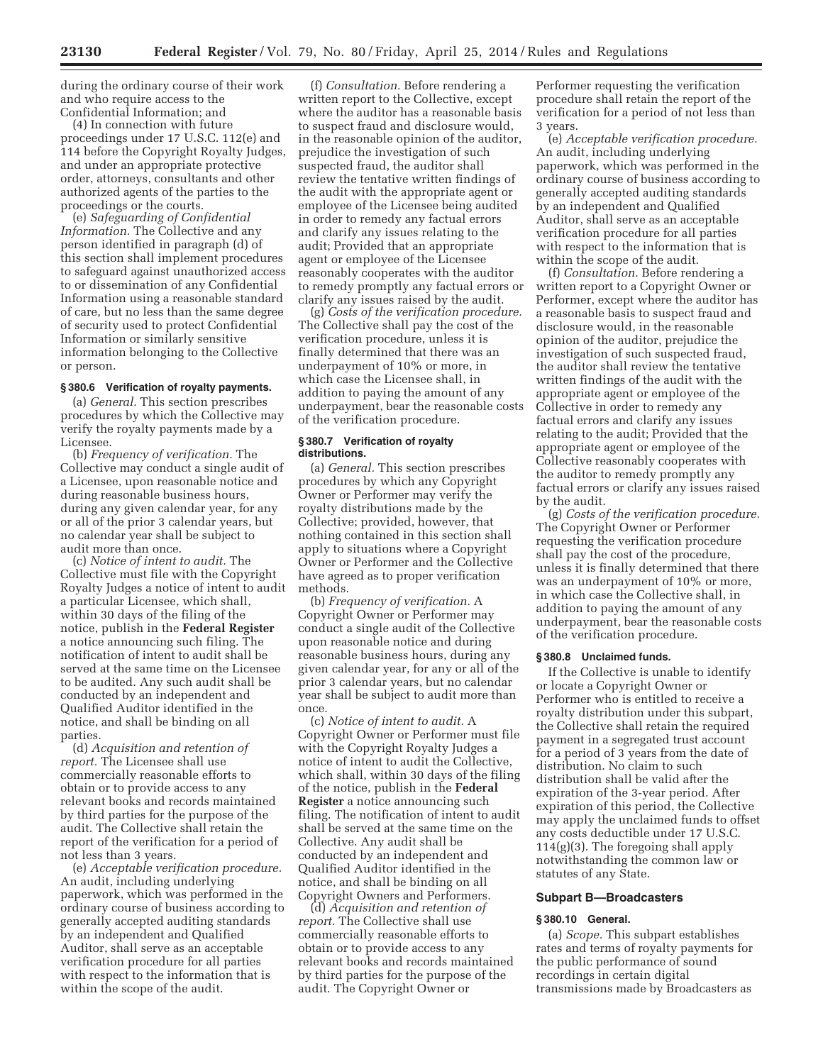during the ordinary course of their work and who require access to the Confidential Information; and

(4) In connection with future proceedings under 17 U.S.C. 112(e) and 114 before the Copyright Royalty Judges, and under an appropriate protective order, attorneys, consultants and other authorized agents of the parties to the proceedings or the courts.

(e) *Safeguarding of Confidential Information.* The Collective and any person identified in paragraph (d) of this section shall implement procedures to safeguard against unauthorized access to or dissemination of any Confidential Information using a reasonable standard of care, but no less than the same degree of security used to protect Confidential Information or similarly sensitive information belonging to the Collective or person.

#### § 380.6 Verification of royalty payments.

(a) *General.* This section prescribes procedures by which the Collective may verify the royalty payments made by a Licensee.

(b) *Frequency of verification.* The Collective may conduct a single audit of a Licensee, upon reasonable notice and during reasonable business hours, during any given calendar year, for any or all of the prior 3 calendar years, but no calendar year shall be subject to audit more than once.

(c) *Notice of intent to audit.* The Collective must file with the Copyright Royalty Judges a notice of intent to audit a particular Licensee, which shall, within 30 days of the filing of the notice, publish in the **Federal Register** a notice announcing such filing. The notification of intent to audit shall be served at the same time on the Licensee to be audited. Any such audit shall be conducted by an independent and Qualified Auditor identified in the notice, and shall be binding on all parties.

(d) *Acquisition and retention of report.* The Licensee shall use commercially reasonable efforts to obtain or to provide access to any relevant books and records maintained by third parties for the purpose of the audit. The Collective shall retain the report of the verification for a period of not less than 3 years.

(e) *Acceptable verification procedure.* An audit, including underlying paperwork, which was performed in the ordinary course of business according to generally accepted auditing standards by an independent and Qualified Auditor, shall serve as an acceptable verification procedure for all parties with respect to the information that is within the scope of the audit.

(f) *Consultation.* Before rendering a written report to the Collective, except where the auditor has a reasonable basis to suspect fraud and disclosure would, in the reasonable opinion of the auditor, prejudice the investigation of such suspected fraud, the auditor shall review the tentative written findings of the audit with the appropriate agent or employee of the Licensee being audited in order to remedy any factual errors and clarify any issues relating to the audit; Provided that an appropriate agent or employee of the Licensee reasonably cooperates with the auditor to remedy promptly any factual errors or clarify any issues raised by the audit.

(g) *Costs of the verification procedure.* The Collective shall pay the cost of the verification procedure, unless it is finally determined that there was an underpayment of 10% or more, in which case the Licensee shall, in addition to paying the amount of any underpayment, bear the reasonable costs of the verification procedure.

#### § 380.7 Verification of royalty distributions.

(a) *General.* This section prescribes procedures by which any Copyright Owner or Performer may verify the royalty distributions made by the Collective; provided, however, that nothing contained in this section shall apply to situations where a Copyright Owner or Performer and the Collective have agreed as to proper verification methods.

(b) *Frequency of verification.* A Copyright Owner or Performer may conduct a single audit of the Collective upon reasonable notice and during reasonable business hours, during any given calendar year, for any or all of the prior 3 calendar years, but no calendar year shall be subject to audit more than once.

(c) *Notice of intent to audit.* A Copyright Owner or Performer must file with the Copyright Royalty Judges a notice of intent to audit the Collective, which shall, within 30 days of the filing of the notice, publish in the **Federal Register** a notice announcing such filing. The notification of intent to audit shall be served at the same time on the Collective. Any audit shall be conducted by an independent and Qualified Auditor identified in the notice, and shall be binding on all Copyright Owners and Performers.

(d) *Acquisition and retention of report.* The Collective shall use commercially reasonable efforts to obtain or to provide access to any relevant books and records maintained by third parties for the purpose of the audit. The Copyright Owner or Performer requesting the verification procedure shall retain the report of the verification for a period of not less than 3 years.

(e) *Acceptable verification procedure.* An audit, including underlying paperwork, which was performed in the ordinary course of business according to generally accepted auditing standards by an independent and Qualified Auditor, shall serve as an acceptable verification procedure for all parties with respect to the information that is within the scope of the audit.

(f) *Consultation.* Before rendering a written report to a Copyright Owner or Performer, except where the auditor has a reasonable basis to suspect fraud and disclosure would, in the reasonable opinion of the auditor, prejudice the investigation of such suspected fraud, the auditor shall review the tentative written findings of the audit with the appropriate agent or employee of the Collective in order to remedy any factual errors and clarify any issues relating to the audit; Provided that the appropriate agent or employee of the Collective reasonably cooperates with the auditor to remedy promptly any factual errors or clarify any issues raised by the audit.

(g) *Costs of the verification procedure.* The Copyright Owner or Performer requesting the verification procedure shall pay the cost of the procedure, unless it is finally determined that there was an underpayment of 10% or more, in which case the Collective shall, in addition to paying the amount of any underpayment, bear the reasonable costs of the verification procedure.

#### § 380.8 Unclaimed funds.

If the Collective is unable to identify or locate a Copyright Owner or Performer who is entitled to receive a royalty distribution under this subpart, the Collective shall retain the required payment in a segregated trust account for a period of 3 years from the date of distribution. No claim to such distribution shall be valid after the expiration of the 3-year period. After expiration of this period, the Collective may apply the unclaimed funds to offset any costs deductible under 17 U.S.C. 114(g)(3). The foregoing shall apply notwithstanding the common law or statutes of any State.

### Subpart B—Broadcasters

#### § 380.10 General.

(a) *Scope.* This subpart establishes rates and terms of royalty payments for the public performance of sound recordings in certain digital transmissions made by Broadcasters as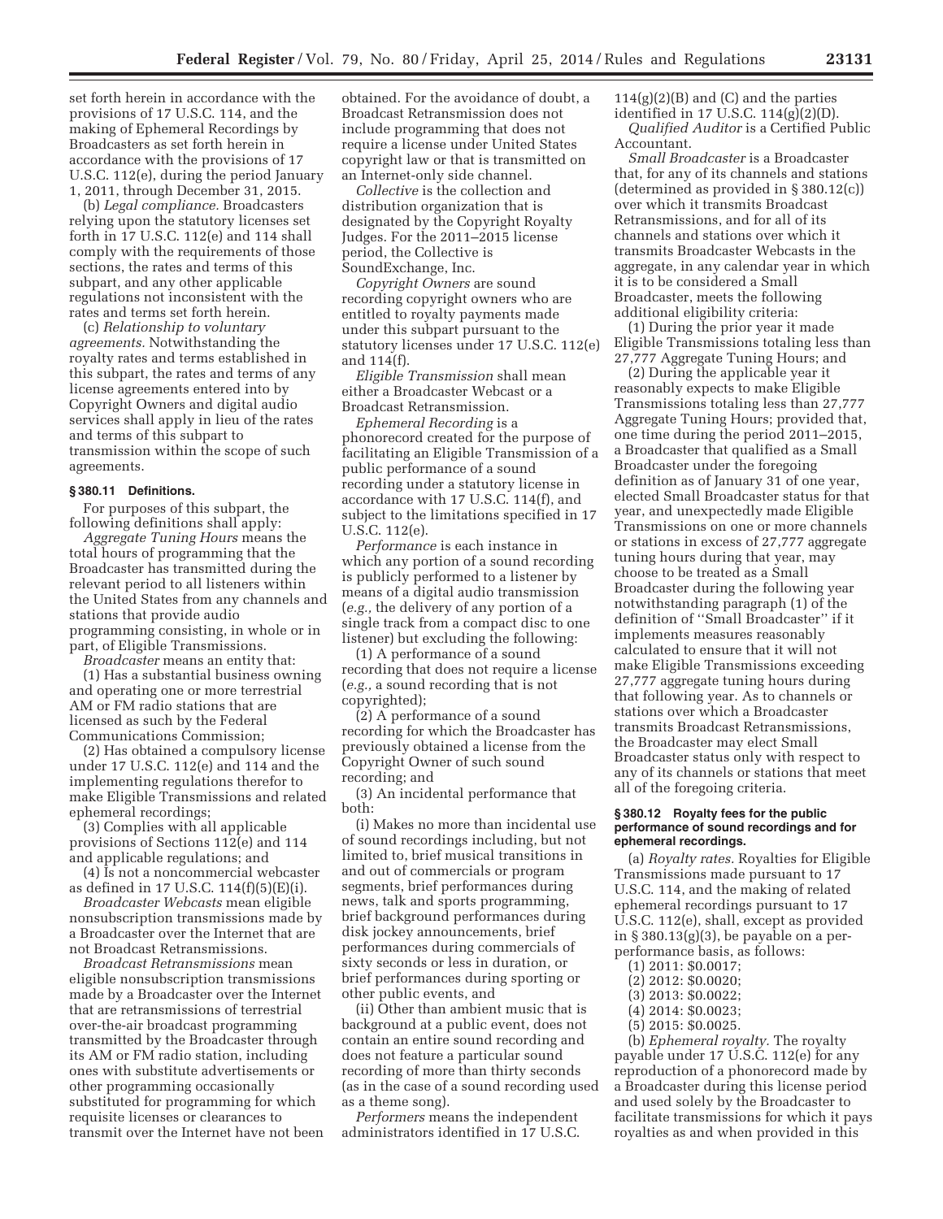set forth herein in accordance with the provisions of 17 U.S.C. 114, and the making of Ephemeral Recordings by Broadcasters as set forth herein in accordance with the provisions of 17 U.S.C. 112(e), during the period January 1, 2011, through December 31, 2015.

(b) *Legal compliance.* Broadcasters relying upon the statutory licenses set forth in 17 U.S.C. 112(e) and 114 shall comply with the requirements of those sections, the rates and terms of this subpart, and any other applicable regulations not inconsistent with the rates and terms set forth herein.

(c) *Relationship to voluntary agreements.* Notwithstanding the royalty rates and terms established in this subpart, the rates and terms of any license agreements entered into by Copyright Owners and digital audio services shall apply in lieu of the rates and terms of this subpart to transmission within the scope of such agreements.

### § 380.11 Definitions.

For purposes of this subpart, the following definitions shall apply:

*Aggregate Tuning Hours* means the total hours of programming that the Broadcaster has transmitted during the relevant period to all listeners within the United States from any channels and stations that provide audio programming consisting, in whole or in part, of Eligible Transmissions.

*Broadcaster* means an entity that:

(1) Has a substantial business owning and operating one or more terrestrial AM or FM radio stations that are licensed as such by the Federal Communications Commission;

(2) Has obtained a compulsory license under 17 U.S.C. 112(e) and 114 and the implementing regulations therefor to make Eligible Transmissions and related ephemeral recordings;

(3) Complies with all applicable provisions of Sections 112(e) and 114 and applicable regulations; and

(4) Is not a noncommercial webcaster as defined in 17 U.S.C. 114(f)(5)(E)(i).

*Broadcaster Webcasts* mean eligible nonsubscription transmissions made by a Broadcaster over the Internet that are not Broadcast Retransmissions.

*Broadcast Retransmissions* mean eligible nonsubscription transmissions made by a Broadcaster over the Internet that are retransmissions of terrestrial over-the-air broadcast programming transmitted by the Broadcaster through its AM or FM radio station, including ones with substitute advertisements or other programming occasionally substituted for programming for which requisite licenses or clearances to transmit over the Internet have not been obtained. For the avoidance of doubt, a Broadcast Retransmission does not include programming that does not require a license under United States copyright law or that is transmitted on an Internet-only side channel.

*Collective* is the collection and distribution organization that is designated by the Copyright Royalty Judges. For the 2011–2015 license period, the Collective is SoundExchange, Inc.

*Copyright Owners* are sound recording copyright owners who are entitled to royalty payments made under this subpart pursuant to the statutory licenses under 17 U.S.C. 112(e) and 114(f).

*Eligible Transmission* shall mean either a Broadcaster Webcast or a Broadcast Retransmission.

*Ephemeral Recording* is a phonorecord created for the purpose of facilitating an Eligible Transmission of a public performance of a sound recording under a statutory license in accordance with 17 U.S.C. 114(f), and subject to the limitations specified in 17 U.S.C. 112(e).

*Performance* is each instance in which any portion of a sound recording is publicly performed to a listener by means of a digital audio transmission (*e.g.,* the delivery of any portion of a single track from a compact disc to one listener) but excluding the following:

(1) A performance of a sound recording that does not require a license (*e.g.,* a sound recording that is not copyrighted);

(2) A performance of a sound recording for which the Broadcaster has previously obtained a license from the Copyright Owner of such sound recording; and

(3) An incidental performance that both:

(i) Makes no more than incidental use of sound recordings including, but not limited to, brief musical transitions in and out of commercials or program segments, brief performances during news, talk and sports programming, brief background performances during disk jockey announcements, brief performances during commercials of sixty seconds or less in duration, or brief performances during sporting or other public events, and

(ii) Other than ambient music that is background at a public event, does not contain an entire sound recording and does not feature a particular sound recording of more than thirty seconds (as in the case of a sound recording used as a theme song).

*Performers* means the independent administrators identified in 17 U.S.C. 114(g)(2)(B) and (C) and the parties identified in 17 U.S.C. 114(g)(2)(D).

*Qualified Auditor* is a Certified Public Accountant.

*Small Broadcaster* is a Broadcaster that, for any of its channels and stations (determined as provided in § 380.12(c)) over which it transmits Broadcast Retransmissions, and for all of its channels and stations over which it transmits Broadcaster Webcasts in the aggregate, in any calendar year in which it is to be considered a Small Broadcaster, meets the following additional eligibility criteria:

(1) During the prior year it made Eligible Transmissions totaling less than 27,777 Aggregate Tuning Hours; and

(2) During the applicable year it reasonably expects to make Eligible Transmissions totaling less than 27,777 Aggregate Tuning Hours; provided that, one time during the period 2011–2015, a Broadcaster that qualified as a Small Broadcaster under the foregoing definition as of January 31 of one year, elected Small Broadcaster status for that year, and unexpectedly made Eligible Transmissions on one or more channels or stations in excess of 27,777 aggregate tuning hours during that year, may choose to be treated as a Small Broadcaster during the following year notwithstanding paragraph (1) of the definition of ''Small Broadcaster'' if it implements measures reasonably calculated to ensure that it will not make Eligible Transmissions exceeding 27,777 aggregate tuning hours during that following year. As to channels or stations over which a Broadcaster transmits Broadcast Retransmissions, the Broadcaster may elect Small Broadcaster status only with respect to any of its channels or stations that meet all of the foregoing criteria.

### § 380.12 Royalty fees for the public performance of sound recordings and for ephemeral recordings.

(a) *Royalty rates.* Royalties for Eligible Transmissions made pursuant to 17 U.S.C. 114, and the making of related ephemeral recordings pursuant to 17 U.S.C. 112(e), shall, except as provided in § 380.13(g)(3), be payable on a per-performance basis, as follows:

(1) 2011: $0.0017;

(2) 2012: $0.0020;

(3) 2013: $0.0022;

(4) 2014: $0.0023;

(5) 2015: $0.0025.

(b) *Ephemeral royalty.* The royalty payable under 17 U.S.C. 112(e) for any reproduction of a phonorecord made by a Broadcaster during this license period and used solely by the Broadcaster to facilitate transmissions for which it pays royalties as and when provided in this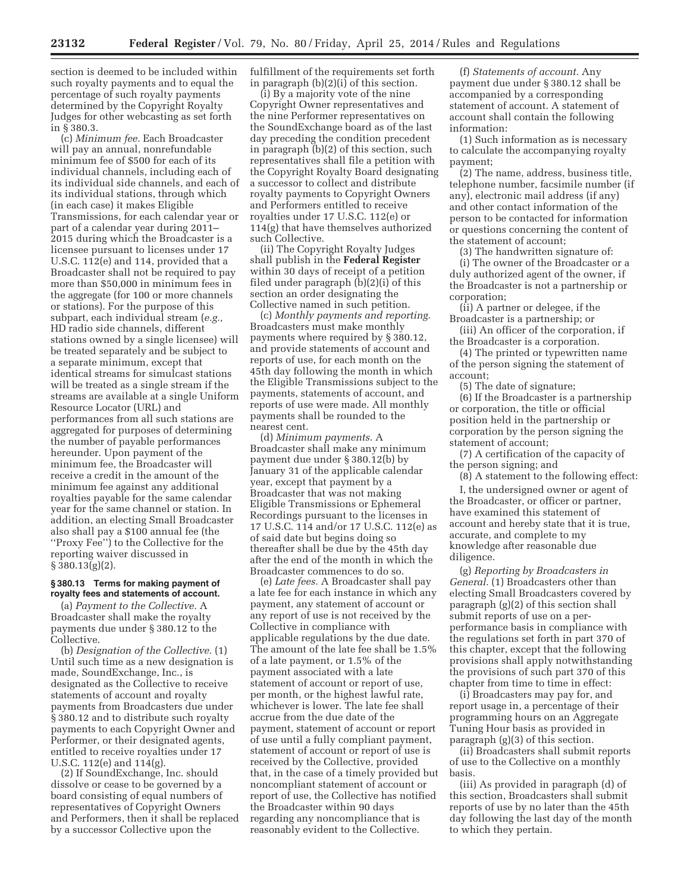section is deemed to be included within such royalty payments and to equal the percentage of such royalty payments determined by the Copyright Royalty Judges for other webcasting as set forth in § 380.3.

(c) *Minimum fee.* Each Broadcaster will pay an annual, nonrefundable minimum fee of $500 for each of its individual channels, including each of its individual side channels, and each of its individual stations, through which (in each case) it makes Eligible Transmissions, for each calendar year or part of a calendar year during 2011–2015 during which the Broadcaster is a licensee pursuant to licenses under 17 U.S.C. 112(e) and 114, provided that a Broadcaster shall not be required to pay more than $50,000 in minimum fees in the aggregate (for 100 or more channels or stations). For the purpose of this subpart, each individual stream (*e.g.,* HD radio side channels, different stations owned by a single licensee) will be treated separately and be subject to a separate minimum, except that identical streams for simulcast stations will be treated as a single stream if the streams are available at a single Uniform Resource Locator (URL) and performances from all such stations are aggregated for purposes of determining the number of payable performances hereunder. Upon payment of the minimum fee, the Broadcaster will receive a credit in the amount of the minimum fee against any additional royalties payable for the same calendar year for the same channel or station. In addition, an electing Small Broadcaster also shall pay a $100 annual fee (the "Proxy Fee") to the Collective for the reporting waiver discussed in § 380.13(g)(2).

### § 380.13 Terms for making payment of royalty fees and statements of account.

(a) *Payment to the Collective.* A Broadcaster shall make the royalty payments due under § 380.12 to the Collective.

(b) *Designation of the Collective.* (1) Until such time as a new designation is made, SoundExchange, Inc., is designated as the Collective to receive statements of account and royalty payments from Broadcasters due under § 380.12 and to distribute such royalty payments to each Copyright Owner and Performer, or their designated agents, entitled to receive royalties under 17 U.S.C. 112(e) and 114(g).

(2) If SoundExchange, Inc. should dissolve or cease to be governed by a board consisting of equal numbers of representatives of Copyright Owners and Performers, then it shall be replaced by a successor Collective upon the fulfillment of the requirements set forth in paragraph (b)(2)(i) of this section.

(i) By a majority vote of the nine Copyright Owner representatives and the nine Performer representatives on the SoundExchange board as of the last day preceding the condition precedent in paragraph (b)(2) of this section, such representatives shall file a petition with the Copyright Royalty Board designating a successor to collect and distribute royalty payments to Copyright Owners and Performers entitled to receive royalties under 17 U.S.C. 112(e) or 114(g) that have themselves authorized such Collective.

(ii) The Copyright Royalty Judges shall publish in the **Federal Register** within 30 days of receipt of a petition filed under paragraph (b)(2)(i) of this section an order designating the Collective named in such petition.

(c) *Monthly payments and reporting.* Broadcasters must make monthly payments where required by § 380.12, and provide statements of account and reports of use, for each month on the 45th day following the month in which the Eligible Transmissions subject to the payments, statements of account, and reports of use were made. All monthly payments shall be rounded to the nearest cent.

(d) *Minimum payments.* A Broadcaster shall make any minimum payment due under § 380.12(b) by January 31 of the applicable calendar year, except that payment by a Broadcaster that was not making Eligible Transmissions or Ephemeral Recordings pursuant to the licenses in 17 U.S.C. 114 and/or 17 U.S.C. 112(e) as of said date but begins doing so thereafter shall be due by the 45th day after the end of the month in which the Broadcaster commences to do so.

(e) *Late fees.* A Broadcaster shall pay a late fee for each instance in which any payment, any statement of account or any report of use is not received by the Collective in compliance with applicable regulations by the due date. The amount of the late fee shall be 1.5% of a late payment, or 1.5% of the payment associated with a late statement of account or report of use, per month, or the highest lawful rate, whichever is lower. The late fee shall accrue from the due date of the payment, statement of account or report of use until a fully compliant payment, statement of account or report of use is received by the Collective, provided that, in the case of a timely provided but noncompliant statement of account or report of use, the Collective has notified the Broadcaster within 90 days regarding any noncompliance that is reasonably evident to the Collective.

(f) *Statements of account.* Any payment due under § 380.12 shall be accompanied by a corresponding statement of account. A statement of account shall contain the following information:

(1) Such information as is necessary to calculate the accompanying royalty payment;

(2) The name, address, business title, telephone number, facsimile number (if any), electronic mail address (if any) and other contact information of the person to be contacted for information or questions concerning the content of the statement of account;

(3) The handwritten signature of:

(i) The owner of the Broadcaster or a duly authorized agent of the owner, if the Broadcaster is not a partnership or corporation;

(ii) A partner or delegee, if the Broadcaster is a partnership; or

(iii) An officer of the corporation, if the Broadcaster is a corporation.

(4) The printed or typewritten name of the person signing the statement of account;

(5) The date of signature;

(6) If the Broadcaster is a partnership or corporation, the title or official position held in the partnership or corporation by the person signing the statement of account;

(7) A certification of the capacity of the person signing; and

(8) A statement to the following effect:

I, the undersigned owner or agent of the Broadcaster, or officer or partner, have examined this statement of account and hereby state that it is true, accurate, and complete to my knowledge after reasonable due diligence.

(g) *Reporting by Broadcasters in General.* (1) Broadcasters other than electing Small Broadcasters covered by paragraph (g)(2) of this section shall submit reports of use on a per-performance basis in compliance with the regulations set forth in part 370 of this chapter, except that the following provisions shall apply notwithstanding the provisions of such part 370 of this chapter from time to time in effect:

(i) Broadcasters may pay for, and report usage in, a percentage of their programming hours on an Aggregate Tuning Hour basis as provided in paragraph (g)(3) of this section.

(ii) Broadcasters shall submit reports of use to the Collective on a monthly basis.

(iii) As provided in paragraph (d) of this section, Broadcasters shall submit reports of use by no later than the 45th day following the last day of the month to which they pertain.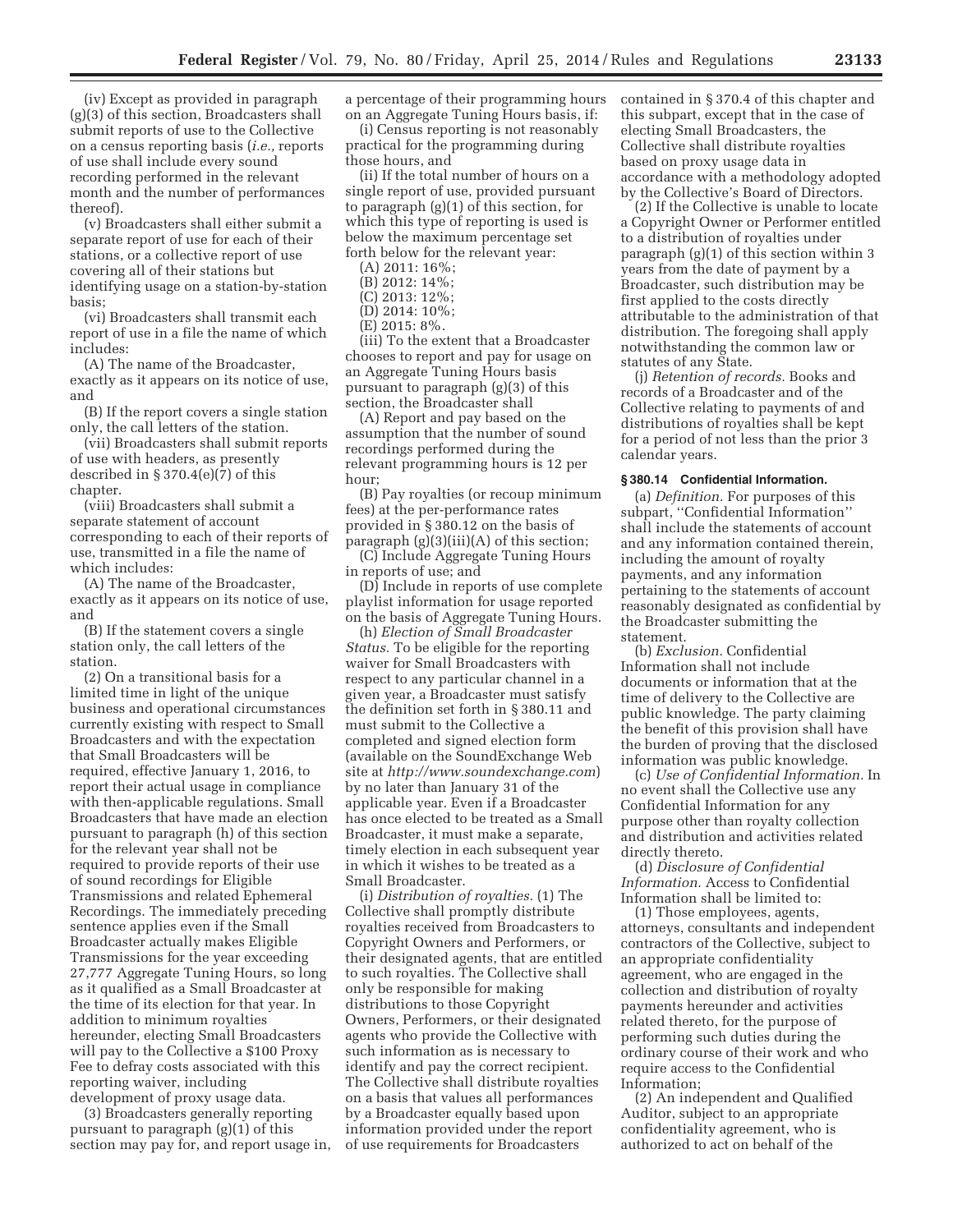(iv) Except as provided in paragraph (g)(3) of this section, Broadcasters shall submit reports of use to the Collective on a census reporting basis (*i.e.,* reports of use shall include every sound recording performed in the relevant month and the number of performances thereof).

(v) Broadcasters shall either submit a separate report of use for each of their stations, or a collective report of use covering all of their stations but identifying usage on a station-by-station basis;

(vi) Broadcasters shall transmit each report of use in a file the name of which includes:

(A) The name of the Broadcaster, exactly as it appears on its notice of use, and

(B) If the report covers a single station only, the call letters of the station.

(vii) Broadcasters shall submit reports of use with headers, as presently described in § 370.4(e)(7) of this chapter.

(viii) Broadcasters shall submit a separate statement of account corresponding to each of their reports of use, transmitted in a file the name of which includes:

(A) The name of the Broadcaster, exactly as it appears on its notice of use, and

(B) If the statement covers a single station only, the call letters of the station.

(2) On a transitional basis for a limited time in light of the unique business and operational circumstances currently existing with respect to Small Broadcasters and with the expectation that Small Broadcasters will be required, effective January 1, 2016, to report their actual usage in compliance with then-applicable regulations. Small Broadcasters that have made an election pursuant to paragraph (h) of this section for the relevant year shall not be required to provide reports of their use of sound recordings for Eligible Transmissions and related Ephemeral Recordings. The immediately preceding sentence applies even if the Small Broadcaster actually makes Eligible Transmissions for the year exceeding 27,777 Aggregate Tuning Hours, so long as it qualified as a Small Broadcaster at the time of its election for that year. In addition to minimum royalties hereunder, electing Small Broadcasters will pay to the Collective a $100 Proxy Fee to defray costs associated with this reporting waiver, including development of proxy usage data.

(3) Broadcasters generally reporting pursuant to paragraph (g)(1) of this section may pay for, and report usage in, a percentage of their programming hours on an Aggregate Tuning Hours basis, if:

(i) Census reporting is not reasonably practical for the programming during those hours, and

(ii) If the total number of hours on a single report of use, provided pursuant to paragraph (g)(1) of this section, for which this type of reporting is used is below the maximum percentage set forth below for the relevant year:

(A) 2011: 16%;

(B) 2012: 14%;

(C) 2013: 12%;

(D) 2014: 10%;

(E) 2015: 8%.

(iii) To the extent that a Broadcaster chooses to report and pay for usage on an Aggregate Tuning Hours basis pursuant to paragraph (g)(3) of this section, the Broadcaster shall

(A) Report and pay based on the assumption that the number of sound recordings performed during the relevant programming hours is 12 per hour;

(B) Pay royalties (or recoup minimum fees) at the per-performance rates provided in § 380.12 on the basis of paragraph (g)(3)(iii)(A) of this section;

(C) Include Aggregate Tuning Hours in reports of use; and

(D) Include in reports of use complete playlist information for usage reported on the basis of Aggregate Tuning Hours.

(h) *Election of Small Broadcaster Status.* To be eligible for the reporting waiver for Small Broadcasters with respect to any particular channel in a given year, a Broadcaster must satisfy the definition set forth in § 380.11 and must submit to the Collective a completed and signed election form (available on the SoundExchange Web site at *http://www.soundexchange.com*) by no later than January 31 of the applicable year. Even if a Broadcaster has once elected to be treated as a Small Broadcaster, it must make a separate, timely election in each subsequent year in which it wishes to be treated as a Small Broadcaster.

(i) *Distribution of royalties.* (1) The Collective shall promptly distribute royalties received from Broadcasters to Copyright Owners and Performers, or their designated agents, that are entitled to such royalties. The Collective shall only be responsible for making distributions to those Copyright Owners, Performers, or their designated agents who provide the Collective with such information as is necessary to identify and pay the correct recipient. The Collective shall distribute royalties on a basis that values all performances by a Broadcaster equally based upon information provided under the report of use requirements for Broadcasters contained in § 370.4 of this chapter and this subpart, except that in the case of electing Small Broadcasters, the Collective shall distribute royalties based on proxy usage data in accordance with a methodology adopted by the Collective's Board of Directors.

(2) If the Collective is unable to locate a Copyright Owner or Performer entitled to a distribution of royalties under paragraph (g)(1) of this section within 3 years from the date of payment by a Broadcaster, such distribution may be first applied to the costs directly attributable to the administration of that distribution. The foregoing shall apply notwithstanding the common law or statutes of any State.

(j) *Retention of records.* Books and records of a Broadcaster and of the Collective relating to payments of and distributions of royalties shall be kept for a period of not less than the prior 3 calendar years.

### § 380.14 Confidential Information.

(a) *Definition.* For purposes of this subpart, "Confidential Information" shall include the statements of account and any information contained therein, including the amount of royalty payments, and any information pertaining to the statements of account reasonably designated as confidential by the Broadcaster submitting the statement.

(b) *Exclusion.* Confidential Information shall not include documents or information that at the time of delivery to the Collective are public knowledge. The party claiming the benefit of this provision shall have the burden of proving that the disclosed information was public knowledge.

(c) *Use of Confidential Information.* In no event shall the Collective use any Confidential Information for any purpose other than royalty collection and distribution and activities related directly thereto.

(d) *Disclosure of Confidential Information.* Access to Confidential Information shall be limited to:

(1) Those employees, agents, attorneys, consultants and independent contractors of the Collective, subject to an appropriate confidentiality agreement, who are engaged in the collection and distribution of royalty payments hereunder and activities related thereto, for the purpose of performing such duties during the ordinary course of their work and who require access to the Confidential Information;

(2) An independent and Qualified Auditor, subject to an appropriate confidentiality agreement, who is authorized to act on behalf of the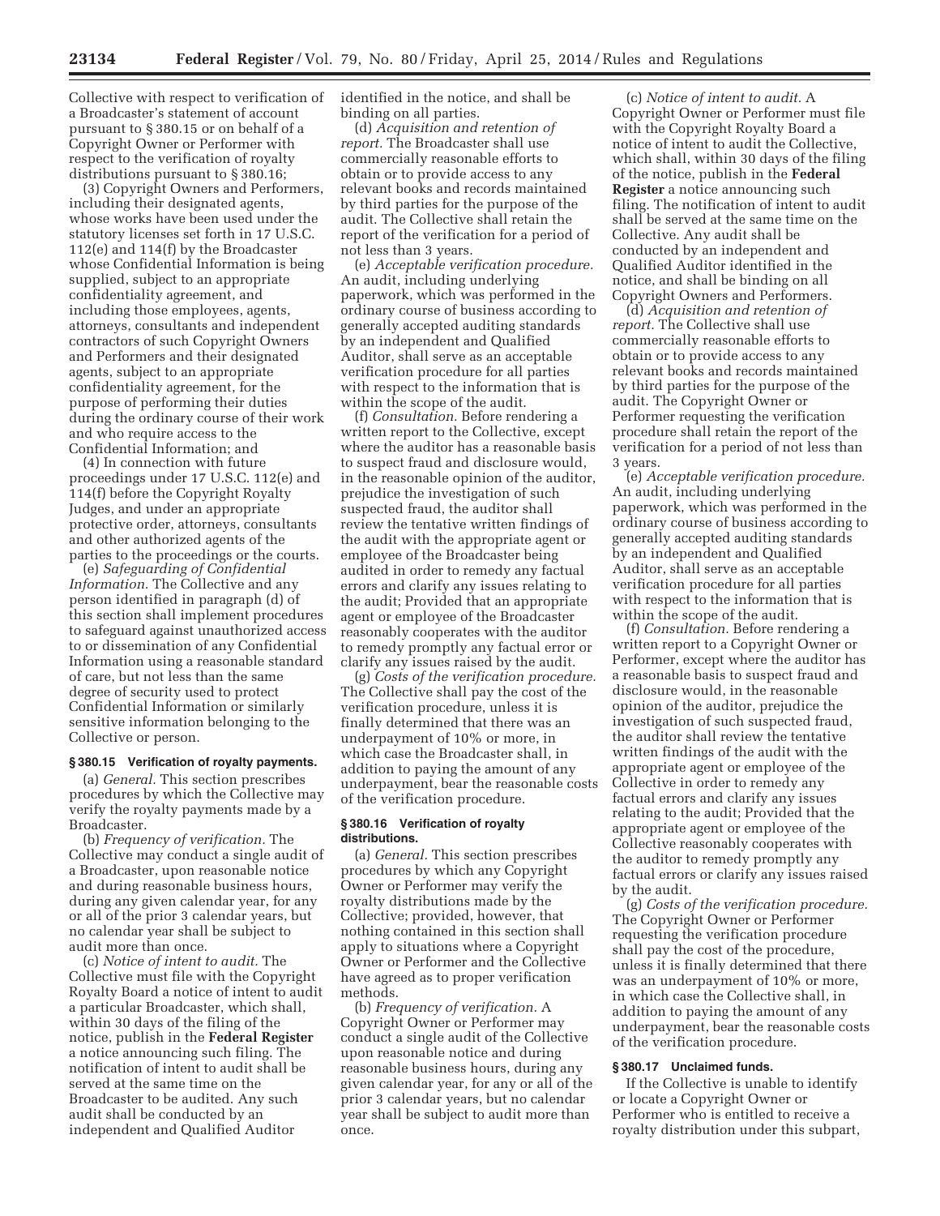Collective with respect to verification of a Broadcaster's statement of account pursuant to § 380.15 or on behalf of a Copyright Owner or Performer with respect to the verification of royalty distributions pursuant to § 380.16;

(3) Copyright Owners and Performers, including their designated agents, whose works have been used under the statutory licenses set forth in 17 U.S.C. 112(e) and 114(f) by the Broadcaster whose Confidential Information is being supplied, subject to an appropriate confidentiality agreement, and including those employees, agents, attorneys, consultants and independent contractors of such Copyright Owners and Performers and their designated agents, subject to an appropriate confidentiality agreement, for the purpose of performing their duties during the ordinary course of their work and who require access to the Confidential Information; and

(4) In connection with future proceedings under 17 U.S.C. 112(e) and 114(f) before the Copyright Royalty Judges, and under an appropriate protective order, attorneys, consultants and other authorized agents of the parties to the proceedings or the courts.

(e) *Safeguarding of Confidential Information.* The Collective and any person identified in paragraph (d) of this section shall implement procedures to safeguard against unauthorized access to or dissemination of any Confidential Information using a reasonable standard of care, but not less than the same degree of security used to protect Confidential Information or similarly sensitive information belonging to the Collective or person.

### § 380.15 Verification of royalty payments.

(a) *General.* This section prescribes procedures by which the Collective may verify the royalty payments made by a Broadcaster.

(b) *Frequency of verification.* The Collective may conduct a single audit of a Broadcaster, upon reasonable notice and during reasonable business hours, during any given calendar year, for any or all of the prior 3 calendar years, but no calendar year shall be subject to audit more than once.

(c) *Notice of intent to audit.* The Collective must file with the Copyright Royalty Board a notice of intent to audit a particular Broadcaster, which shall, within 30 days of the filing of the notice, publish in the **Federal Register** a notice announcing such filing. The notification of intent to audit shall be served at the same time on the Broadcaster to be audited. Any such audit shall be conducted by an independent and Qualified Auditor identified in the notice, and shall be binding on all parties.

(d) *Acquisition and retention of report.* The Broadcaster shall use commercially reasonable efforts to obtain or to provide access to any relevant books and records maintained by third parties for the purpose of the audit. The Collective shall retain the report of the verification for a period of not less than 3 years.

(e) *Acceptable verification procedure.* An audit, including underlying paperwork, which was performed in the ordinary course of business according to generally accepted auditing standards by an independent and Qualified Auditor, shall serve as an acceptable verification procedure for all parties with respect to the information that is within the scope of the audit.

(f) *Consultation.* Before rendering a written report to the Collective, except where the auditor has a reasonable basis to suspect fraud and disclosure would, in the reasonable opinion of the auditor, prejudice the investigation of such suspected fraud, the auditor shall review the tentative written findings of the audit with the appropriate agent or employee of the Broadcaster being audited in order to remedy any factual errors and clarify any issues relating to the audit; Provided that an appropriate agent or employee of the Broadcaster reasonably cooperates with the auditor to remedy promptly any factual error or clarify any issues raised by the audit.

(g) *Costs of the verification procedure.* The Collective shall pay the cost of the verification procedure, unless it is finally determined that there was an underpayment of 10% or more, in which case the Broadcaster shall, in addition to paying the amount of any underpayment, bear the reasonable costs of the verification procedure.

### § 380.16 Verification of royalty distributions.

(a) *General.* This section prescribes procedures by which any Copyright Owner or Performer may verify the royalty distributions made by the Collective; provided, however, that nothing contained in this section shall apply to situations where a Copyright Owner or Performer and the Collective have agreed as to proper verification methods.

(b) *Frequency of verification.* A Copyright Owner or Performer may conduct a single audit of the Collective upon reasonable notice and during reasonable business hours, during any given calendar year, for any or all of the prior 3 calendar years, but no calendar year shall be subject to audit more than once.

(c) *Notice of intent to audit.* A Copyright Owner or Performer must file with the Copyright Royalty Board a notice of intent to audit the Collective, which shall, within 30 days of the filing of the notice, publish in the **Federal Register** a notice announcing such filing. The notification of intent to audit shall be served at the same time on the Collective. Any audit shall be conducted by an independent and Qualified Auditor identified in the notice, and shall be binding on all Copyright Owners and Performers.

(d) *Acquisition and retention of report.* The Collective shall use commercially reasonable efforts to obtain or to provide access to any relevant books and records maintained by third parties for the purpose of the audit. The Copyright Owner or Performer requesting the verification procedure shall retain the report of the verification for a period of not less than 3 years.

(e) *Acceptable verification procedure.* An audit, including underlying paperwork, which was performed in the ordinary course of business according to generally accepted auditing standards by an independent and Qualified Auditor, shall serve as an acceptable verification procedure for all parties with respect to the information that is within the scope of the audit.

(f) *Consultation.* Before rendering a written report to a Copyright Owner or Performer, except where the auditor has a reasonable basis to suspect fraud and disclosure would, in the reasonable opinion of the auditor, prejudice the investigation of such suspected fraud, the auditor shall review the tentative written findings of the audit with the appropriate agent or employee of the Collective in order to remedy any factual errors and clarify any issues relating to the audit; Provided that the appropriate agent or employee of the Collective reasonably cooperates with the auditor to remedy promptly any factual errors or clarify any issues raised by the audit.

(g) *Costs of the verification procedure.* The Copyright Owner or Performer requesting the verification procedure shall pay the cost of the procedure, unless it is finally determined that there was an underpayment of 10% or more, in which case the Collective shall, in addition to paying the amount of any underpayment, bear the reasonable costs of the verification procedure.

### § 380.17 Unclaimed funds.

If the Collective is unable to identify or locate a Copyright Owner or Performer who is entitled to receive a royalty distribution under this subpart,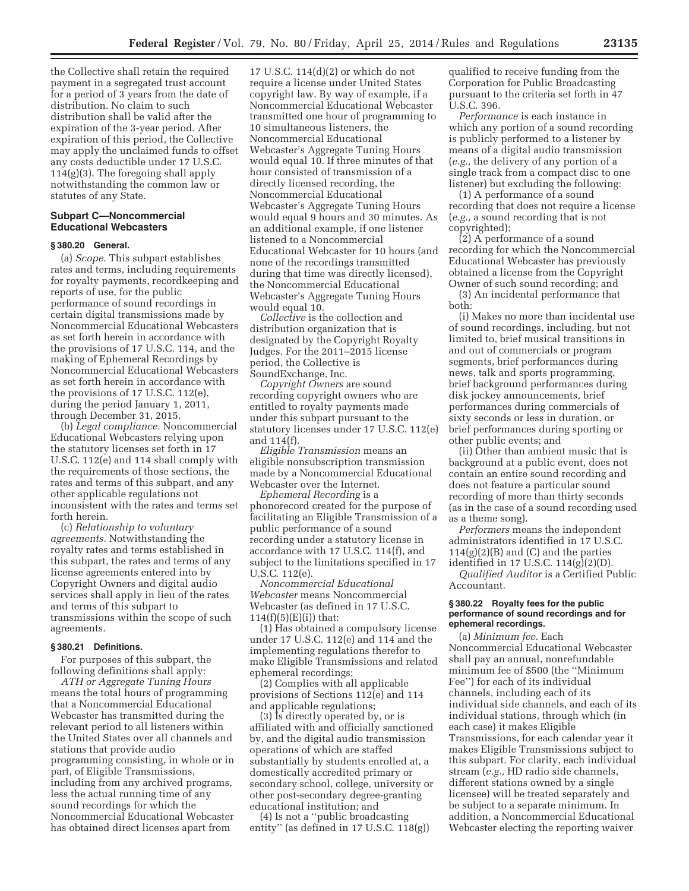the Collective shall retain the required payment in a segregated trust account for a period of 3 years from the date of distribution. No claim to such distribution shall be valid after the expiration of the 3-year period. After expiration of this period, the Collective may apply the unclaimed funds to offset any costs deductible under 17 U.S.C. 114(g)(3). The foregoing shall apply notwithstanding the common law or statutes of any State.

## Subpart C—Noncommercial Educational Webcasters

### § 380.20 General.

(a) *Scope.* This subpart establishes rates and terms, including requirements for royalty payments, recordkeeping and reports of use, for the public performance of sound recordings in certain digital transmissions made by Noncommercial Educational Webcasters as set forth herein in accordance with the provisions of 17 U.S.C. 114, and the making of Ephemeral Recordings by Noncommercial Educational Webcasters as set forth herein in accordance with the provisions of 17 U.S.C. 112(e), during the period January 1, 2011, through December 31, 2015.

(b) *Legal compliance.* Noncommercial Educational Webcasters relying upon the statutory licenses set forth in 17 U.S.C. 112(e) and 114 shall comply with the requirements of those sections, the rates and terms of this subpart, and any other applicable regulations not inconsistent with the rates and terms set forth herein.

(c) *Relationship to voluntary agreements.* Notwithstanding the royalty rates and terms established in this subpart, the rates and terms of any license agreements entered into by Copyright Owners and digital audio services shall apply in lieu of the rates and terms of this subpart to transmissions within the scope of such agreements.

### § 380.21 Definitions.

For purposes of this subpart, the following definitions shall apply:

*ATH or Aggregate Tuning Hours* means the total hours of programming that a Noncommercial Educational Webcaster has transmitted during the relevant period to all listeners within the United States over all channels and stations that provide audio programming consisting, in whole or in part, of Eligible Transmissions, including from any archived programs, less the actual running time of any sound recordings for which the Noncommercial Educational Webcaster has obtained direct licenses apart from 17 U.S.C. 114(d)(2) or which do not require a license under United States copyright law. By way of example, if a Noncommercial Educational Webcaster transmitted one hour of programming to 10 simultaneous listeners, the Noncommercial Educational Webcaster's Aggregate Tuning Hours would equal 10. If three minutes of that hour consisted of transmission of a directly licensed recording, the Noncommercial Educational Webcaster's Aggregate Tuning Hours would equal 9 hours and 30 minutes. As an additional example, if one listener listened to a Noncommercial Educational Webcaster for 10 hours (and none of the recordings transmitted during that time was directly licensed), the Noncommercial Educational Webcaster's Aggregate Tuning Hours would equal 10.

*Collective* is the collection and distribution organization that is designated by the Copyright Royalty Judges. For the 2011–2015 license period, the Collective is SoundExchange, Inc.

*Copyright Owners* are sound recording copyright owners who are entitled to royalty payments made under this subpart pursuant to the statutory licenses under 17 U.S.C. 112(e) and 114(f).

*Eligible Transmission* means an eligible nonsubscription transmission made by a Noncommercial Educational Webcaster over the Internet.

*Ephemeral Recording* is a phonorecord created for the purpose of facilitating an Eligible Transmission of a public performance of a sound recording under a statutory license in accordance with 17 U.S.C. 114(f), and subject to the limitations specified in 17 U.S.C. 112(e).

*Noncommercial Educational Webcaster* means Noncommercial Webcaster (as defined in 17 U.S.C. 114(f)(5)(E)(i)) that:

(1) Has obtained a compulsory license under 17 U.S.C. 112(e) and 114 and the implementing regulations therefor to make Eligible Transmissions and related ephemeral recordings;

(2) Complies with all applicable provisions of Sections 112(e) and 114 and applicable regulations;

(3) Is directly operated by, or is affiliated with and officially sanctioned by, and the digital audio transmission operations of which are staffed substantially by students enrolled at, a domestically accredited primary or secondary school, college, university or other post-secondary degree-granting educational institution; and

(4) Is not a "public broadcasting entity" (as defined in 17 U.S.C. 118(g)) qualified to receive funding from the Corporation for Public Broadcasting pursuant to the criteria set forth in 47 U.S.C. 396.

*Performance* is each instance in which any portion of a sound recording is publicly performed to a listener by means of a digital audio transmission (*e.g.,* the delivery of any portion of a single track from a compact disc to one listener) but excluding the following:

(1) A performance of a sound recording that does not require a license (*e.g.,* a sound recording that is not copyrighted);

(2) A performance of a sound recording for which the Noncommercial Educational Webcaster has previously obtained a license from the Copyright Owner of such sound recording; and

(3) An incidental performance that both:

(i) Makes no more than incidental use of sound recordings, including, but not limited to, brief musical transitions in and out of commercials or program segments, brief performances during news, talk and sports programming, brief background performances during disk jockey announcements, brief performances during commercials of sixty seconds or less in duration, or brief performances during sporting or other public events; and

(ii) Other than ambient music that is background at a public event, does not contain an entire sound recording and does not feature a particular sound recording of more than thirty seconds (as in the case of a sound recording used as a theme song).

*Performers* means the independent administrators identified in 17 U.S.C. 114(g)(2)(B) and (C) and the parties identified in 17 U.S.C. 114(g)(2)(D).

*Qualified Auditor* is a Certified Public Accountant.

### § 380.22 Royalty fees for the public performance of sound recordings and for ephemeral recordings.

(a) *Minimum fee.* Each Noncommercial Educational Webcaster shall pay an annual, nonrefundable minimum fee of $500 (the "Minimum Fee") for each of its individual channels, including each of its individual side channels, and each of its individual stations, through which (in each case) it makes Eligible Transmissions, for each calendar year it makes Eligible Transmissions subject to this subpart. For clarity, each individual stream (*e.g.,* HD radio side channels, different stations owned by a single licensee) will be treated separately and be subject to a separate minimum. In addition, a Noncommercial Educational Webcaster electing the reporting waiver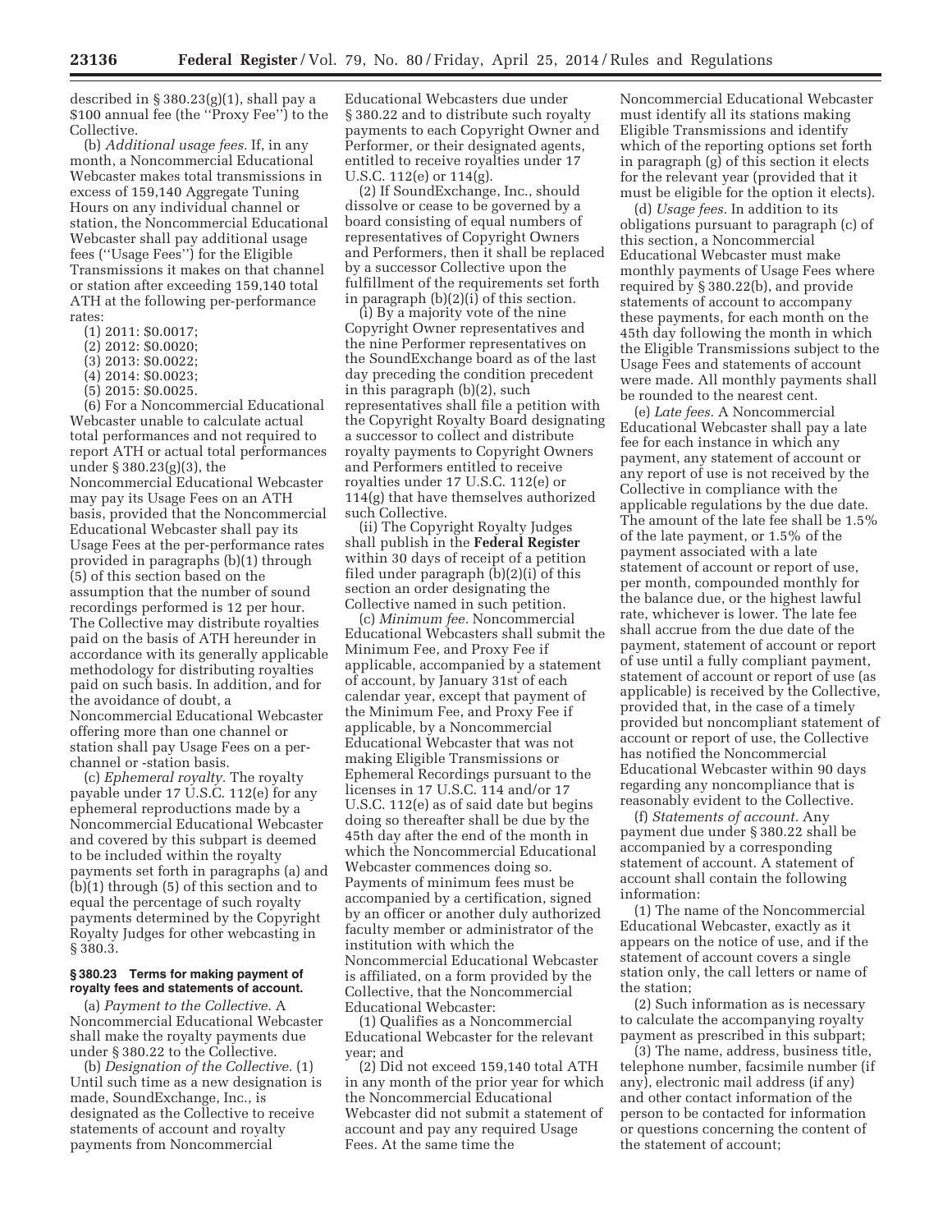described in § 380.23(g)(1), shall pay a $100 annual fee (the ''Proxy Fee'') to the Collective.

(b) *Additional usage fees.* If, in any month, a Noncommercial Educational Webcaster makes total transmissions in excess of 159,140 Aggregate Tuning Hours on any individual channel or station, the Noncommercial Educational Webcaster shall pay additional usage fees (''Usage Fees'') for the Eligible Transmissions it makes on that channel or station after exceeding 159,140 total ATH at the following per-performance rates:

(1) 2011: $0.0017;

(2) 2012: $0.0020;

(3) 2013: $0.0022;

(4) 2014: $0.0023;

(5) 2015: $0.0025.

(6) For a Noncommercial Educational Webcaster unable to calculate actual total performances and not required to report ATH or actual total performances under § 380.23(g)(3), the Noncommercial Educational Webcaster may pay its Usage Fees on an ATH basis, provided that the Noncommercial Educational Webcaster shall pay its Usage Fees at the per-performance rates provided in paragraphs (b)(1) through (5) of this section based on the assumption that the number of sound recordings performed is 12 per hour. The Collective may distribute royalties paid on the basis of ATH hereunder in accordance with its generally applicable methodology for distributing royalties paid on such basis. In addition, and for the avoidance of doubt, a Noncommercial Educational Webcaster offering more than one channel or station shall pay Usage Fees on a per-channel or -station basis.

(c) *Ephemeral royalty.* The royalty payable under 17 U.S.C. 112(e) for any ephemeral reproductions made by a Noncommercial Educational Webcaster and covered by this subpart is deemed to be included within the royalty payments set forth in paragraphs (a) and (b)(1) through (5) of this section and to equal the percentage of such royalty payments determined by the Copyright Royalty Judges for other webcasting in § 380.3.

#### § 380.23 Terms for making payment of royalty fees and statements of account.

(a) *Payment to the Collective.* A Noncommercial Educational Webcaster shall make the royalty payments due under § 380.22 to the Collective.

(b) *Designation of the Collective.* (1) Until such time as a new designation is made, SoundExchange, Inc., is designated as the Collective to receive statements of account and royalty payments from Noncommercial Educational Webcasters due under § 380.22 and to distribute such royalty payments to each Copyright Owner and Performer, or their designated agents, entitled to receive royalties under 17 U.S.C. 112(e) or 114(g).

(2) If SoundExchange, Inc., should dissolve or cease to be governed by a board consisting of equal numbers of representatives of Copyright Owners and Performers, then it shall be replaced by a successor Collective upon the fulfillment of the requirements set forth in paragraph (b)(2)(i) of this section.

(i) By a majority vote of the nine Copyright Owner representatives and the nine Performer representatives on the SoundExchange board as of the last day preceding the condition precedent in this paragraph (b)(2), such representatives shall file a petition with the Copyright Royalty Board designating a successor to collect and distribute royalty payments to Copyright Owners and Performers entitled to receive royalties under 17 U.S.C. 112(e) or 114(g) that have themselves authorized such Collective.

(ii) The Copyright Royalty Judges shall publish in the **Federal Register** within 30 days of receipt of a petition filed under paragraph (b)(2)(i) of this section an order designating the Collective named in such petition.

(c) *Minimum fee.* Noncommercial Educational Webcasters shall submit the Minimum Fee, and Proxy Fee if applicable, accompanied by a statement of account, by January 31st of each calendar year, except that payment of the Minimum Fee, and Proxy Fee if applicable, by a Noncommercial Educational Webcaster that was not making Eligible Transmissions or Ephemeral Recordings pursuant to the licenses in 17 U.S.C. 114 and/or 17 U.S.C. 112(e) as of said date but begins doing so thereafter shall be due by the 45th day after the end of the month in which the Noncommercial Educational Webcaster commences doing so. Payments of minimum fees must be accompanied by a certification, signed by an officer or another duly authorized faculty member or administrator of the institution with which the Noncommercial Educational Webcaster is affiliated, on a form provided by the Collective, that the Noncommercial Educational Webcaster:

(1) Qualifies as a Noncommercial Educational Webcaster for the relevant year; and

(2) Did not exceed 159,140 total ATH in any month of the prior year for which the Noncommercial Educational Webcaster did not submit a statement of account and pay any required Usage Fees. At the same time the Noncommercial Educational Webcaster must identify all its stations making Eligible Transmissions and identify which of the reporting options set forth in paragraph (g) of this section it elects for the relevant year (provided that it must be eligible for the option it elects).

(d) *Usage fees.* In addition to its obligations pursuant to paragraph (c) of this section, a Noncommercial Educational Webcaster must make monthly payments of Usage Fees where required by § 380.22(b), and provide statements of account to accompany these payments, for each month on the 45th day following the month in which the Eligible Transmissions subject to the Usage Fees and statements of account were made. All monthly payments shall be rounded to the nearest cent.

(e) *Late fees.* A Noncommercial Educational Webcaster shall pay a late fee for each instance in which any payment, any statement of account or any report of use is not received by the Collective in compliance with the applicable regulations by the due date. The amount of the late fee shall be 1.5% of the late payment, or 1.5% of the payment associated with a late statement of account or report of use, per month, compounded monthly for the balance due, or the highest lawful rate, whichever is lower. The late fee shall accrue from the due date of the payment, statement of account or report of use until a fully compliant payment, statement of account or report of use (as applicable) is received by the Collective, provided that, in the case of a timely provided but noncompliant statement of account or report of use, the Collective has notified the Noncommercial Educational Webcaster within 90 days regarding any noncompliance that is reasonably evident to the Collective.

(f) *Statements of account.* Any payment due under § 380.22 shall be accompanied by a corresponding statement of account. A statement of account shall contain the following information:

(1) The name of the Noncommercial Educational Webcaster, exactly as it appears on the notice of use, and if the statement of account covers a single station only, the call letters or name of the station;

(2) Such information as is necessary to calculate the accompanying royalty payment as prescribed in this subpart;

(3) The name, address, business title, telephone number, facsimile number (if any), electronic mail address (if any) and other contact information of the person to be contacted for information or questions concerning the content of the statement of account;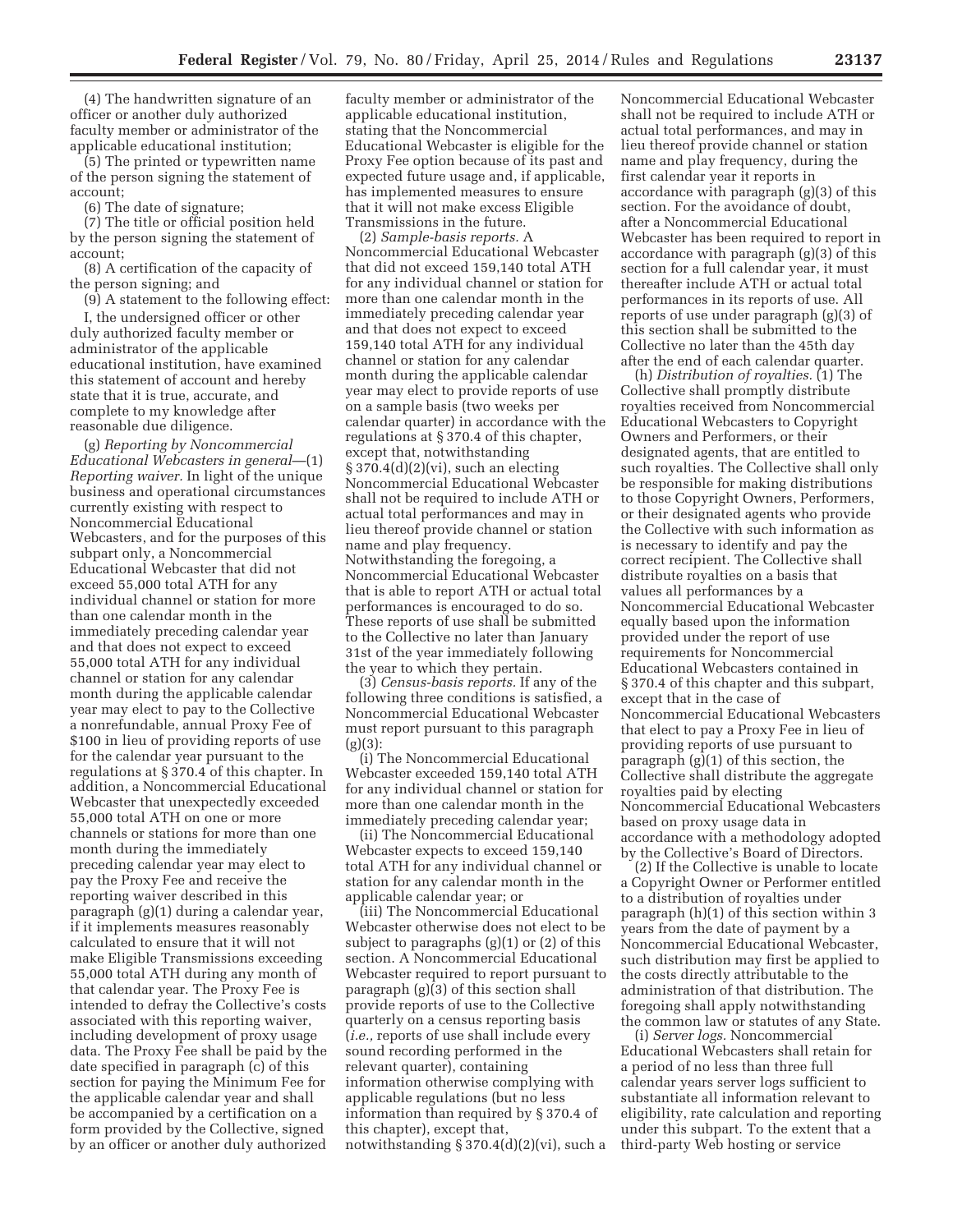(4) The handwritten signature of an officer or another duly authorized faculty member or administrator of the applicable educational institution;

(5) The printed or typewritten name of the person signing the statement of account;

(6) The date of signature;

(7) The title or official position held by the person signing the statement of account;

(8) A certification of the capacity of the person signing; and

(9) A statement to the following effect:

I, the undersigned officer or other duly authorized faculty member or administrator of the applicable educational institution, have examined this statement of account and hereby state that it is true, accurate, and complete to my knowledge after reasonable due diligence.

(g) *Reporting by Noncommercial Educational Webcasters in general*—(1) *Reporting waiver.* In light of the unique business and operational circumstances currently existing with respect to Noncommercial Educational Webcasters, and for the purposes of this subpart only, a Noncommercial Educational Webcaster that did not exceed 55,000 total ATH for any individual channel or station for more than one calendar month in the immediately preceding calendar year and that does not expect to exceed 55,000 total ATH for any individual channel or station for any calendar month during the applicable calendar year may elect to pay to the Collective a nonrefundable, annual Proxy Fee of $100 in lieu of providing reports of use for the calendar year pursuant to the regulations at § 370.4 of this chapter. In addition, a Noncommercial Educational Webcaster that unexpectedly exceeded 55,000 total ATH on one or more channels or stations for more than one month during the immediately preceding calendar year may elect to pay the Proxy Fee and receive the reporting waiver described in this paragraph (g)(1) during a calendar year, if it implements measures reasonably calculated to ensure that it will not make Eligible Transmissions exceeding 55,000 total ATH during any month of that calendar year. The Proxy Fee is intended to defray the Collective's costs associated with this reporting waiver, including development of proxy usage data. The Proxy Fee shall be paid by the date specified in paragraph (c) of this section for paying the Minimum Fee for the applicable calendar year and shall be accompanied by a certification on a form provided by the Collective, signed by an officer or another duly authorized faculty member or administrator of the applicable educational institution, stating that the Noncommercial Educational Webcaster is eligible for the Proxy Fee option because of its past and expected future usage and, if applicable, has implemented measures to ensure that it will not make excess Eligible Transmissions in the future.

(2) *Sample-basis reports.* A Noncommercial Educational Webcaster that did not exceed 159,140 total ATH for any individual channel or station for more than one calendar month in the immediately preceding calendar year and that does not expect to exceed 159,140 total ATH for any individual channel or station for any calendar month during the applicable calendar year may elect to provide reports of use on a sample basis (two weeks per calendar quarter) in accordance with the regulations at § 370.4 of this chapter, except that, notwithstanding § 370.4(d)(2)(vi), such an electing Noncommercial Educational Webcaster shall not be required to include ATH or actual total performances and may in lieu thereof provide channel or station name and play frequency. Notwithstanding the foregoing, a Noncommercial Educational Webcaster that is able to report ATH or actual total performances is encouraged to do so. These reports of use shall be submitted to the Collective no later than January 31st of the year immediately following the year to which they pertain.

(3) *Census-basis reports.* If any of the following three conditions is satisfied, a Noncommercial Educational Webcaster must report pursuant to this paragraph (g)(3):

(i) The Noncommercial Educational Webcaster exceeded 159,140 total ATH for any individual channel or station for more than one calendar month in the immediately preceding calendar year;

(ii) The Noncommercial Educational Webcaster expects to exceed 159,140 total ATH for any individual channel or station for any calendar month in the applicable calendar year; or

(iii) The Noncommercial Educational Webcaster otherwise does not elect to be subject to paragraphs (g)(1) or (2) of this section. A Noncommercial Educational Webcaster required to report pursuant to paragraph (g)(3) of this section shall provide reports of use to the Collective quarterly on a census reporting basis (*i.e.,* reports of use shall include every sound recording performed in the relevant quarter), containing information otherwise complying with applicable regulations (but no less information than required by § 370.4 of this chapter), except that, notwithstanding § 370.4(d)(2)(vi), such a Noncommercial Educational Webcaster shall not be required to include ATH or actual total performances, and may in lieu thereof provide channel or station name and play frequency, during the first calendar year it reports in accordance with paragraph (g)(3) of this section. For the avoidance of doubt, after a Noncommercial Educational Webcaster has been required to report in accordance with paragraph (g)(3) of this section for a full calendar year, it must thereafter include ATH or actual total performances in its reports of use. All reports of use under paragraph (g)(3) of this section shall be submitted to the Collective no later than the 45th day after the end of each calendar quarter.

(h) *Distribution of royalties.* (1) The Collective shall promptly distribute royalties received from Noncommercial Educational Webcasters to Copyright Owners and Performers, or their designated agents, that are entitled to such royalties. The Collective shall only be responsible for making distributions to those Copyright Owners, Performers, or their designated agents who provide the Collective with such information as is necessary to identify and pay the correct recipient. The Collective shall distribute royalties on a basis that values all performances by a Noncommercial Educational Webcaster equally based upon the information provided under the report of use requirements for Noncommercial Educational Webcasters contained in § 370.4 of this chapter and this subpart, except that in the case of Noncommercial Educational Webcasters that elect to pay a Proxy Fee in lieu of providing reports of use pursuant to paragraph (g)(1) of this section, the Collective shall distribute the aggregate royalties paid by electing Noncommercial Educational Webcasters based on proxy usage data in accordance with a methodology adopted by the Collective's Board of Directors.

(2) If the Collective is unable to locate a Copyright Owner or Performer entitled to a distribution of royalties under paragraph (h)(1) of this section within 3 years from the date of payment by a Noncommercial Educational Webcaster, such distribution may first be applied to the costs directly attributable to the administration of that distribution. The foregoing shall apply notwithstanding the common law or statutes of any State.

(i) *Server logs.* Noncommercial Educational Webcasters shall retain for a period of no less than three full calendar years server logs sufficient to substantiate all information relevant to eligibility, rate calculation and reporting under this subpart. To the extent that a third-party Web hosting or service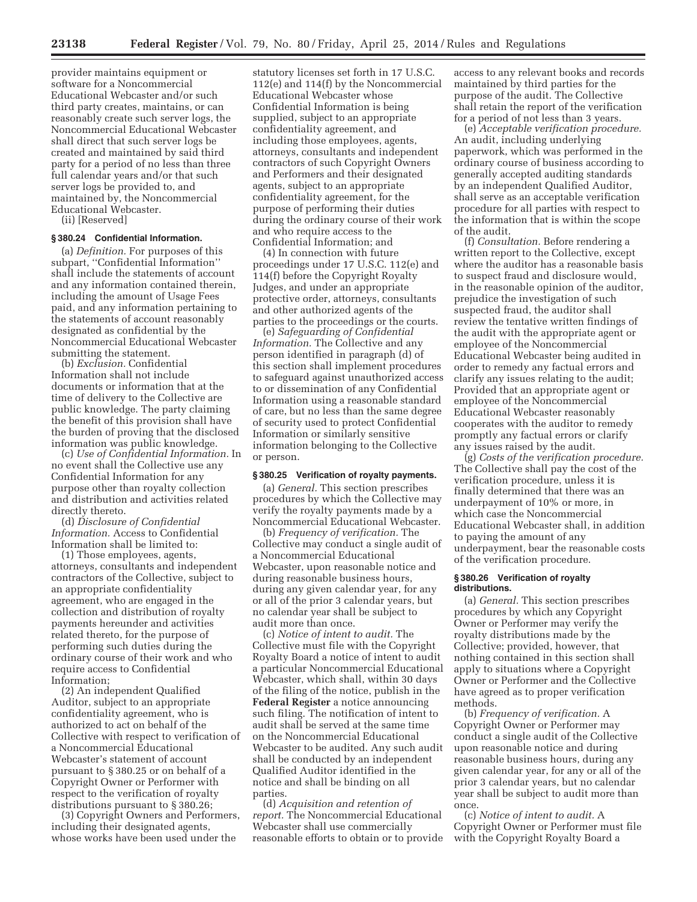provider maintains equipment or software for a Noncommercial Educational Webcaster and/or such third party creates, maintains, or can reasonably create such server logs, the Noncommercial Educational Webcaster shall direct that such server logs be created and maintained by said third party for a period of no less than three full calendar years and/or that such server logs be provided to, and maintained by, the Noncommercial Educational Webcaster.

(ii) [Reserved]

**§ 380.24 Confidential Information.**

(a) *Definition.* For purposes of this subpart, ''Confidential Information'' shall include the statements of account and any information contained therein, including the amount of Usage Fees paid, and any information pertaining to the statements of account reasonably designated as confidential by the Noncommercial Educational Webcaster submitting the statement.

(b) *Exclusion.* Confidential Information shall not include documents or information that at the time of delivery to the Collective are public knowledge. The party claiming the benefit of this provision shall have the burden of proving that the disclosed information was public knowledge.

(c) *Use of Confidential Information.* In no event shall the Collective use any Confidential Information for any purpose other than royalty collection and distribution and activities related directly thereto.

(d) *Disclosure of Confidential Information.* Access to Confidential Information shall be limited to:

(1) Those employees, agents, attorneys, consultants and independent contractors of the Collective, subject to an appropriate confidentiality agreement, who are engaged in the collection and distribution of royalty payments hereunder and activities related thereto, for the purpose of performing such duties during the ordinary course of their work and who require access to Confidential Information;

(2) An independent Qualified Auditor, subject to an appropriate confidentiality agreement, who is authorized to act on behalf of the Collective with respect to verification of a Noncommercial Educational Webcaster's statement of account pursuant to § 380.25 or on behalf of a Copyright Owner or Performer with respect to the verification of royalty distributions pursuant to § 380.26;

(3) Copyright Owners and Performers, including their designated agents, whose works have been used under the statutory licenses set forth in 17 U.S.C. 112(e) and 114(f) by the Noncommercial Educational Webcaster whose Confidential Information is being supplied, subject to an appropriate confidentiality agreement, and including those employees, agents, attorneys, consultants and independent contractors of such Copyright Owners and Performers and their designated agents, subject to an appropriate confidentiality agreement, for the purpose of performing their duties during the ordinary course of their work and who require access to the Confidential Information; and

(4) In connection with future proceedings under 17 U.S.C. 112(e) and 114(f) before the Copyright Royalty Judges, and under an appropriate protective order, attorneys, consultants and other authorized agents of the parties to the proceedings or the courts.

(e) *Safeguarding of Confidential Information.* The Collective and any person identified in paragraph (d) of this section shall implement procedures to safeguard against unauthorized access to or dissemination of any Confidential Information using a reasonable standard of care, but no less than the same degree of security used to protect Confidential Information or similarly sensitive information belonging to the Collective or person.

**§ 380.25 Verification of royalty payments.**

(a) *General.* This section prescribes procedures by which the Collective may verify the royalty payments made by a Noncommercial Educational Webcaster.

(b) *Frequency of verification.* The Collective may conduct a single audit of a Noncommercial Educational Webcaster, upon reasonable notice and during reasonable business hours, during any given calendar year, for any or all of the prior 3 calendar years, but no calendar year shall be subject to audit more than once.

(c) *Notice of intent to audit.* The Collective must file with the Copyright Royalty Board a notice of intent to audit a particular Noncommercial Educational Webcaster, which shall, within 30 days of the filing of the notice, publish in the **Federal Register** a notice announcing such filing. The notification of intent to audit shall be served at the same time on the Noncommercial Educational Webcaster to be audited. Any such audit shall be conducted by an independent Qualified Auditor identified in the notice and shall be binding on all parties.

(d) *Acquisition and retention of report.* The Noncommercial Educational Webcaster shall use commercially reasonable efforts to obtain or to provide access to any relevant books and records maintained by third parties for the purpose of the audit. The Collective shall retain the report of the verification for a period of not less than 3 years.

(e) *Acceptable verification procedure.* An audit, including underlying paperwork, which was performed in the ordinary course of business according to generally accepted auditing standards by an independent Qualified Auditor, shall serve as an acceptable verification procedure for all parties with respect to the information that is within the scope of the audit.

(f) *Consultation.* Before rendering a written report to the Collective, except where the auditor has a reasonable basis to suspect fraud and disclosure would, in the reasonable opinion of the auditor, prejudice the investigation of such suspected fraud, the auditor shall review the tentative written findings of the audit with the appropriate agent or employee of the Noncommercial Educational Webcaster being audited in order to remedy any factual errors and clarify any issues relating to the audit; Provided that an appropriate agent or employee of the Noncommercial Educational Webcaster reasonably cooperates with the auditor to remedy promptly any factual errors or clarify any issues raised by the audit.

(g) *Costs of the verification procedure.* The Collective shall pay the cost of the verification procedure, unless it is finally determined that there was an underpayment of 10% or more, in which case the Noncommercial Educational Webcaster shall, in addition to paying the amount of any underpayment, bear the reasonable costs of the verification procedure.

**§ 380.26 Verification of royalty distributions.**

(a) *General.* This section prescribes procedures by which any Copyright Owner or Performer may verify the royalty distributions made by the Collective; provided, however, that nothing contained in this section shall apply to situations where a Copyright Owner or Performer and the Collective have agreed as to proper verification methods.

(b) *Frequency of verification.* A Copyright Owner or Performer may conduct a single audit of the Collective upon reasonable notice and during reasonable business hours, during any given calendar year, for any or all of the prior 3 calendar years, but no calendar year shall be subject to audit more than once.

(c) *Notice of intent to audit.* A Copyright Owner or Performer must file with the Copyright Royalty Board a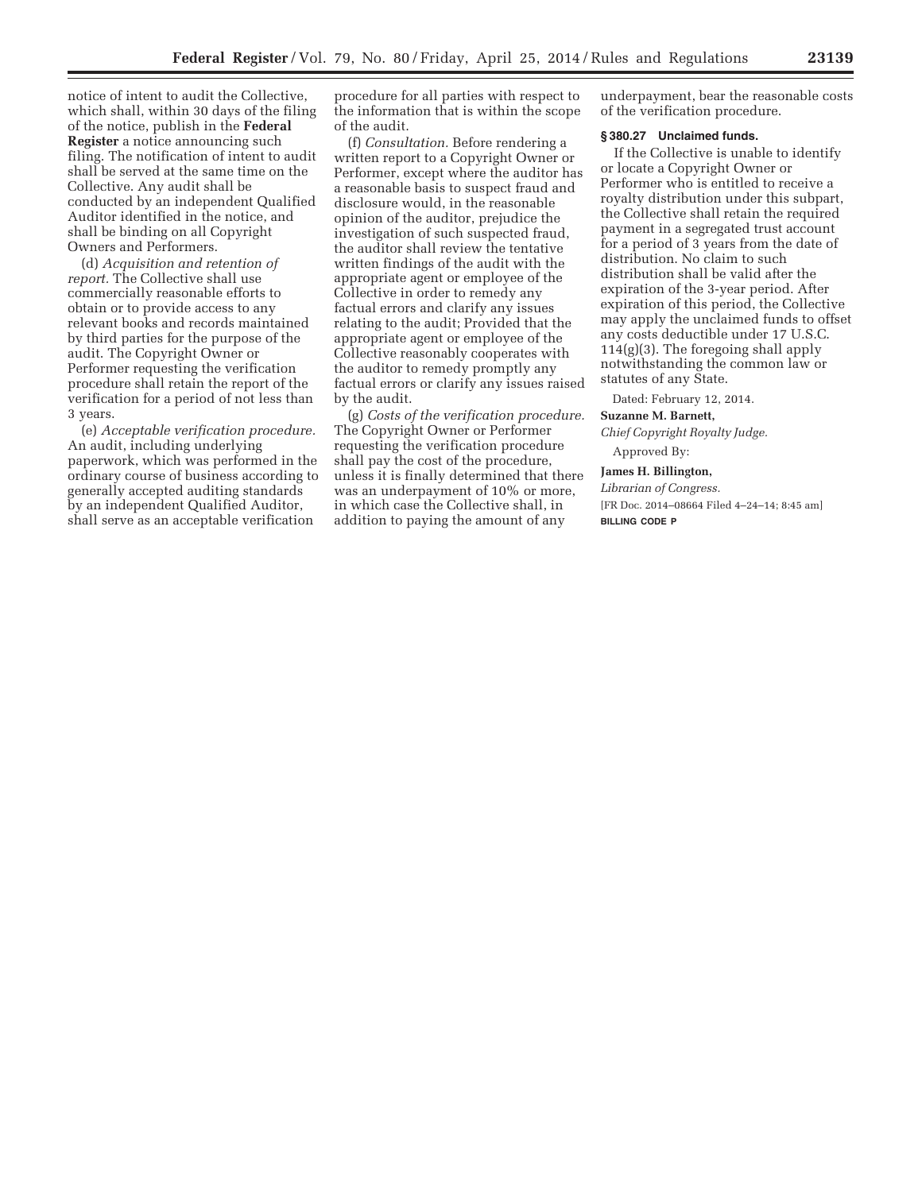notice of intent to audit the Collective, which shall, within 30 days of the filing of the notice, publish in the **Federal Register** a notice announcing such filing. The notification of intent to audit shall be served at the same time on the Collective. Any audit shall be conducted by an independent Qualified Auditor identified in the notice, and shall be binding on all Copyright Owners and Performers.

(d) *Acquisition and retention of report.* The Collective shall use commercially reasonable efforts to obtain or to provide access to any relevant books and records maintained by third parties for the purpose of the audit. The Copyright Owner or Performer requesting the verification procedure shall retain the report of the verification for a period of not less than 3 years.

(e) *Acceptable verification procedure.* An audit, including underlying paperwork, which was performed in the ordinary course of business according to generally accepted auditing standards by an independent Qualified Auditor, shall serve as an acceptable verification procedure for all parties with respect to the information that is within the scope of the audit.

(f) *Consultation.* Before rendering a written report to a Copyright Owner or Performer, except where the auditor has a reasonable basis to suspect fraud and disclosure would, in the reasonable opinion of the auditor, prejudice the investigation of such suspected fraud, the auditor shall review the tentative written findings of the audit with the appropriate agent or employee of the Collective in order to remedy any factual errors and clarify any issues relating to the audit; Provided that the appropriate agent or employee of the Collective reasonably cooperates with the auditor to remedy promptly any factual errors or clarify any issues raised by the audit.

(g) *Costs of the verification procedure.* The Copyright Owner or Performer requesting the verification procedure shall pay the cost of the procedure, unless it is finally determined that there was an underpayment of 10% or more, in which case the Collective shall, in addition to paying the amount of any underpayment, bear the reasonable costs of the verification procedure.

**§ 380.27 Unclaimed funds.**

If the Collective is unable to identify or locate a Copyright Owner or Performer who is entitled to receive a royalty distribution under this subpart, the Collective shall retain the required payment in a segregated trust account for a period of 3 years from the date of distribution. No claim to such distribution shall be valid after the expiration of the 3-year period. After expiration of this period, the Collective may apply the unclaimed funds to offset any costs deductible under 17 U.S.C. 114(g)(3). The foregoing shall apply notwithstanding the common law or statutes of any State.

Dated: February 12, 2014.

**Suzanne M. Barnett,**

*Chief Copyright Royalty Judge.*

Approved By:

**James H. Billington,**

*Librarian of Congress.*

[FR Doc. 2014–08664 Filed 4–24–14; 8:45 am]

BILLING CODE P